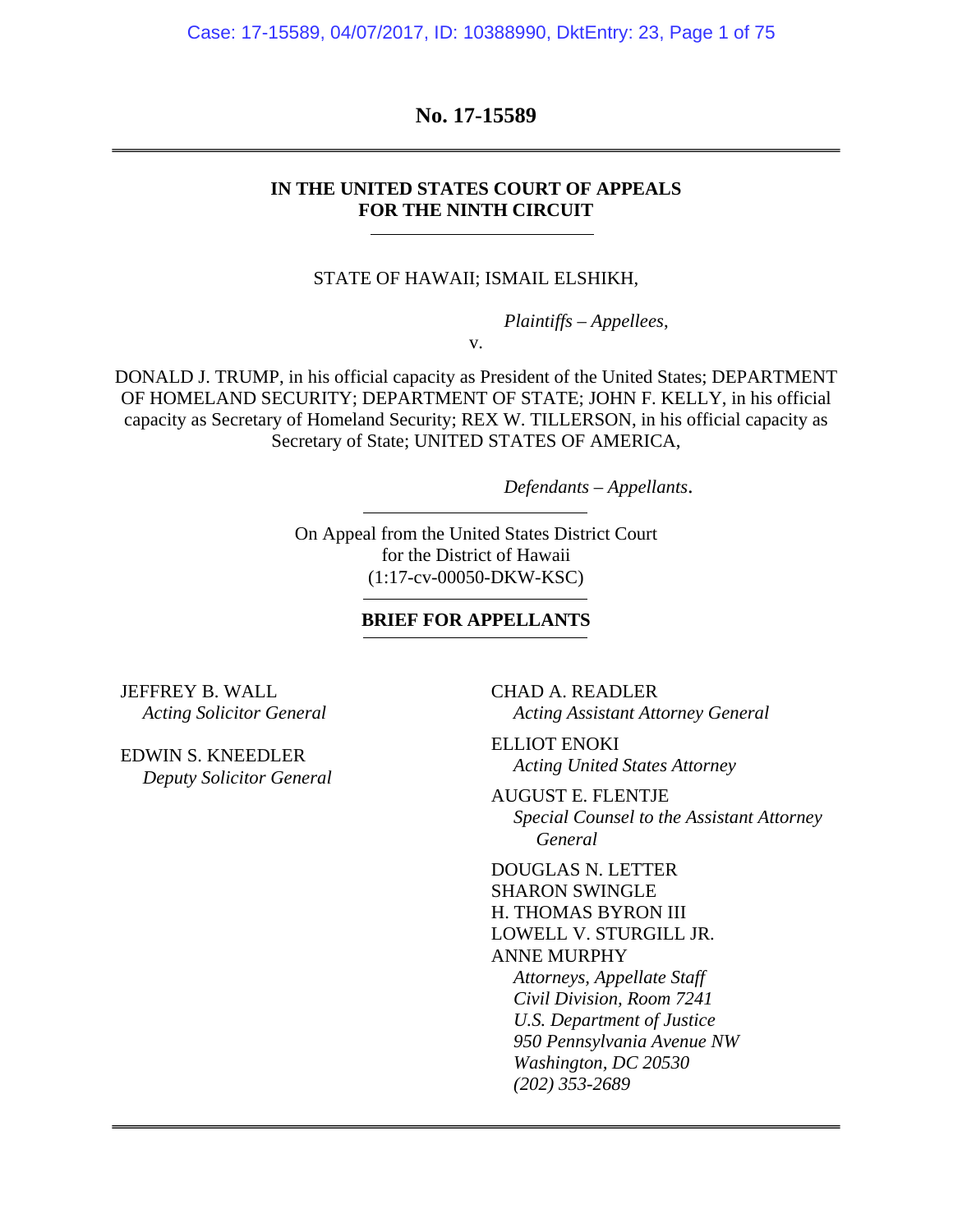**No. 17-15589**

---

**IN THE UNITED STATES COURT OF APPEALS**
**FOR THE NINTH CIRCUIT**

---

STATE OF HAWAII; ISMAIL ELSHIKH,

*Plaintiffs – Appellees*,

v.

DONALD J. TRUMP, in his official capacity as President of the United States; DEPARTMENT OF HOMELAND SECURITY; DEPARTMENT OF STATE; JOHN F. KELLY, in his official capacity as Secretary of Homeland Security; REX W. TILLERSON, in his official capacity as Secretary of State; UNITED STATES OF AMERICA,

*Defendants – Appellants*.

---

On Appeal from the United States District Court
for the District of Hawaii
(1:17-cv-00050-DKW-KSC)

---

**BRIEF FOR APPELLANTS**

---

JEFFREY B. WALL
*Acting Solicitor General*

EDWIN S. KNEEDLER
*Deputy Solicitor General*

CHAD A. READLER
*Acting Assistant Attorney General*

ELLIOT ENOKI
*Acting United States Attorney*

AUGUST E. FLENTJE
*Special Counsel to the Assistant Attorney General*

DOUGLAS N. LETTER
SHARON SWINGLE
H. THOMAS BYRON III
LOWELL V. STURGILL JR.
ANNE MURPHY
*Attorneys, Appellate Staff*
*Civil Division, Room 7241*
*U.S. Department of Justice*
*950 Pennsylvania Avenue NW*
*Washington, DC 20530*
*(202) 353-2689*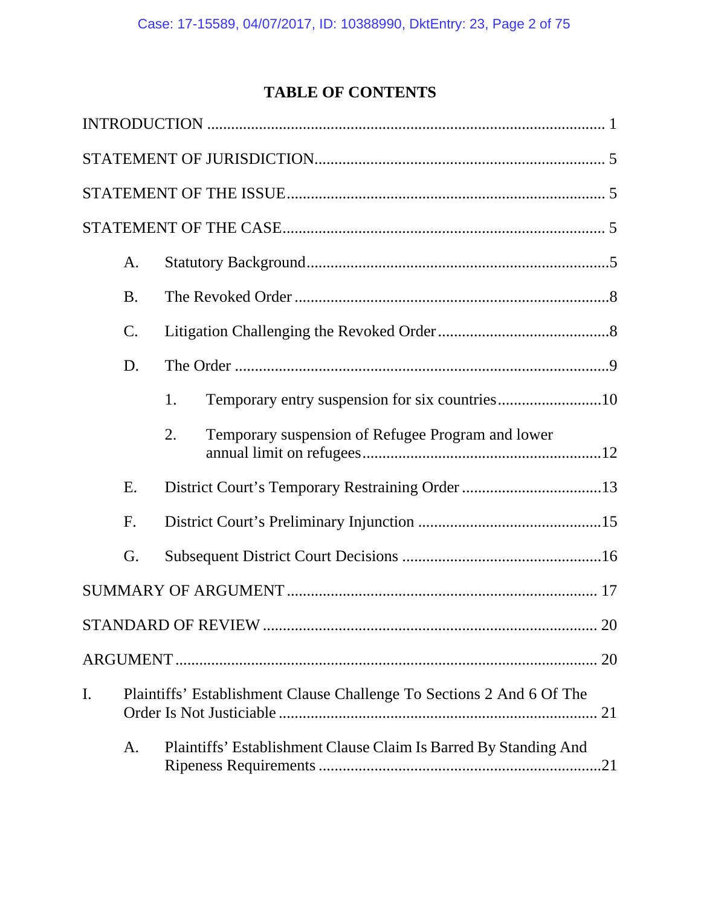# TABLE OF CONTENTS

INTRODUCTION ..... 1

STATEMENT OF JURISDICTION ..... 5

STATEMENT OF THE ISSUE ..... 5

STATEMENT OF THE CASE ..... 5

- A. Statutory Background ..... 5
- B. The Revoked Order ..... 8
- C. Litigation Challenging the Revoked Order ..... 8
- D. The Order ..... 9
  - 1. Temporary entry suspension for six countries ..... 10
  - 2. Temporary suspension of Refugee Program and lower annual limit on refugees ..... 12
- E. District Court's Temporary Restraining Order ..... 13
- F. District Court's Preliminary Injunction ..... 15
- G. Subsequent District Court Decisions ..... 16

SUMMARY OF ARGUMENT ..... 17

STANDARD OF REVIEW ..... 20

ARGUMENT ..... 20

I. Plaintiffs' Establishment Clause Challenge To Sections 2 And 6 Of The Order Is Not Justiciable ..... 21

- A. Plaintiffs' Establishment Clause Claim Is Barred By Standing And Ripeness Requirements ..... 21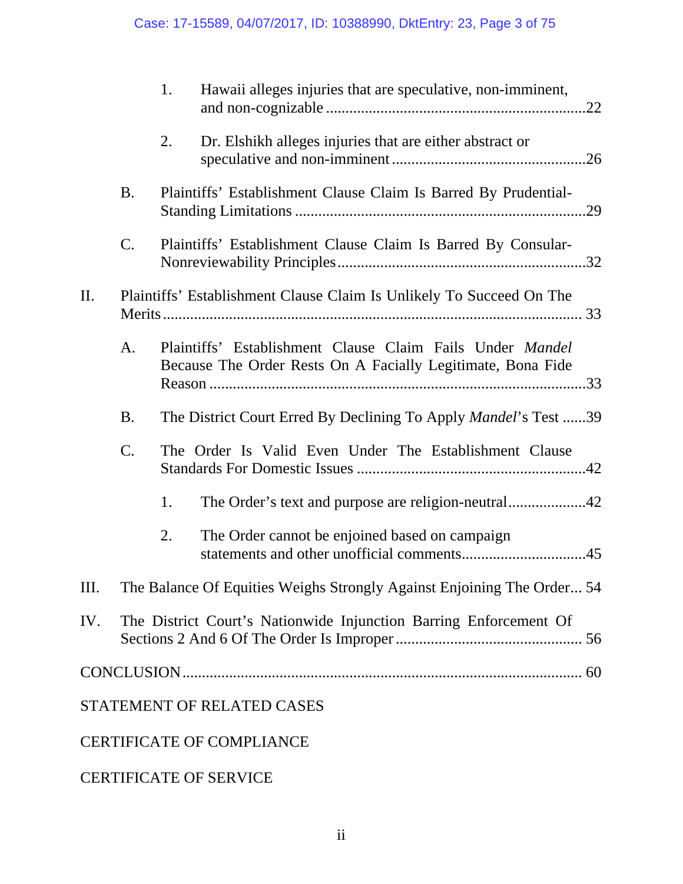1. Hawaii alleges injuries that are speculative, non-imminent, and non-cognizable .....22

2. Dr. Elshikh alleges injuries that are either abstract or speculative and non-imminent .....26

B. Plaintiffs' Establishment Clause Claim Is Barred By Prudential-Standing Limitations .....29

C. Plaintiffs' Establishment Clause Claim Is Barred By Consular-Nonreviewability Principles .....32

II. Plaintiffs' Establishment Clause Claim Is Unlikely To Succeed On The Merits ..... 33

A. Plaintiffs' Establishment Clause Claim Fails Under *Mandel* Because The Order Rests On A Facially Legitimate, Bona Fide Reason .....33

B. The District Court Erred By Declining To Apply *Mandel*'s Test .....39

C. The Order Is Valid Even Under The Establishment Clause Standards For Domestic Issues .....42

1. The Order's text and purpose are religion-neutral .....42

2. The Order cannot be enjoined based on campaign statements and other unofficial comments .....45

III. The Balance Of Equities Weighs Strongly Against Enjoining The Order... 54

IV. The District Court's Nationwide Injunction Barring Enforcement Of Sections 2 And 6 Of The Order Is Improper ..... 56

CONCLUSION ..... 60

STATEMENT OF RELATED CASES

CERTIFICATE OF COMPLIANCE

CERTIFICATE OF SERVICE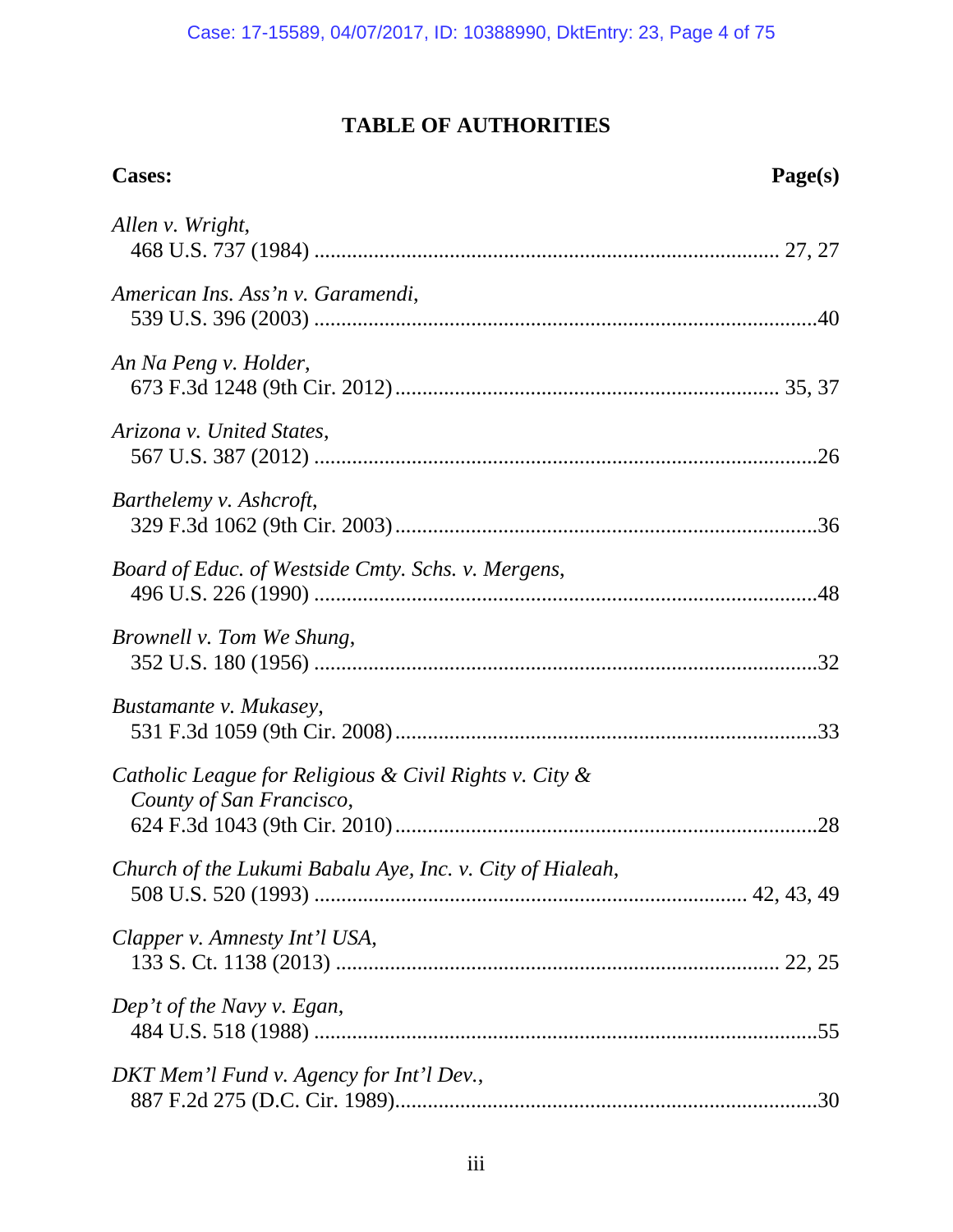## TABLE OF AUTHORITIES

**Cases:** **Page(s)**

*Allen v. Wright*,
468 U.S. 737 (1984) .................................................................................. 27, 27

*American Ins. Ass'n v. Garamendi*,
539 U.S. 396 (2003) ..........................................................................................40

*An Na Peng v. Holder*,
673 F.3d 1248 (9th Cir. 2012) ..................................................................... 35, 37

*Arizona v. United States*,
567 U.S. 387 (2012) ..........................................................................................26

*Barthelemy v. Ashcroft*,
329 F.3d 1062 (9th Cir. 2003) ...........................................................................36

*Board of Educ. of Westside Cmty. Schs. v. Mergens*,
496 U.S. 226 (1990) ..........................................................................................48

*Brownell v. Tom We Shung*,
352 U.S. 180 (1956) ..........................................................................................32

*Bustamante v. Mukasey*,
531 F.3d 1059 (9th Cir. 2008) ...........................................................................33

*Catholic League for Religious & Civil Rights v. City & County of San Francisco*,
624 F.3d 1043 (9th Cir. 2010) ...........................................................................28

*Church of the Lukumi Babalu Aye, Inc. v. City of Hialeah*,
508 U.S. 520 (1993) ............................................................................. 42, 43, 49

*Clapper v. Amnesty Int'l USA*,
133 S. Ct. 1138 (2013) ................................................................................ 22, 25

*Dep't of the Navy v. Egan*,
484 U.S. 518 (1988) ..........................................................................................55

*DKT Mem'l Fund v. Agency for Int'l Dev.*,
887 F.2d 275 (D.C. Cir. 1989) ...........................................................................30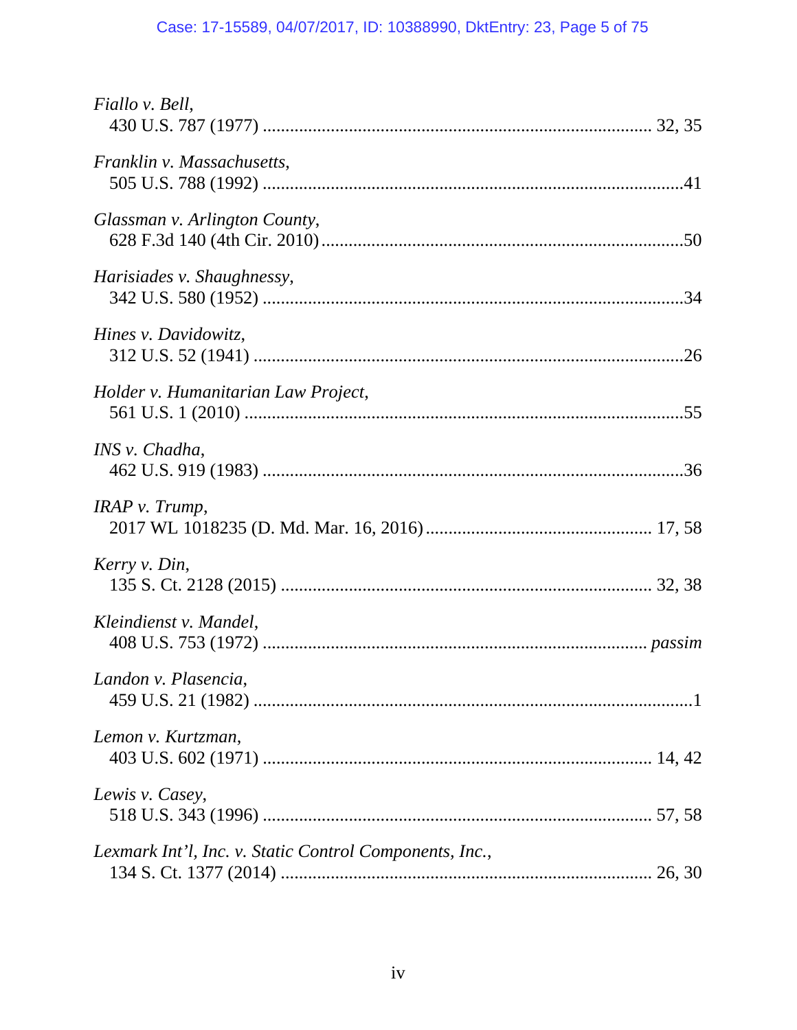*Fiallo v. Bell*,
430 U.S. 787 (1977) .................................................................................... 32, 35

*Franklin v. Massachusetts*,
505 U.S. 788 (1992) ..........................................................................................41

*Glassman v. Arlington County*,
628 F.3d 140 (4th Cir. 2010)..............................................................................50

*Harisiades v. Shaughnessy*,
342 U.S. 580 (1952) ..........................................................................................34

*Hines v. Davidowitz*,
312 U.S. 52 (1941) ............................................................................................26

*Holder v. Humanitarian Law Project*,
561 U.S. 1 (2010) ..............................................................................................55

*INS v. Chadha*,
462 U.S. 919 (1983) ..........................................................................................36

*IRAP v. Trump*,
2017 WL 1018235 (D. Md. Mar. 16, 2016)................................................ 17, 58

*Kerry v. Din*,
135 S. Ct. 2128 (2015) .................................................................................. 32, 38

*Kleindienst v. Mandel*,
408 U.S. 753 (1972) .................................................................................... *passim*

*Landon v. Plasencia*,
459 U.S. 21 (1982) ..............................................................................................1

*Lemon v. Kurtzman*,
403 U.S. 602 (1971) .................................................................................... 14, 42

*Lewis v. Casey*,
518 U.S. 343 (1996) .................................................................................... 57, 58

*Lexmark Int'l, Inc. v. Static Control Components, Inc.*,
134 S. Ct. 1377 (2014) .................................................................................. 26, 30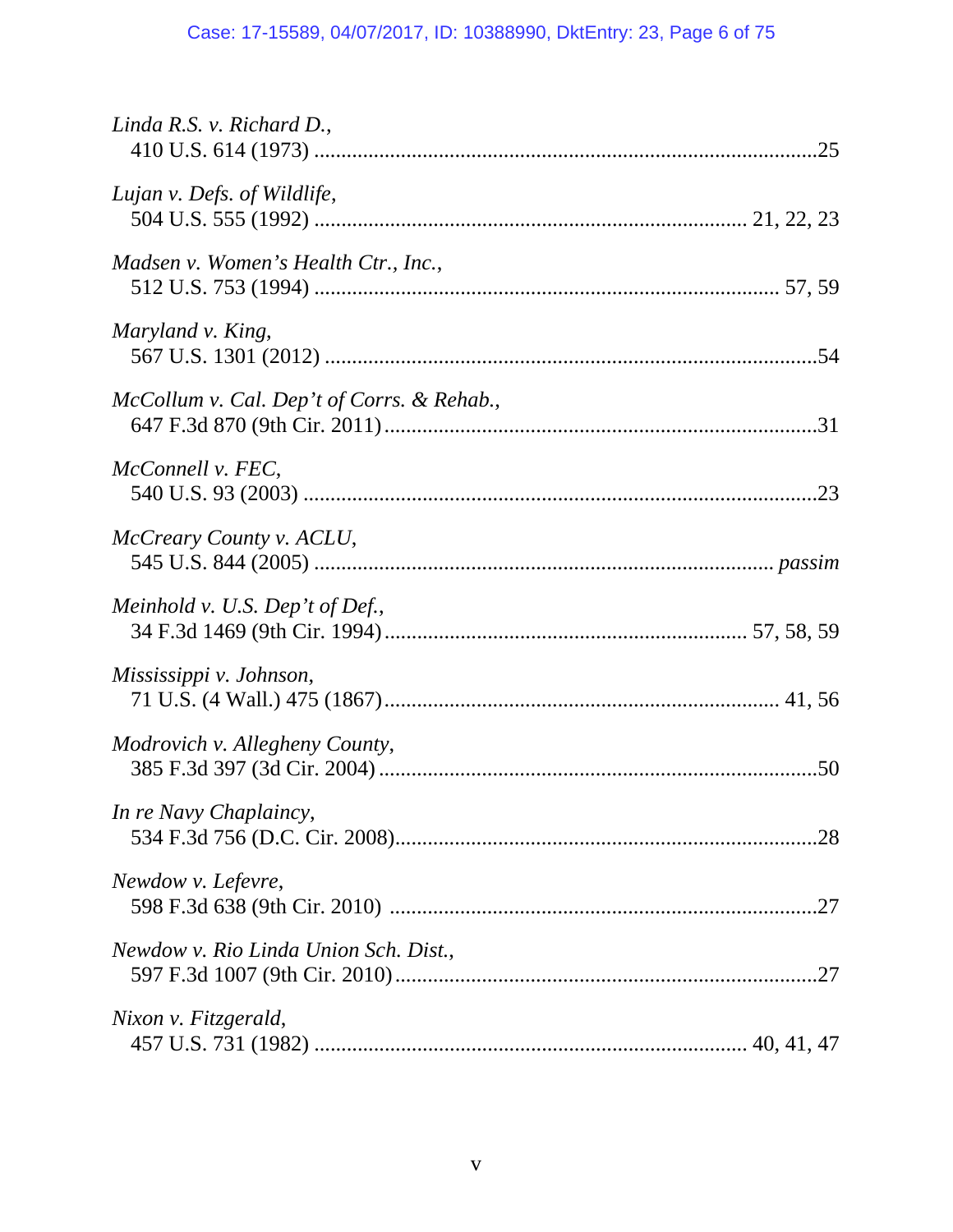*Linda R.S. v. Richard D.*,
410 U.S. 614 (1973) ....................................................................................25

*Lujan v. Defs. of Wildlife*,
504 U.S. 555 (1992) ...................................................................... 21, 22, 23

*Madsen v. Women's Health Ctr., Inc.*,
512 U.S. 753 (1994) ............................................................................ 57, 59

*Maryland v. King*,
567 U.S. 1301 (2012) ..................................................................................54

*McCollum v. Cal. Dep't of Corrs. & Rehab.*,
647 F.3d 870 (9th Cir. 2011)........................................................................31

*McConnell v. FEC*,
540 U.S. 93 (2003) ......................................................................................23

*McCreary County v. ACLU*,
545 U.S. 844 (2005) ................................................................................ *passim*

*Meinhold v. U.S. Dep't of Def.*,
34 F.3d 1469 (9th Cir. 1994)........................................................... 57, 58, 59

*Mississippi v. Johnson*,
71 U.S. (4 Wall.) 475 (1867)................................................................... 41, 56

*Modrovich v. Allegheny County*,
385 F.3d 397 (3d Cir. 2004) .........................................................................50

*In re Navy Chaplaincy*,
534 F.3d 756 (D.C. Cir. 2008)......................................................................28

*Newdow v. Lefevre*,
598 F.3d 638 (9th Cir. 2010) .......................................................................27

*Newdow v. Rio Linda Union Sch. Dist.*,
597 F.3d 1007 (9th Cir. 2010).......................................................................27

*Nixon v. Fitzgerald*,
457 U.S. 731 (1982) ...................................................................... 40, 41, 47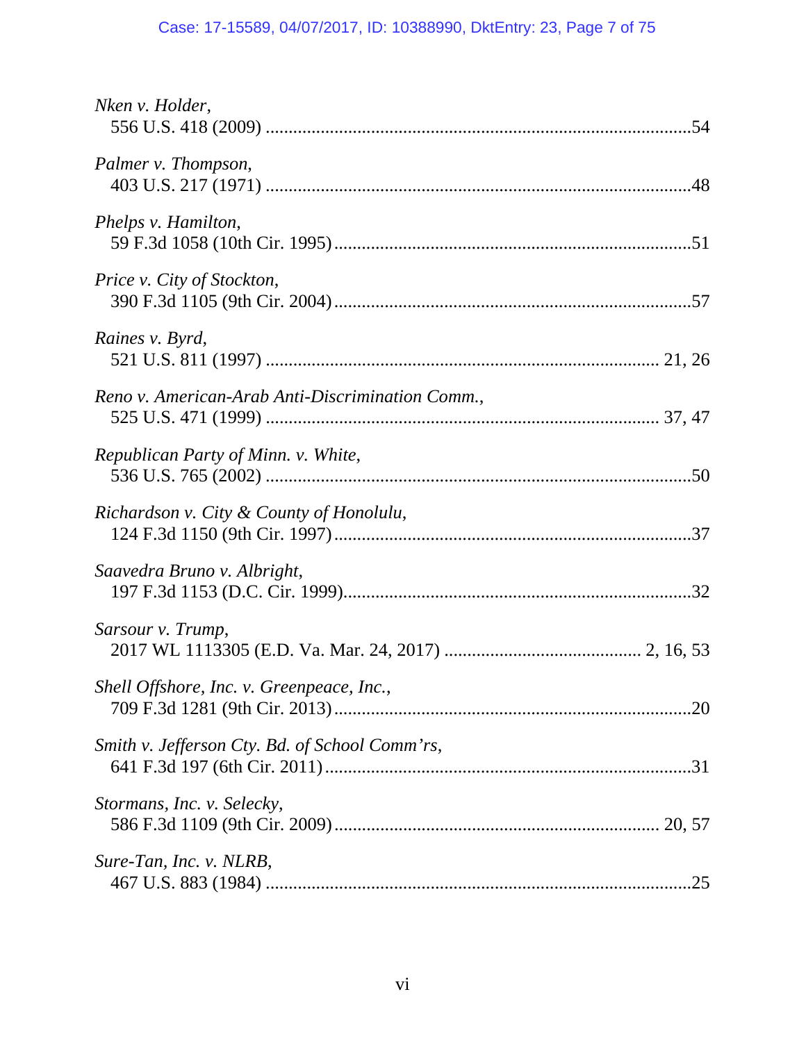*Nken v. Holder*,
556 U.S. 418 (2009) ..........................................................................................54

*Palmer v. Thompson*,
403 U.S. 217 (1971) ..........................................................................................48

*Phelps v. Hamilton*,
59 F.3d 1058 (10th Cir. 1995)............................................................................51

*Price v. City of Stockton*,
390 F.3d 1105 (9th Cir. 2004)............................................................................57

*Raines v. Byrd*,
521 U.S. 811 (1997) .................................................................................... 21, 26

*Reno v. American-Arab Anti-Discrimination Comm.*,
525 U.S. 471 (1999) .................................................................................... 37, 47

*Republican Party of Minn. v. White*,
536 U.S. 765 (2002) ..........................................................................................50

*Richardson v. City & County of Honolulu*,
124 F.3d 1150 (9th Cir. 1997)............................................................................37

*Saavedra Bruno v. Albright*,
197 F.3d 1153 (D.C. Cir. 1999)..........................................................................32

*Sarsour v. Trump*,
2017 WL 1113305 (E.D. Va. Mar. 24, 2017) ........................................ 2, 16, 53

*Shell Offshore, Inc. v. Greenpeace, Inc.*,
709 F.3d 1281 (9th Cir. 2013)............................................................................20

*Smith v. Jefferson Cty. Bd. of School Comm'rs*,
641 F.3d 197 (6th Cir. 2011)..............................................................................31

*Stormans, Inc. v. Selecky*,
586 F.3d 1109 (9th Cir. 2009)..................................................................... 20, 57

*Sure-Tan, Inc. v. NLRB*,
467 U.S. 883 (1984) ..........................................................................................25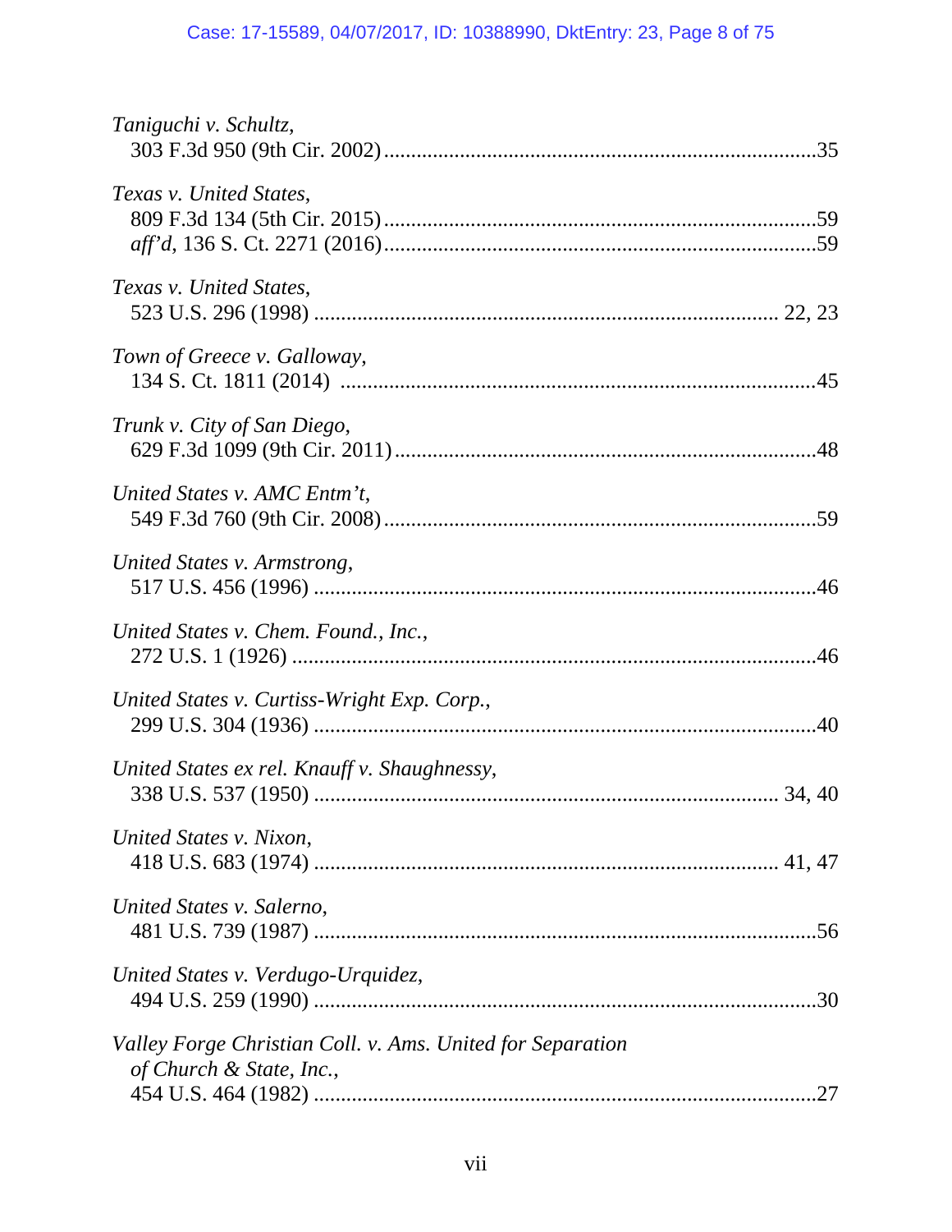*Taniguchi v. Schultz*,
303 F.3d 950 (9th Cir. 2002) ............................................................................35

*Texas v. United States*,
809 F.3d 134 (5th Cir. 2015) ............................................................................59
*aff'd*, 136 S. Ct. 2271 (2016) ............................................................................59

*Texas v. United States*,
523 U.S. 296 (1998) .................................................................................... 22, 23

*Town of Greece v. Galloway*,
134 S. Ct. 1811 (2014) .......................................................................................45

*Trunk v. City of San Diego*,
629 F.3d 1099 (9th Cir. 2011) ............................................................................48

*United States v. AMC Entm't*,
549 F.3d 760 (9th Cir. 2008) ..............................................................................59

*United States v. Armstrong*,
517 U.S. 456 (1996) ..........................................................................................46

*United States v. Chem. Found., Inc.*,
272 U.S. 1 (1926) ..............................................................................................46

*United States v. Curtiss-Wright Exp. Corp.*,
299 U.S. 304 (1936) ..........................................................................................40

*United States ex rel. Knauff v. Shaughnessy*,
338 U.S. 537 (1950) .................................................................................... 34, 40

*United States v. Nixon*,
418 U.S. 683 (1974) .................................................................................... 41, 47

*United States v. Salerno*,
481 U.S. 739 (1987) ..........................................................................................56

*United States v. Verdugo-Urquidez*,
494 U.S. 259 (1990) ..........................................................................................30

*Valley Forge Christian Coll. v. Ams. United for Separation of Church & State, Inc.*,
454 U.S. 464 (1982) ..........................................................................................27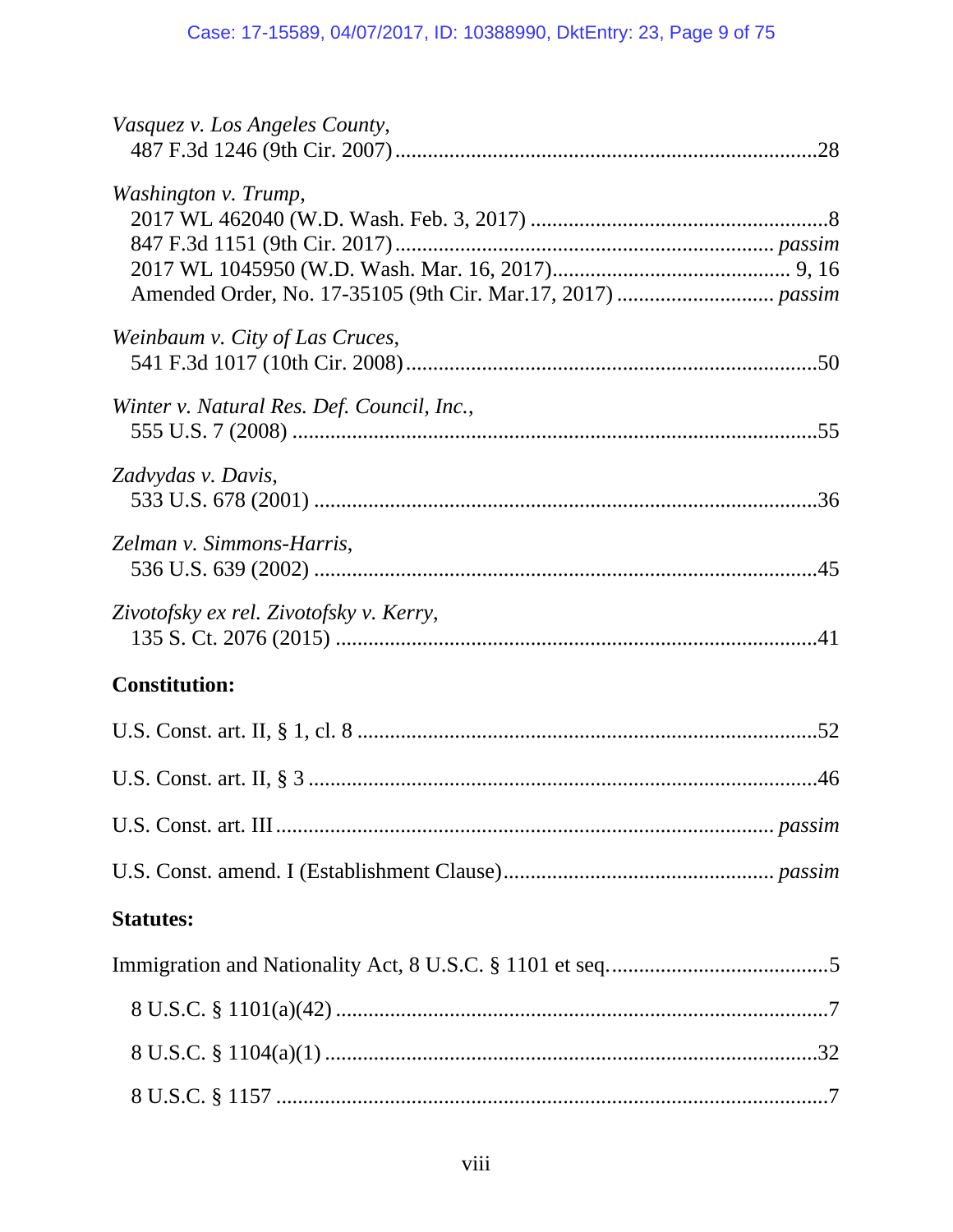*Vasquez v. Los Angeles County*,
487 F.3d 1246 (9th Cir. 2007) ............................................................................28

*Washington v. Trump*,
2017 WL 462040 (W.D. Wash. Feb. 3, 2017) ......................................................8
847 F.3d 1151 (9th Cir. 2017) .................................................................... *passim*
2017 WL 1045950 (W.D. Wash. Mar. 16, 2017)........................................... 9, 16
Amended Order, No. 17-35105 (9th Cir. Mar.17, 2017) ............................ *passim*

*Weinbaum v. City of Las Cruces*,
541 F.3d 1017 (10th Cir. 2008) ..........................................................................50

*Winter v. Natural Res. Def. Council, Inc.*,
555 U.S. 7 (2008) ................................................................................................55

*Zadvydas v. Davis*,
533 U.S. 678 (2001) ............................................................................................36

*Zelman v. Simmons-Harris*,
536 U.S. 639 (2002) ............................................................................................45

*Zivotofsky ex rel. Zivotofsky v. Kerry*,
135 S. Ct. 2076 (2015) ........................................................................................41

**Constitution:**

U.S. Const. art. II, § 1, cl. 8 ....................................................................................52

U.S. Const. art. II, § 3 .............................................................................................46

U.S. Const. art. III ........................................................................................ *passim*

U.S. Const. amend. I (Establishment Clause)................................................ *passim*

**Statutes:**

Immigration and Nationality Act, 8 U.S.C. § 1101 et seq.........................................5

8 U.S.C. § 1101(a)(42) .........................................................................................7

8 U.S.C. § 1104(a)(1) .........................................................................................32

8 U.S.C. § 1157 ....................................................................................................7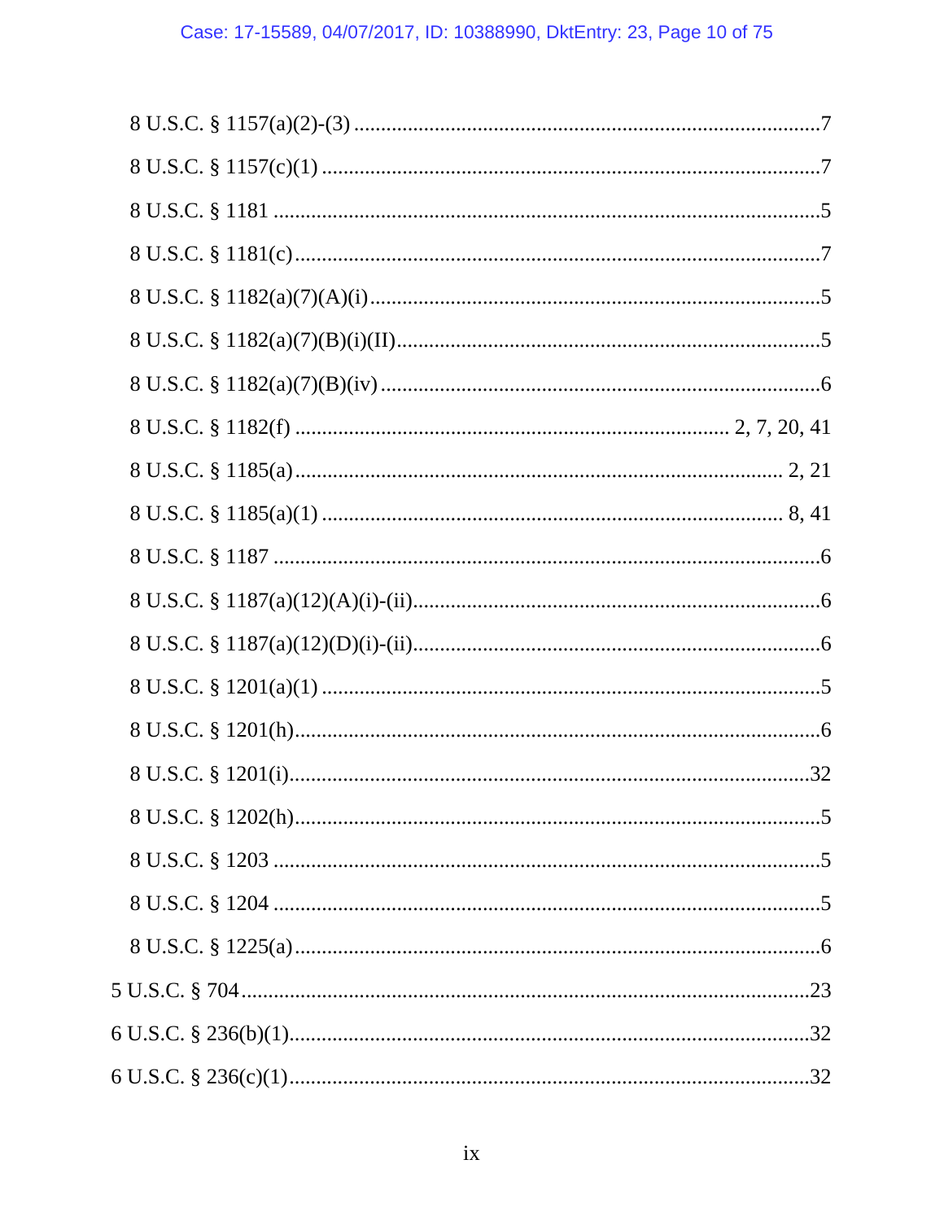8 U.S.C. § 1157(a)(2)-(3) ....................................................................................7

8 U.S.C. § 1157(c)(1) ..........................................................................................7

8 U.S.C. § 1181 ....................................................................................................5

8 U.S.C. § 1181(c) ................................................................................................7

8 U.S.C. § 1182(a)(7)(A)(i) ..................................................................................5

8 U.S.C. § 1182(a)(7)(B)(i)(II) .............................................................................5

8 U.S.C. § 1182(a)(7)(B)(iv) ................................................................................6

8 U.S.C. § 1182(f) ............................................................................... 2, 7, 20, 41

8 U.S.C. § 1185(a) ......................................................................................... 2, 21

8 U.S.C. § 1185(a)(1) ..................................................................................... 8, 41

8 U.S.C. § 1187 .....................................................................................................6

8 U.S.C. § 1187(a)(12)(A)(i)-(ii) ..........................................................................6

8 U.S.C. § 1187(a)(12)(D)(i)-(ii) ..........................................................................6

8 U.S.C. § 1201(a)(1) ...........................................................................................5

8 U.S.C. § 1201(h) ................................................................................................6

8 U.S.C. § 1201(i) ...............................................................................................32

8 U.S.C. § 1202(h) ................................................................................................5

8 U.S.C. § 1203 .....................................................................................................5

8 U.S.C. § 1204 .....................................................................................................5

8 U.S.C. § 1225(a) ................................................................................................6

5 U.S.C. § 704 .....................................................................................................23

6 U.S.C. § 236(b)(1) ............................................................................................32

6 U.S.C. § 236(c)(1) .............................................................................................32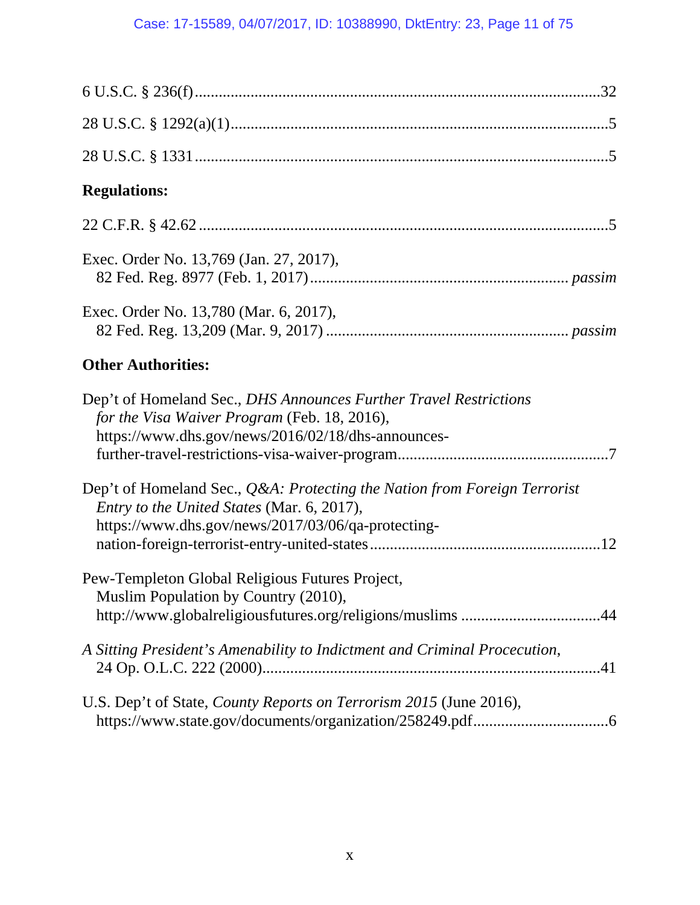6 U.S.C. § 236(f) ......................................................................................................32

28 U.S.C. § 1292(a)(1)...............................................................................................5

28 U.S.C. § 1331 ........................................................................................................5

**Regulations:**

22 C.F.R. § 42.62 .......................................................................................................5

Exec. Order No. 13,769 (Jan. 27, 2017),
82 Fed. Reg. 8977 (Feb. 1, 2017) ............................................................... *passim*

Exec. Order No. 13,780 (Mar. 6, 2017),
82 Fed. Reg. 13,209 (Mar. 9, 2017) ............................................................ *passim*

**Other Authorities:**

Dep't of Homeland Sec., *DHS Announces Further Travel Restrictions for the Visa Waiver Program* (Feb. 18, 2016),
https://www.dhs.gov/news/2016/02/18/dhs-announces-further-travel-restrictions-visa-waiver-program.....................................................7

Dep't of Homeland Sec., *Q&A: Protecting the Nation from Foreign Terrorist Entry to the United States* (Mar. 6, 2017),
https://www.dhs.gov/news/2017/03/06/qa-protecting-nation-foreign-terrorist-entry-united-states..........................................................12

Pew-Templeton Global Religious Futures Project,
Muslim Population by Country (2010),
http://www.globalreligiousfutures.org/religions/muslims ..................................44

*A Sitting President's Amenability to Indictment and Criminal Procecution*,
24 Op. O.L.C. 222 (2000)....................................................................................41

U.S. Dep't of State, *County Reports on Terrorism 2015* (June 2016),
https://www.state.gov/documents/organization/258249.pdf..................................6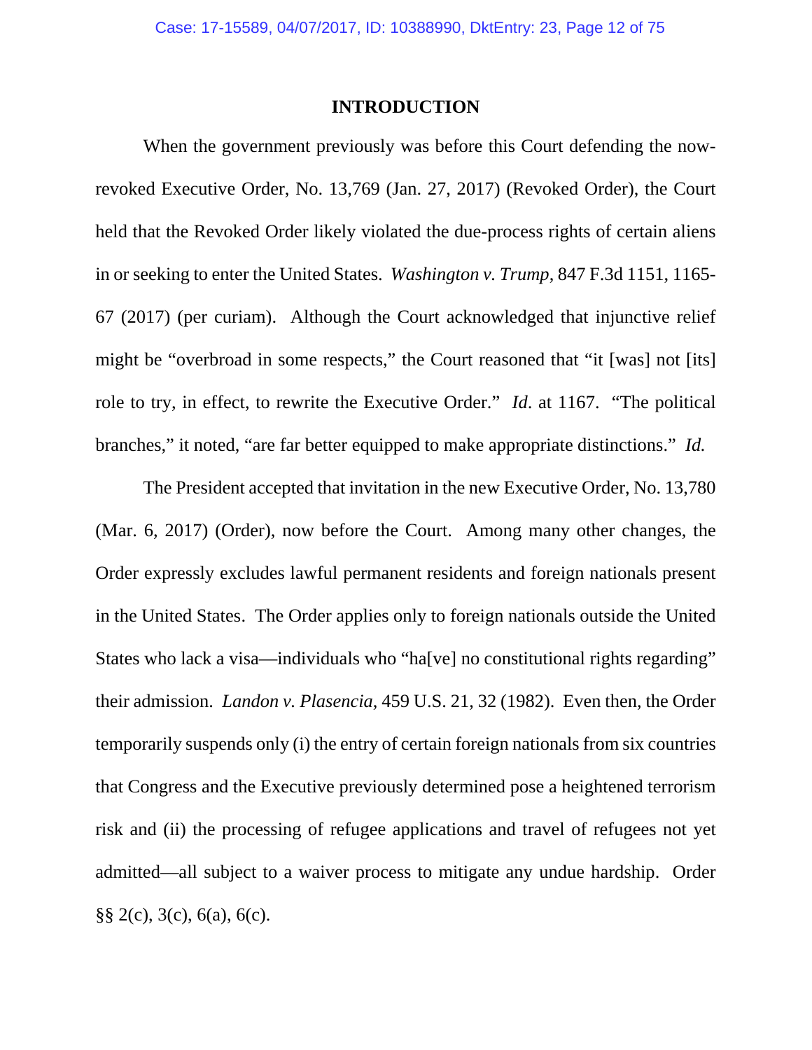# INTRODUCTION

When the government previously was before this Court defending the now-revoked Executive Order, No. 13,769 (Jan. 27, 2017) (Revoked Order), the Court held that the Revoked Order likely violated the due-process rights of certain aliens in or seeking to enter the United States. *Washington v. Trump*, 847 F.3d 1151, 1165-67 (2017) (per curiam). Although the Court acknowledged that injunctive relief might be "overbroad in some respects," the Court reasoned that "it [was] not [its] role to try, in effect, to rewrite the Executive Order." *Id*. at 1167. "The political branches," it noted, "are far better equipped to make appropriate distinctions." *Id.*

The President accepted that invitation in the new Executive Order, No. 13,780 (Mar. 6, 2017) (Order), now before the Court. Among many other changes, the Order expressly excludes lawful permanent residents and foreign nationals present in the United States. The Order applies only to foreign nationals outside the United States who lack a visa—individuals who "ha[ve] no constitutional rights regarding" their admission. *Landon v. Plasencia*, 459 U.S. 21, 32 (1982). Even then, the Order temporarily suspends only (i) the entry of certain foreign nationals from six countries that Congress and the Executive previously determined pose a heightened terrorism risk and (ii) the processing of refugee applications and travel of refugees not yet admitted—all subject to a waiver process to mitigate any undue hardship. Order §§ 2(c), 3(c), 6(a), 6(c).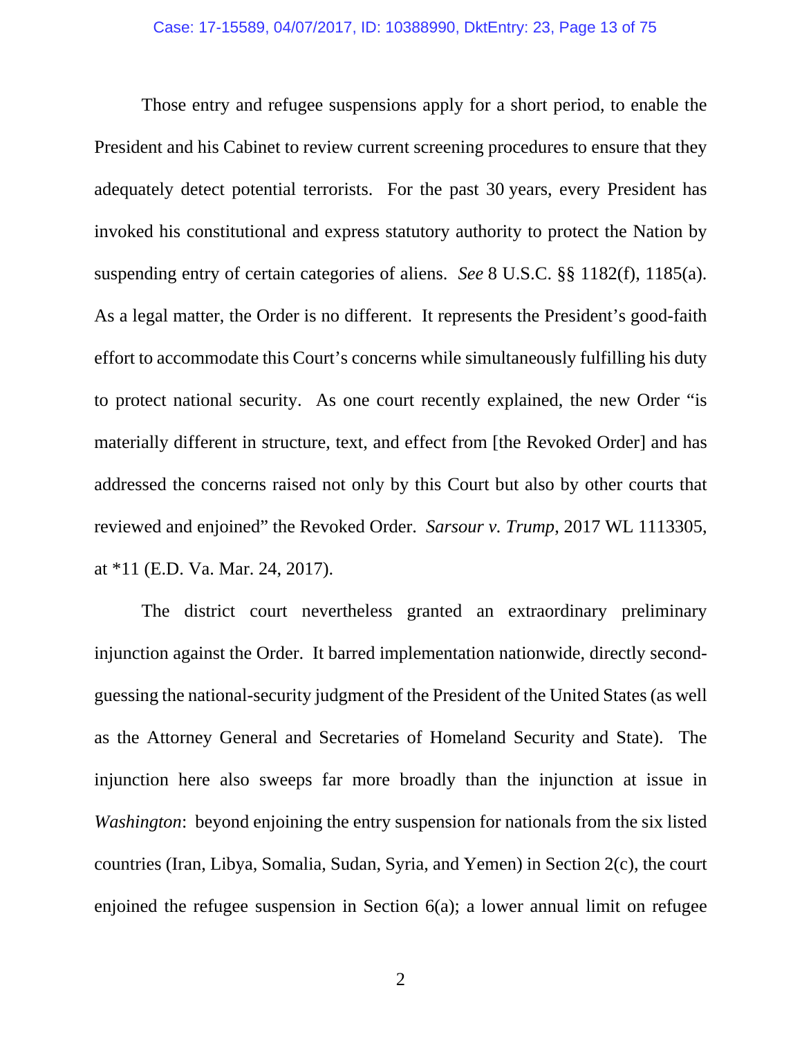Those entry and refugee suspensions apply for a short period, to enable the President and his Cabinet to review current screening procedures to ensure that they adequately detect potential terrorists. For the past 30 years, every President has invoked his constitutional and express statutory authority to protect the Nation by suspending entry of certain categories of aliens. *See* 8 U.S.C. §§ 1182(f), 1185(a). As a legal matter, the Order is no different. It represents the President's good-faith effort to accommodate this Court's concerns while simultaneously fulfilling his duty to protect national security. As one court recently explained, the new Order "is materially different in structure, text, and effect from [the Revoked Order] and has addressed the concerns raised not only by this Court but also by other courts that reviewed and enjoined" the Revoked Order. *Sarsour v. Trump*, 2017 WL 1113305, at *11 (E.D. Va. Mar. 24, 2017).

The district court nevertheless granted an extraordinary preliminary injunction against the Order. It barred implementation nationwide, directly second-guessing the national-security judgment of the President of the United States (as well as the Attorney General and Secretaries of Homeland Security and State). The injunction here also sweeps far more broadly than the injunction at issue in *Washington*: beyond enjoining the entry suspension for nationals from the six listed countries (Iran, Libya, Somalia, Sudan, Syria, and Yemen) in Section 2(c), the court enjoined the refugee suspension in Section 6(a); a lower annual limit on refugee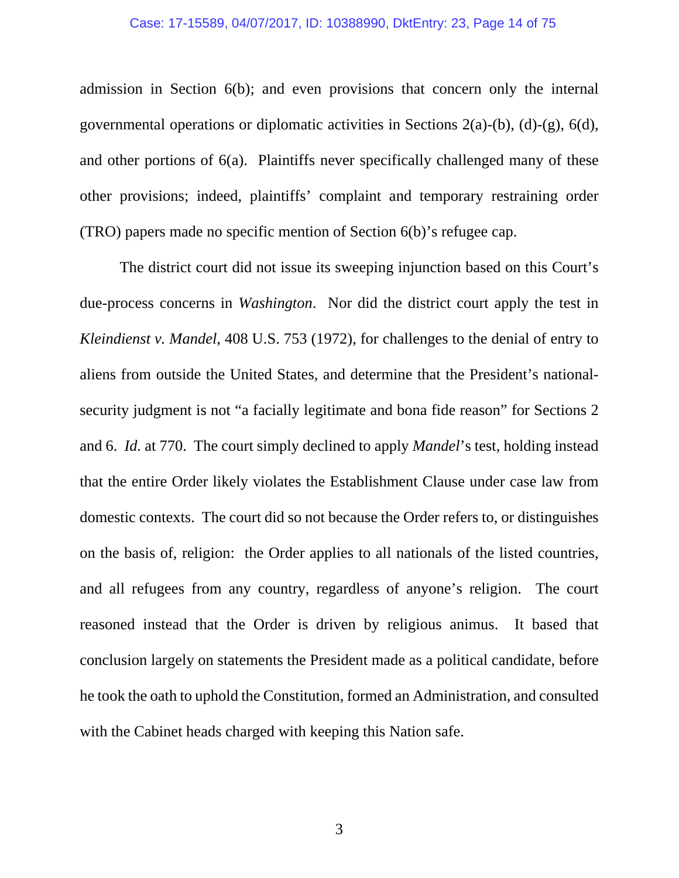admission in Section 6(b); and even provisions that concern only the internal governmental operations or diplomatic activities in Sections 2(a)-(b), (d)-(g), 6(d), and other portions of 6(a). Plaintiffs never specifically challenged many of these other provisions; indeed, plaintiffs' complaint and temporary restraining order (TRO) papers made no specific mention of Section 6(b)'s refugee cap.

The district court did not issue its sweeping injunction based on this Court's due-process concerns in *Washington*. Nor did the district court apply the test in *Kleindienst v. Mandel*, 408 U.S. 753 (1972), for challenges to the denial of entry to aliens from outside the United States, and determine that the President's national-security judgment is not "a facially legitimate and bona fide reason" for Sections 2 and 6. *Id.* at 770. The court simply declined to apply *Mandel*'s test, holding instead that the entire Order likely violates the Establishment Clause under case law from domestic contexts. The court did so not because the Order refers to, or distinguishes on the basis of, religion: the Order applies to all nationals of the listed countries, and all refugees from any country, regardless of anyone's religion. The court reasoned instead that the Order is driven by religious animus. It based that conclusion largely on statements the President made as a political candidate, before he took the oath to uphold the Constitution, formed an Administration, and consulted with the Cabinet heads charged with keeping this Nation safe.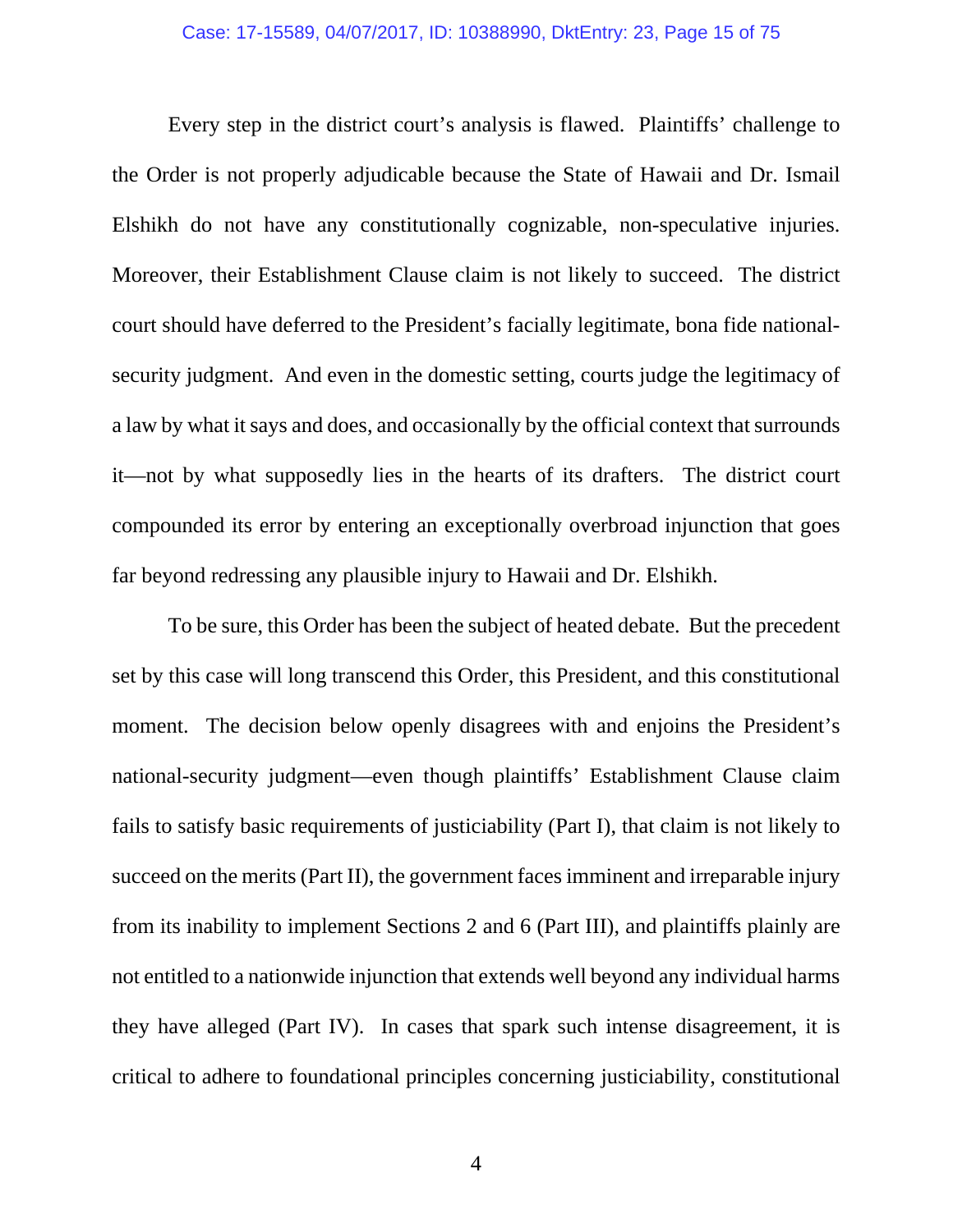Every step in the district court's analysis is flawed. Plaintiffs' challenge to the Order is not properly adjudicable because the State of Hawaii and Dr. Ismail Elshikh do not have any constitutionally cognizable, non-speculative injuries. Moreover, their Establishment Clause claim is not likely to succeed. The district court should have deferred to the President's facially legitimate, bona fide national-security judgment. And even in the domestic setting, courts judge the legitimacy of a law by what it says and does, and occasionally by the official context that surrounds it—not by what supposedly lies in the hearts of its drafters. The district court compounded its error by entering an exceptionally overbroad injunction that goes far beyond redressing any plausible injury to Hawaii and Dr. Elshikh.

To be sure, this Order has been the subject of heated debate. But the precedent set by this case will long transcend this Order, this President, and this constitutional moment. The decision below openly disagrees with and enjoins the President's national-security judgment—even though plaintiffs' Establishment Clause claim fails to satisfy basic requirements of justiciability (Part I), that claim is not likely to succeed on the merits (Part II), the government faces imminent and irreparable injury from its inability to implement Sections 2 and 6 (Part III), and plaintiffs plainly are not entitled to a nationwide injunction that extends well beyond any individual harms they have alleged (Part IV). In cases that spark such intense disagreement, it is critical to adhere to foundational principles concerning justiciability, constitutional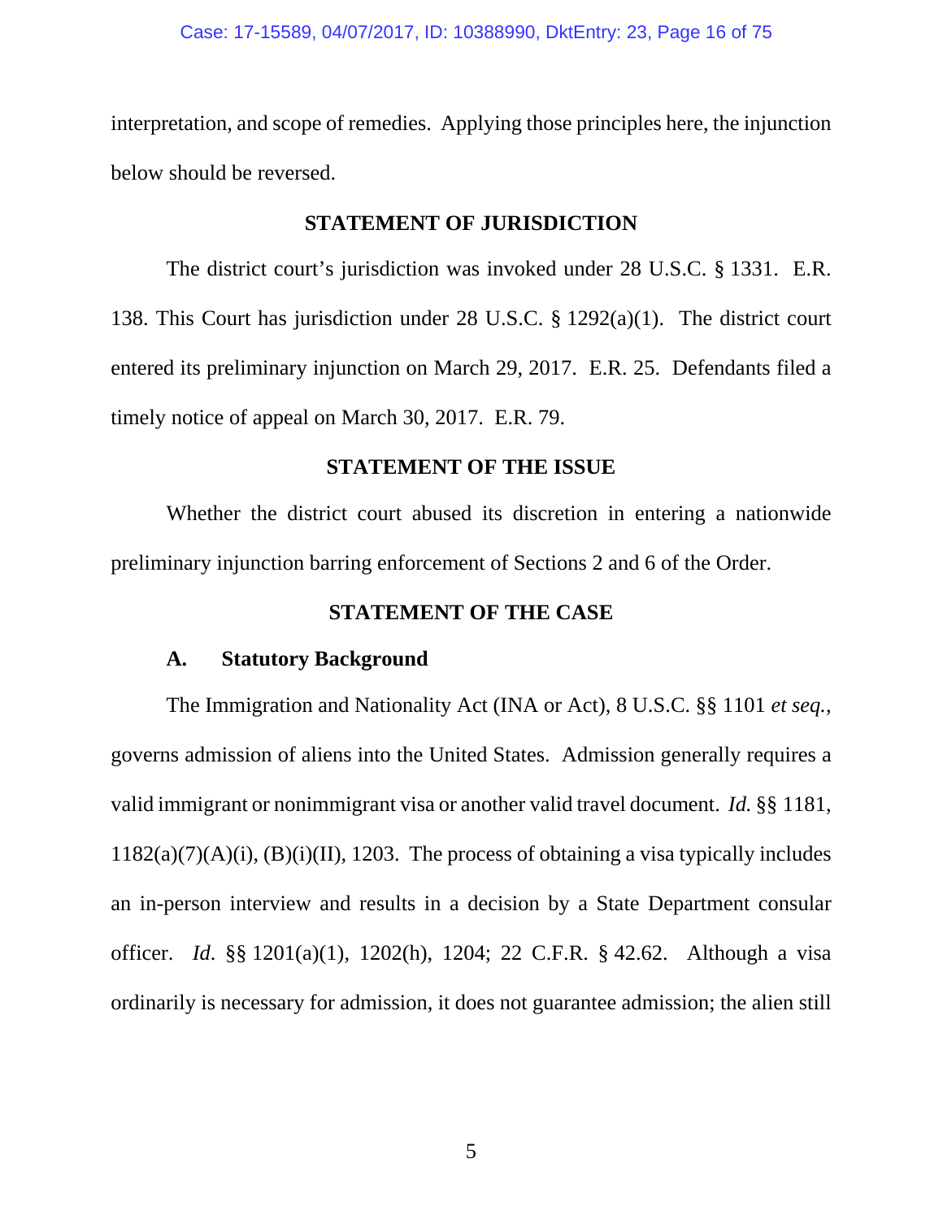interpretation, and scope of remedies. Applying those principles here, the injunction below should be reversed.

## STATEMENT OF JURISDICTION

The district court's jurisdiction was invoked under 28 U.S.C. § 1331. E.R. 138. This Court has jurisdiction under 28 U.S.C. § 1292(a)(1). The district court entered its preliminary injunction on March 29, 2017. E.R. 25. Defendants filed a timely notice of appeal on March 30, 2017. E.R. 79.

## STATEMENT OF THE ISSUE

Whether the district court abused its discretion in entering a nationwide preliminary injunction barring enforcement of Sections 2 and 6 of the Order.

## STATEMENT OF THE CASE

### A. Statutory Background

The Immigration and Nationality Act (INA or Act), 8 U.S.C. §§ 1101 *et seq.*, governs admission of aliens into the United States. Admission generally requires a valid immigrant or nonimmigrant visa or another valid travel document. *Id.* §§ 1181, 1182(a)(7)(A)(i), (B)(i)(II), 1203. The process of obtaining a visa typically includes an in-person interview and results in a decision by a State Department consular officer. *Id*. §§ 1201(a)(1), 1202(h), 1204; 22 C.F.R. § 42.62. Although a visa ordinarily is necessary for admission, it does not guarantee admission; the alien still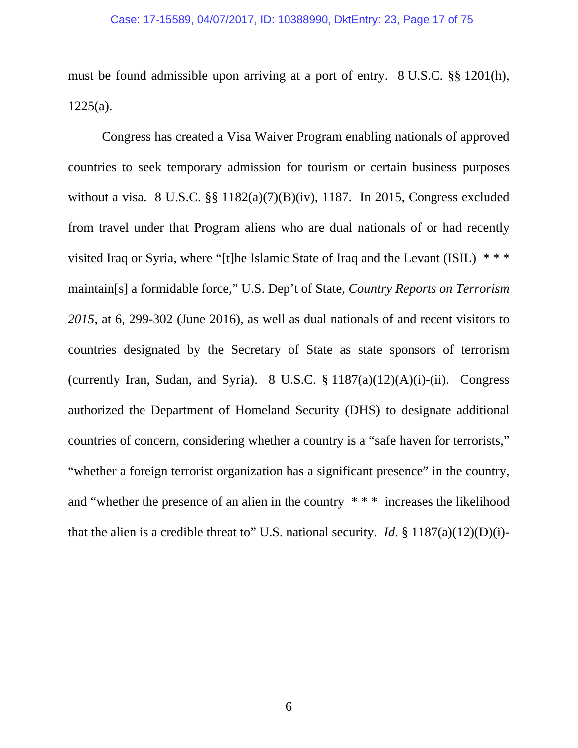must be found admissible upon arriving at a port of entry. 8 U.S.C. §§ 1201(h), 1225(a).

Congress has created a Visa Waiver Program enabling nationals of approved countries to seek temporary admission for tourism or certain business purposes without a visa. 8 U.S.C. §§ 1182(a)(7)(B)(iv), 1187. In 2015, Congress excluded from travel under that Program aliens who are dual nationals of or had recently visited Iraq or Syria, where "[t]he Islamic State of Iraq and the Levant (ISIL) * * * maintain[s] a formidable force," U.S. Dep't of State, *Country Reports on Terrorism 2015*, at 6, 299-302 (June 2016), as well as dual nationals of and recent visitors to countries designated by the Secretary of State as state sponsors of terrorism (currently Iran, Sudan, and Syria). 8 U.S.C. § 1187(a)(12)(A)(i)-(ii). Congress authorized the Department of Homeland Security (DHS) to designate additional countries of concern, considering whether a country is a "safe haven for terrorists," "whether a foreign terrorist organization has a significant presence" in the country, and "whether the presence of an alien in the country * * * increases the likelihood that the alien is a credible threat to" U.S. national security. *Id*. § 1187(a)(12)(D)(i)-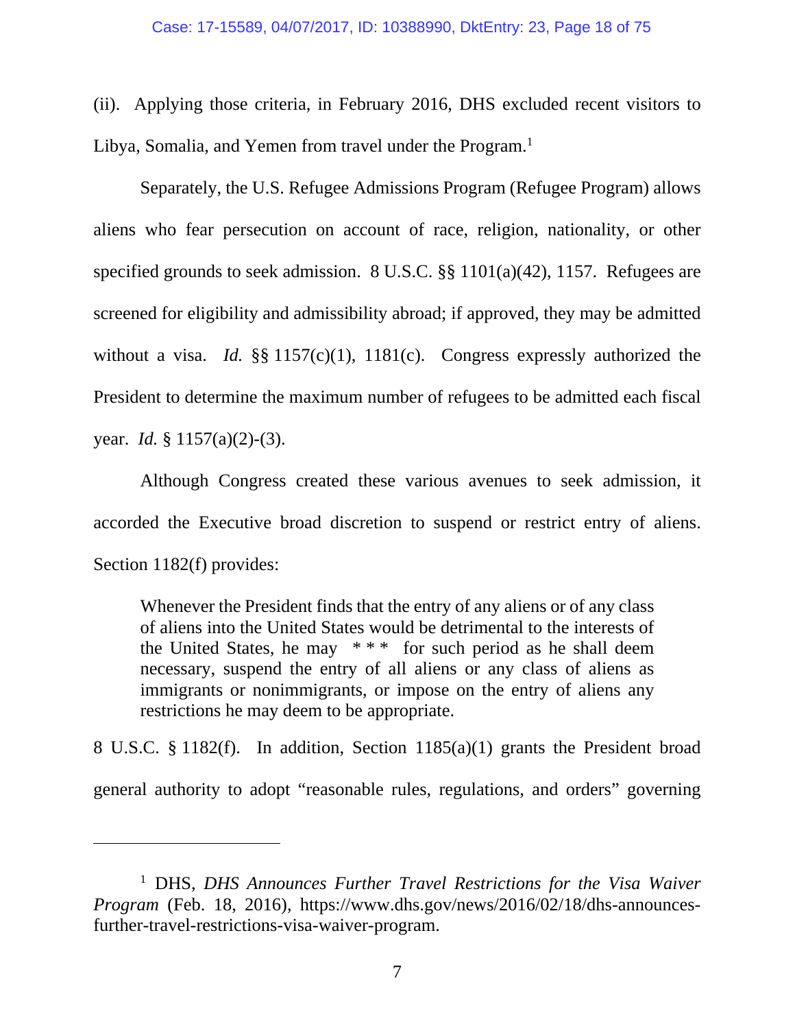(ii). Applying those criteria, in February 2016, DHS excluded recent visitors to Libya, Somalia, and Yemen from travel under the Program.[1]

Separately, the U.S. Refugee Admissions Program (Refugee Program) allows aliens who fear persecution on account of race, religion, nationality, or other specified grounds to seek admission. 8 U.S.C. §§ 1101(a)(42), 1157. Refugees are screened for eligibility and admissibility abroad; if approved, they may be admitted without a visa. *Id.* §§ 1157(c)(1), 1181(c). Congress expressly authorized the President to determine the maximum number of refugees to be admitted each fiscal year. *Id.* § 1157(a)(2)-(3).

Although Congress created these various avenues to seek admission, it accorded the Executive broad discretion to suspend or restrict entry of aliens. Section 1182(f) provides:

> Whenever the President finds that the entry of any aliens or of any class of aliens into the United States would be detrimental to the interests of the United States, he may * * * for such period as he shall deem necessary, suspend the entry of all aliens or any class of aliens as immigrants or nonimmigrants, or impose on the entry of aliens any restrictions he may deem to be appropriate.

8 U.S.C. § 1182(f). In addition, Section 1185(a)(1) grants the President broad general authority to adopt "reasonable rules, regulations, and orders" governing

---

[1] DHS, *DHS Announces Further Travel Restrictions for the Visa Waiver Program* (Feb. 18, 2016), https://www.dhs.gov/news/2016/02/18/dhs-announces-further-travel-restrictions-visa-waiver-program.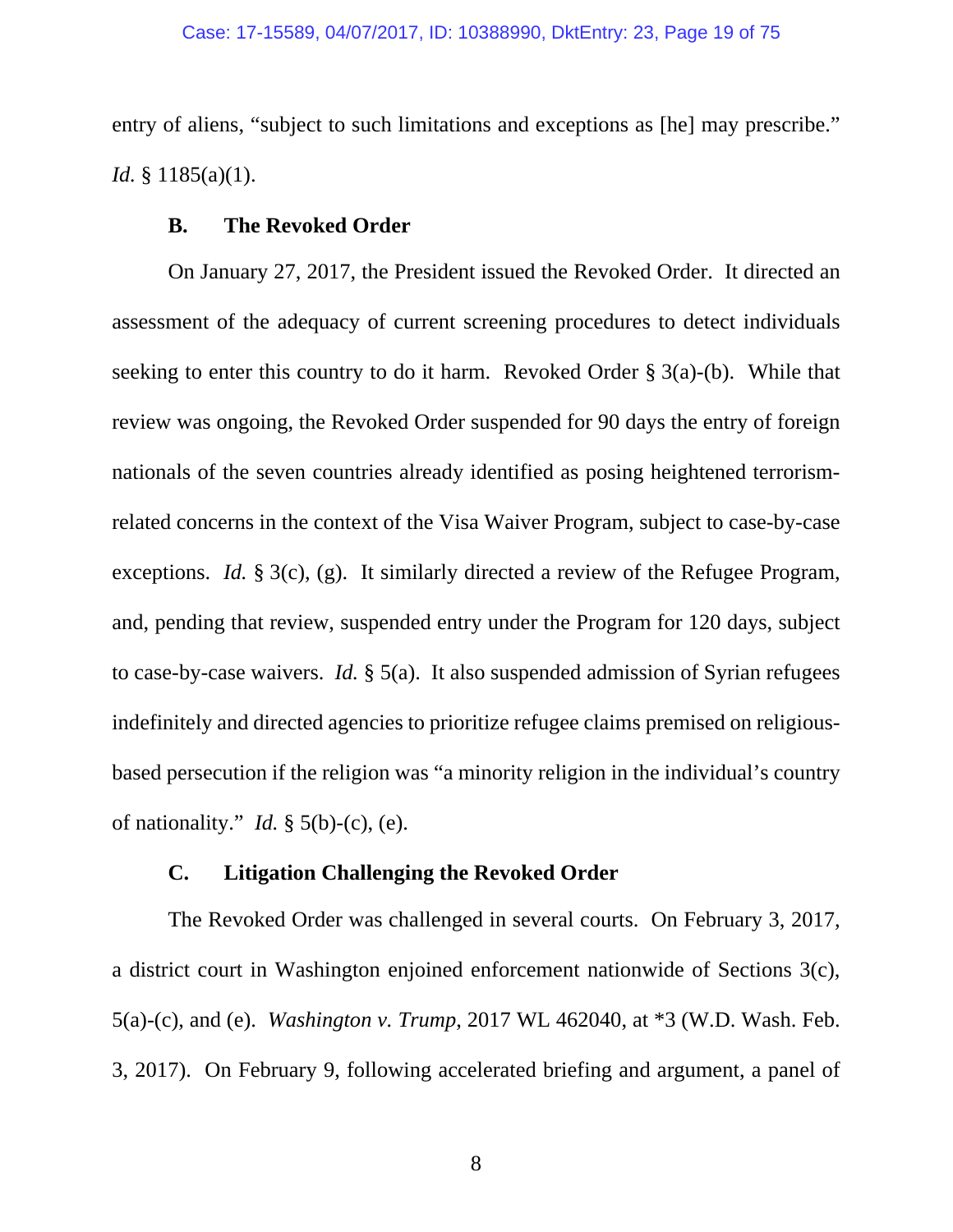entry of aliens, "subject to such limitations and exceptions as [he] may prescribe." *Id.* § 1185(a)(1).

### B. The Revoked Order

On January 27, 2017, the President issued the Revoked Order. It directed an assessment of the adequacy of current screening procedures to detect individuals seeking to enter this country to do it harm. Revoked Order § 3(a)-(b). While that review was ongoing, the Revoked Order suspended for 90 days the entry of foreign nationals of the seven countries already identified as posing heightened terrorism-related concerns in the context of the Visa Waiver Program, subject to case-by-case exceptions. *Id.* § 3(c), (g). It similarly directed a review of the Refugee Program, and, pending that review, suspended entry under the Program for 120 days, subject to case-by-case waivers. *Id.* § 5(a). It also suspended admission of Syrian refugees indefinitely and directed agencies to prioritize refugee claims premised on religious-based persecution if the religion was "a minority religion in the individual's country of nationality." *Id.* § 5(b)-(c), (e).

### C. Litigation Challenging the Revoked Order

The Revoked Order was challenged in several courts. On February 3, 2017, a district court in Washington enjoined enforcement nationwide of Sections 3(c), 5(a)-(c), and (e). *Washington v. Trump*, 2017 WL 462040, at *3 (W.D. Wash. Feb. 3, 2017). On February 9, following accelerated briefing and argument, a panel of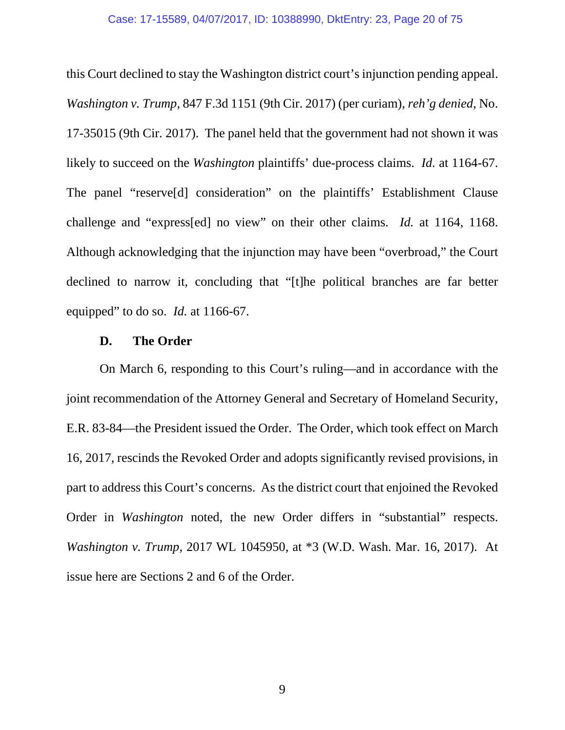this Court declined to stay the Washington district court's injunction pending appeal. *Washington v. Trump*, 847 F.3d 1151 (9th Cir. 2017) (per curiam), *reh'g denied*, No. 17-35015 (9th Cir. 2017). The panel held that the government had not shown it was likely to succeed on the *Washington* plaintiffs' due-process claims. *Id.* at 1164-67. The panel "reserve[d] consideration" on the plaintiffs' Establishment Clause challenge and "express[ed] no view" on their other claims. *Id.* at 1164, 1168. Although acknowledging that the injunction may have been "overbroad," the Court declined to narrow it, concluding that "[t]he political branches are far better equipped" to do so. *Id.* at 1166-67.

### D. The Order

On March 6, responding to this Court's ruling—and in accordance with the joint recommendation of the Attorney General and Secretary of Homeland Security, E.R. 83-84—the President issued the Order. The Order, which took effect on March 16, 2017, rescinds the Revoked Order and adopts significantly revised provisions, in part to address this Court's concerns. As the district court that enjoined the Revoked Order in *Washington* noted, the new Order differs in "substantial" respects. *Washington v. Trump*, 2017 WL 1045950, at *3 (W.D. Wash. Mar. 16, 2017). At issue here are Sections 2 and 6 of the Order.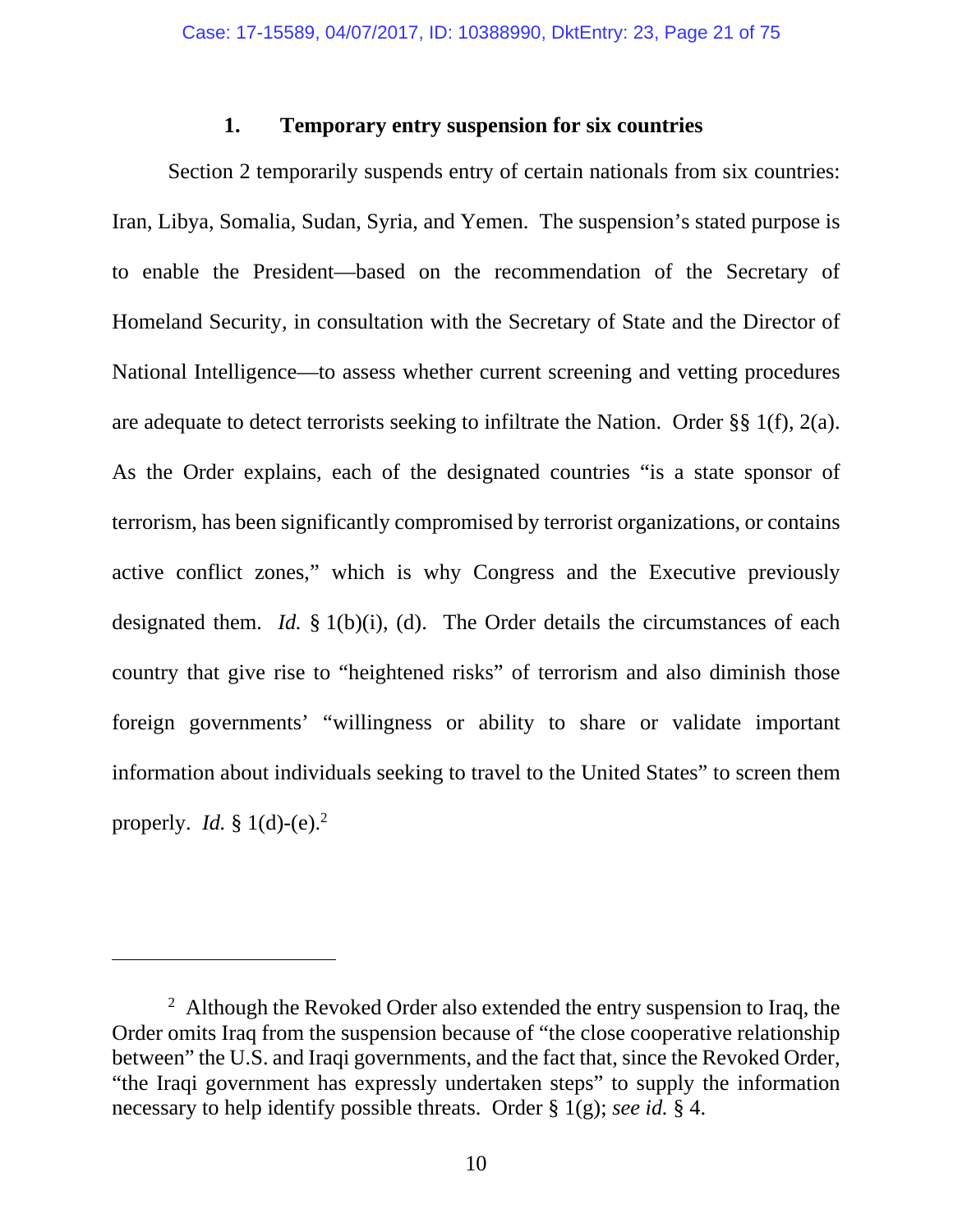### 1. Temporary entry suspension for six countries

Section 2 temporarily suspends entry of certain nationals from six countries: Iran, Libya, Somalia, Sudan, Syria, and Yemen. The suspension's stated purpose is to enable the President—based on the recommendation of the Secretary of Homeland Security, in consultation with the Secretary of State and the Director of National Intelligence—to assess whether current screening and vetting procedures are adequate to detect terrorists seeking to infiltrate the Nation. Order §§ 1(f), 2(a). As the Order explains, each of the designated countries "is a state sponsor of terrorism, has been significantly compromised by terrorist organizations, or contains active conflict zones," which is why Congress and the Executive previously designated them. *Id.* § 1(b)(i), (d). The Order details the circumstances of each country that give rise to "heightened risks" of terrorism and also diminish those foreign governments' "willingness or ability to share or validate important information about individuals seeking to travel to the United States" to screen them properly. *Id.* § 1(d)-(e).[2]

---

[2] Although the Revoked Order also extended the entry suspension to Iraq, the Order omits Iraq from the suspension because of "the close cooperative relationship between" the U.S. and Iraqi governments, and the fact that, since the Revoked Order, "the Iraqi government has expressly undertaken steps" to supply the information necessary to help identify possible threats. Order § 1(g); *see id.* § 4.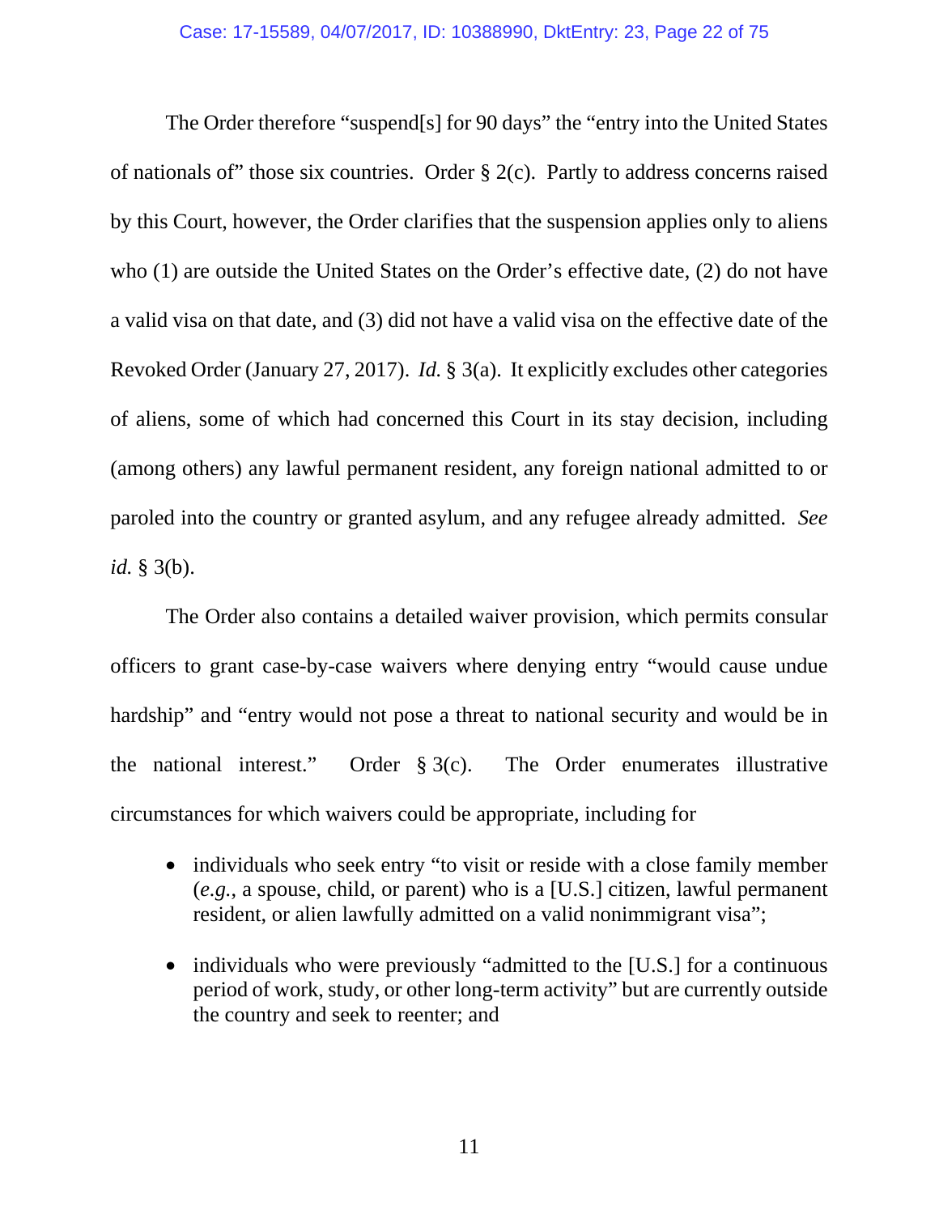The Order therefore "suspend[s] for 90 days" the "entry into the United States of nationals of" those six countries. Order § 2(c). Partly to address concerns raised by this Court, however, the Order clarifies that the suspension applies only to aliens who (1) are outside the United States on the Order's effective date, (2) do not have a valid visa on that date, and (3) did not have a valid visa on the effective date of the Revoked Order (January 27, 2017). *Id.* § 3(a). It explicitly excludes other categories of aliens, some of which had concerned this Court in its stay decision, including (among others) any lawful permanent resident, any foreign national admitted to or paroled into the country or granted asylum, and any refugee already admitted. *See id.* § 3(b).

The Order also contains a detailed waiver provision, which permits consular officers to grant case-by-case waivers where denying entry "would cause undue hardship" and "entry would not pose a threat to national security and would be in the national interest." Order § 3(c). The Order enumerates illustrative circumstances for which waivers could be appropriate, including for

- individuals who seek entry "to visit or reside with a close family member (*e.g.*, a spouse, child, or parent) who is a [U.S.] citizen, lawful permanent resident, or alien lawfully admitted on a valid nonimmigrant visa";

- individuals who were previously "admitted to the [U.S.] for a continuous period of work, study, or other long-term activity" but are currently outside the country and seek to reenter; and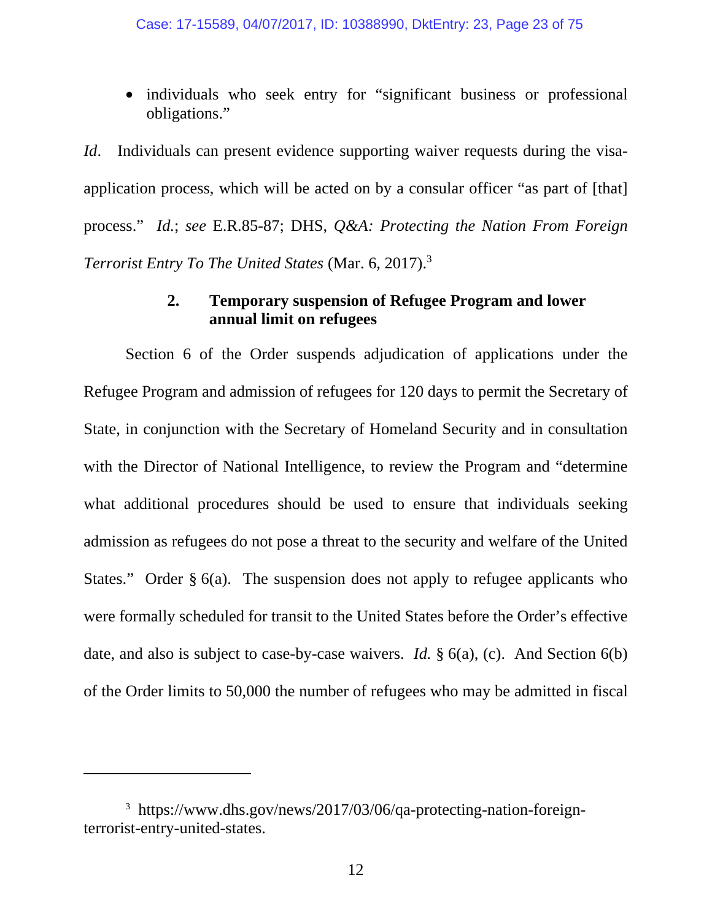- individuals who seek entry for "significant business or professional obligations."

*Id*. Individuals can present evidence supporting waiver requests during the visa-application process, which will be acted on by a consular officer "as part of [that] process." *Id.*; *see* E.R.85-87; DHS, *Q&A: Protecting the Nation From Foreign Terrorist Entry To The United States* (Mar. 6, 2017).[3]

### 2. Temporary suspension of Refugee Program and lower annual limit on refugees

Section 6 of the Order suspends adjudication of applications under the Refugee Program and admission of refugees for 120 days to permit the Secretary of State, in conjunction with the Secretary of Homeland Security and in consultation with the Director of National Intelligence, to review the Program and "determine what additional procedures should be used to ensure that individuals seeking admission as refugees do not pose a threat to the security and welfare of the United States." Order § 6(a). The suspension does not apply to refugee applicants who were formally scheduled for transit to the United States before the Order's effective date, and also is subject to case-by-case waivers. *Id.* § 6(a), (c). And Section 6(b) of the Order limits to 50,000 the number of refugees who may be admitted in fiscal

---

[3] https://www.dhs.gov/news/2017/03/06/qa-protecting-nation-foreign-terrorist-entry-united-states.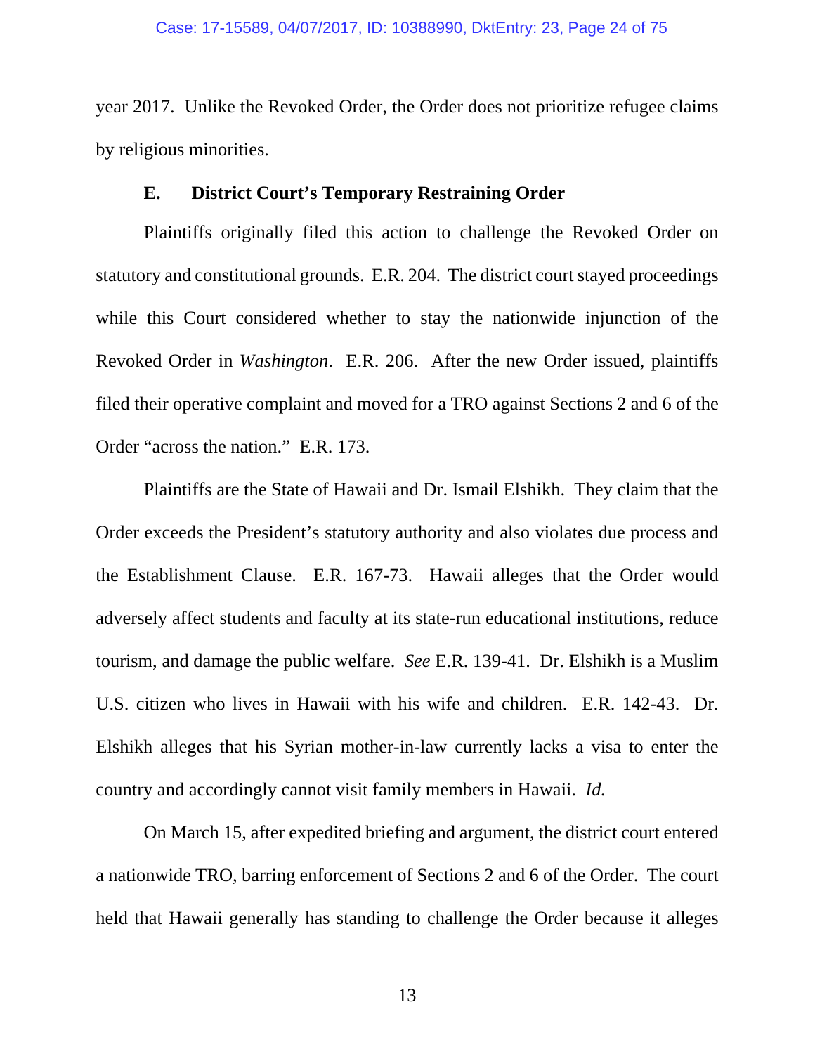year 2017. Unlike the Revoked Order, the Order does not prioritize refugee claims by religious minorities.

### E. District Court's Temporary Restraining Order

Plaintiffs originally filed this action to challenge the Revoked Order on statutory and constitutional grounds. E.R. 204. The district court stayed proceedings while this Court considered whether to stay the nationwide injunction of the Revoked Order in *Washington*. E.R. 206. After the new Order issued, plaintiffs filed their operative complaint and moved for a TRO against Sections 2 and 6 of the Order "across the nation." E.R. 173.

Plaintiffs are the State of Hawaii and Dr. Ismail Elshikh. They claim that the Order exceeds the President's statutory authority and also violates due process and the Establishment Clause. E.R. 167-73. Hawaii alleges that the Order would adversely affect students and faculty at its state-run educational institutions, reduce tourism, and damage the public welfare. *See* E.R. 139-41. Dr. Elshikh is a Muslim U.S. citizen who lives in Hawaii with his wife and children. E.R. 142-43. Dr. Elshikh alleges that his Syrian mother-in-law currently lacks a visa to enter the country and accordingly cannot visit family members in Hawaii. *Id.*

On March 15, after expedited briefing and argument, the district court entered a nationwide TRO, barring enforcement of Sections 2 and 6 of the Order. The court held that Hawaii generally has standing to challenge the Order because it alleges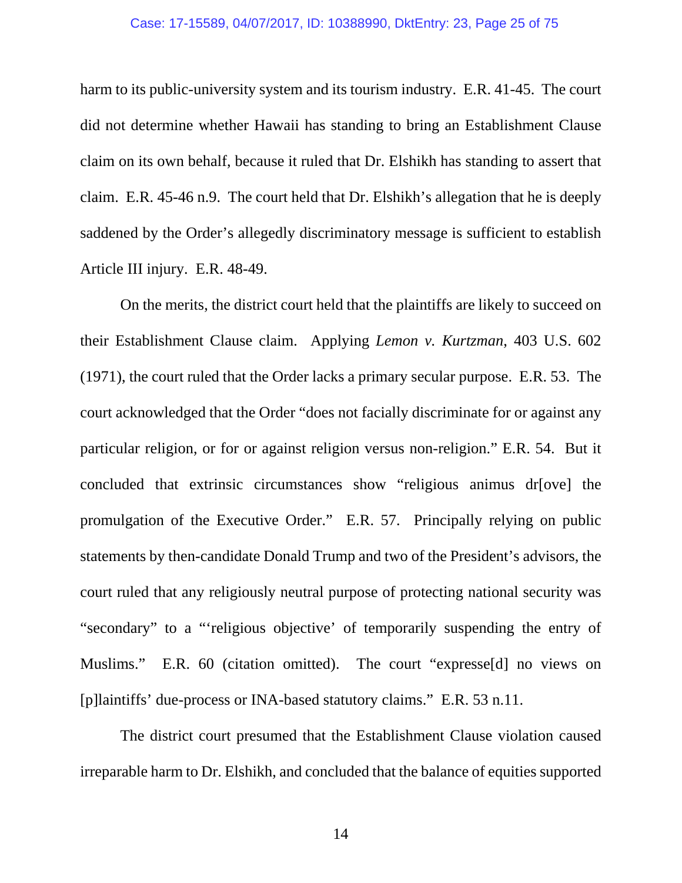harm to its public-university system and its tourism industry. E.R. 41-45. The court did not determine whether Hawaii has standing to bring an Establishment Clause claim on its own behalf, because it ruled that Dr. Elshikh has standing to assert that claim. E.R. 45-46 n.9. The court held that Dr. Elshikh's allegation that he is deeply saddened by the Order's allegedly discriminatory message is sufficient to establish Article III injury. E.R. 48-49.

On the merits, the district court held that the plaintiffs are likely to succeed on their Establishment Clause claim. Applying *Lemon v. Kurtzman*, 403 U.S. 602 (1971), the court ruled that the Order lacks a primary secular purpose. E.R. 53. The court acknowledged that the Order "does not facially discriminate for or against any particular religion, or for or against religion versus non-religion." E.R. 54. But it concluded that extrinsic circumstances show "religious animus dr[ove] the promulgation of the Executive Order." E.R. 57. Principally relying on public statements by then-candidate Donald Trump and two of the President's advisors, the court ruled that any religiously neutral purpose of protecting national security was "secondary" to a "'religious objective' of temporarily suspending the entry of Muslims." E.R. 60 (citation omitted). The court "expresse[d] no views on [p]laintiffs' due-process or INA-based statutory claims." E.R. 53 n.11.

The district court presumed that the Establishment Clause violation caused irreparable harm to Dr. Elshikh, and concluded that the balance of equities supported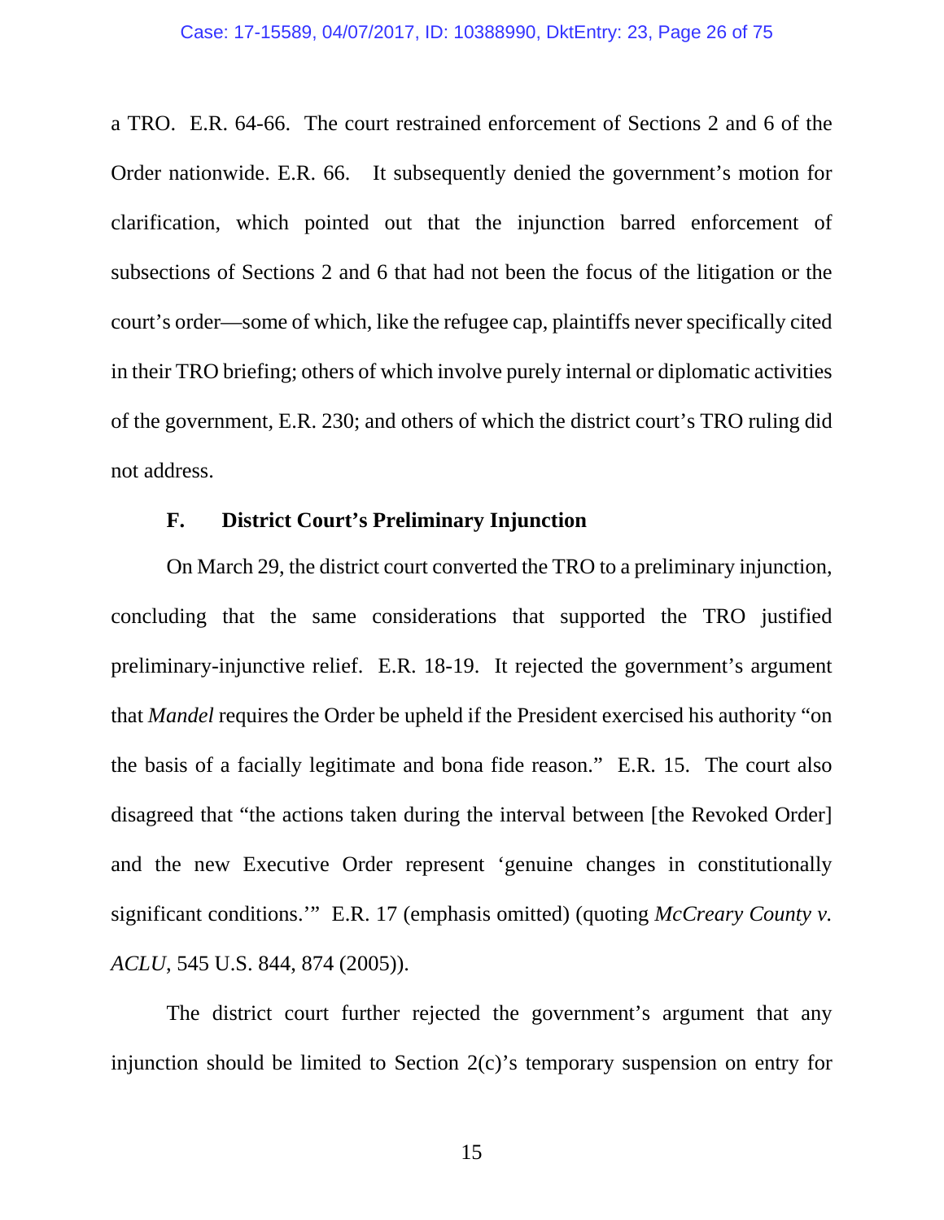a TRO. E.R. 64-66. The court restrained enforcement of Sections 2 and 6 of the Order nationwide. E.R. 66. It subsequently denied the government's motion for clarification, which pointed out that the injunction barred enforcement of subsections of Sections 2 and 6 that had not been the focus of the litigation or the court's order—some of which, like the refugee cap, plaintiffs never specifically cited in their TRO briefing; others of which involve purely internal or diplomatic activities of the government, E.R. 230; and others of which the district court's TRO ruling did not address.

### F. District Court's Preliminary Injunction

On March 29, the district court converted the TRO to a preliminary injunction, concluding that the same considerations that supported the TRO justified preliminary-injunctive relief. E.R. 18-19. It rejected the government's argument that *Mandel* requires the Order be upheld if the President exercised his authority "on the basis of a facially legitimate and bona fide reason." E.R. 15. The court also disagreed that "the actions taken during the interval between [the Revoked Order] and the new Executive Order represent 'genuine changes in constitutionally significant conditions.'" E.R. 17 (emphasis omitted) (quoting *McCreary County v. ACLU*, 545 U.S. 844, 874 (2005)).

The district court further rejected the government's argument that any injunction should be limited to Section 2(c)'s temporary suspension on entry for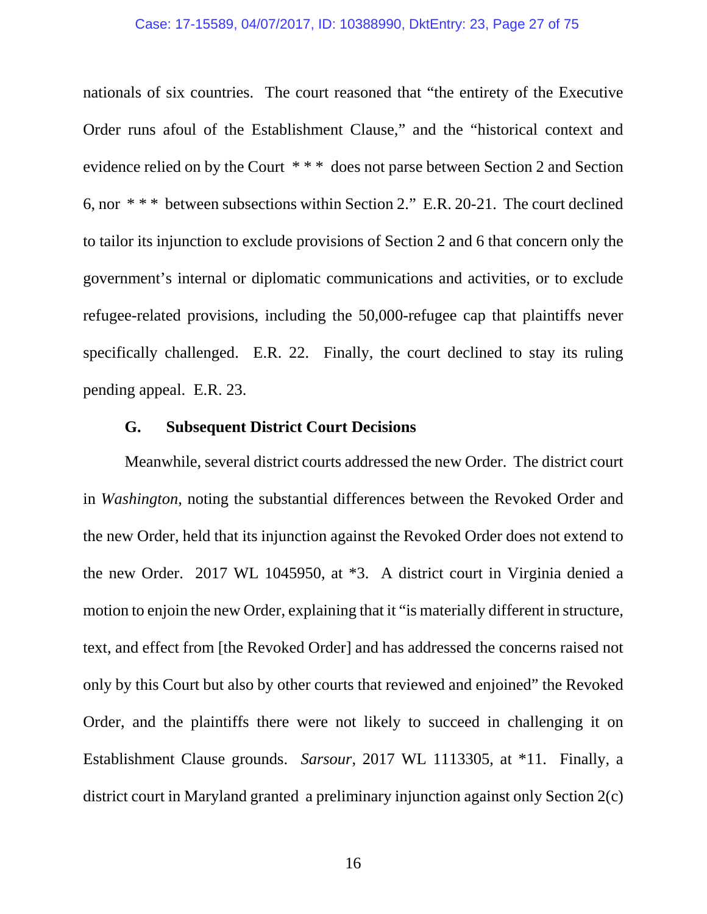nationals of six countries. The court reasoned that "the entirety of the Executive Order runs afoul of the Establishment Clause," and the "historical context and evidence relied on by the Court * * * does not parse between Section 2 and Section 6, nor * * * between subsections within Section 2." E.R. 20-21. The court declined to tailor its injunction to exclude provisions of Section 2 and 6 that concern only the government's internal or diplomatic communications and activities, or to exclude refugee-related provisions, including the 50,000-refugee cap that plaintiffs never specifically challenged. E.R. 22. Finally, the court declined to stay its ruling pending appeal. E.R. 23.

### G. Subsequent District Court Decisions

Meanwhile, several district courts addressed the new Order. The district court in *Washington*, noting the substantial differences between the Revoked Order and the new Order, held that its injunction against the Revoked Order does not extend to the new Order. 2017 WL 1045950, at *3. A district court in Virginia denied a motion to enjoin the new Order, explaining that it "is materially different in structure, text, and effect from [the Revoked Order] and has addressed the concerns raised not only by this Court but also by other courts that reviewed and enjoined" the Revoked Order, and the plaintiffs there were not likely to succeed in challenging it on Establishment Clause grounds. *Sarsour*, 2017 WL 1113305, at *11. Finally, a district court in Maryland granted a preliminary injunction against only Section 2(c)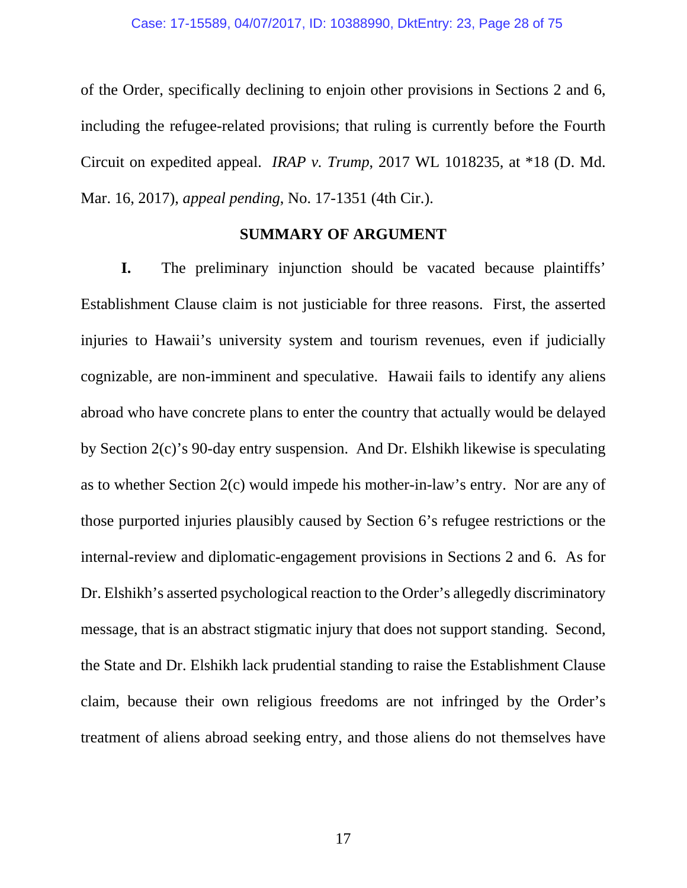of the Order, specifically declining to enjoin other provisions in Sections 2 and 6, including the refugee-related provisions; that ruling is currently before the Fourth Circuit on expedited appeal. *IRAP v. Trump*, 2017 WL 1018235, at *18 (D. Md. Mar. 16, 2017), *appeal pending*, No. 17-1351 (4th Cir.).

## SUMMARY OF ARGUMENT

**I.** The preliminary injunction should be vacated because plaintiffs' Establishment Clause claim is not justiciable for three reasons. First, the asserted injuries to Hawaii's university system and tourism revenues, even if judicially cognizable, are non-imminent and speculative. Hawaii fails to identify any aliens abroad who have concrete plans to enter the country that actually would be delayed by Section 2(c)'s 90-day entry suspension. And Dr. Elshikh likewise is speculating as to whether Section 2(c) would impede his mother-in-law's entry. Nor are any of those purported injuries plausibly caused by Section 6's refugee restrictions or the internal-review and diplomatic-engagement provisions in Sections 2 and 6. As for Dr. Elshikh's asserted psychological reaction to the Order's allegedly discriminatory message, that is an abstract stigmatic injury that does not support standing. Second, the State and Dr. Elshikh lack prudential standing to raise the Establishment Clause claim, because their own religious freedoms are not infringed by the Order's treatment of aliens abroad seeking entry, and those aliens do not themselves have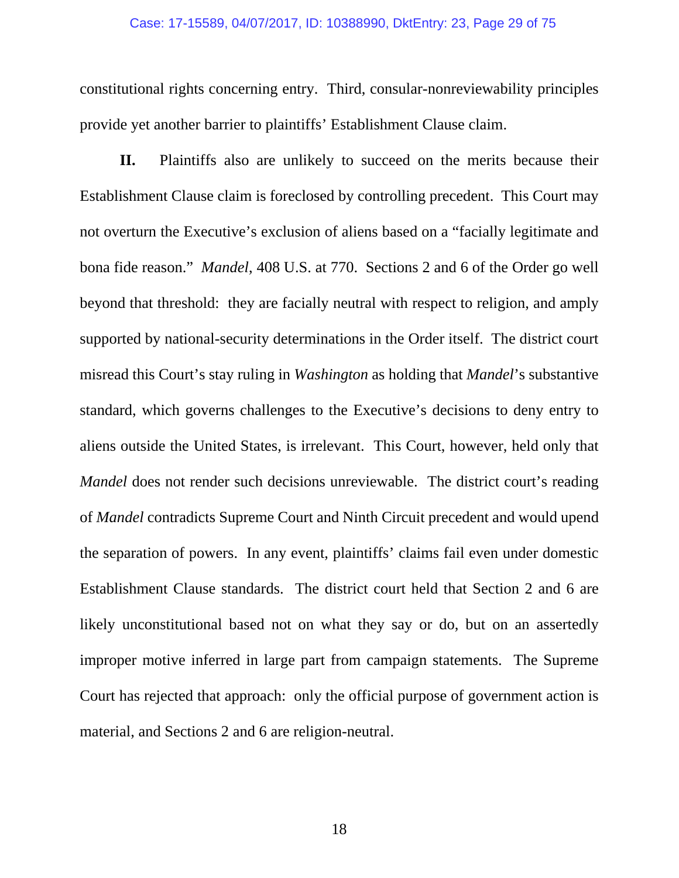constitutional rights concerning entry. Third, consular-nonreviewability principles provide yet another barrier to plaintiffs' Establishment Clause claim.

**II.** Plaintiffs also are unlikely to succeed on the merits because their Establishment Clause claim is foreclosed by controlling precedent. This Court may not overturn the Executive's exclusion of aliens based on a "facially legitimate and bona fide reason." *Mandel*, 408 U.S. at 770. Sections 2 and 6 of the Order go well beyond that threshold: they are facially neutral with respect to religion, and amply supported by national-security determinations in the Order itself. The district court misread this Court's stay ruling in *Washington* as holding that *Mandel*'s substantive standard, which governs challenges to the Executive's decisions to deny entry to aliens outside the United States, is irrelevant. This Court, however, held only that *Mandel* does not render such decisions unreviewable. The district court's reading of *Mandel* contradicts Supreme Court and Ninth Circuit precedent and would upend the separation of powers. In any event, plaintiffs' claims fail even under domestic Establishment Clause standards. The district court held that Section 2 and 6 are likely unconstitutional based not on what they say or do, but on an assertedly improper motive inferred in large part from campaign statements. The Supreme Court has rejected that approach: only the official purpose of government action is material, and Sections 2 and 6 are religion-neutral.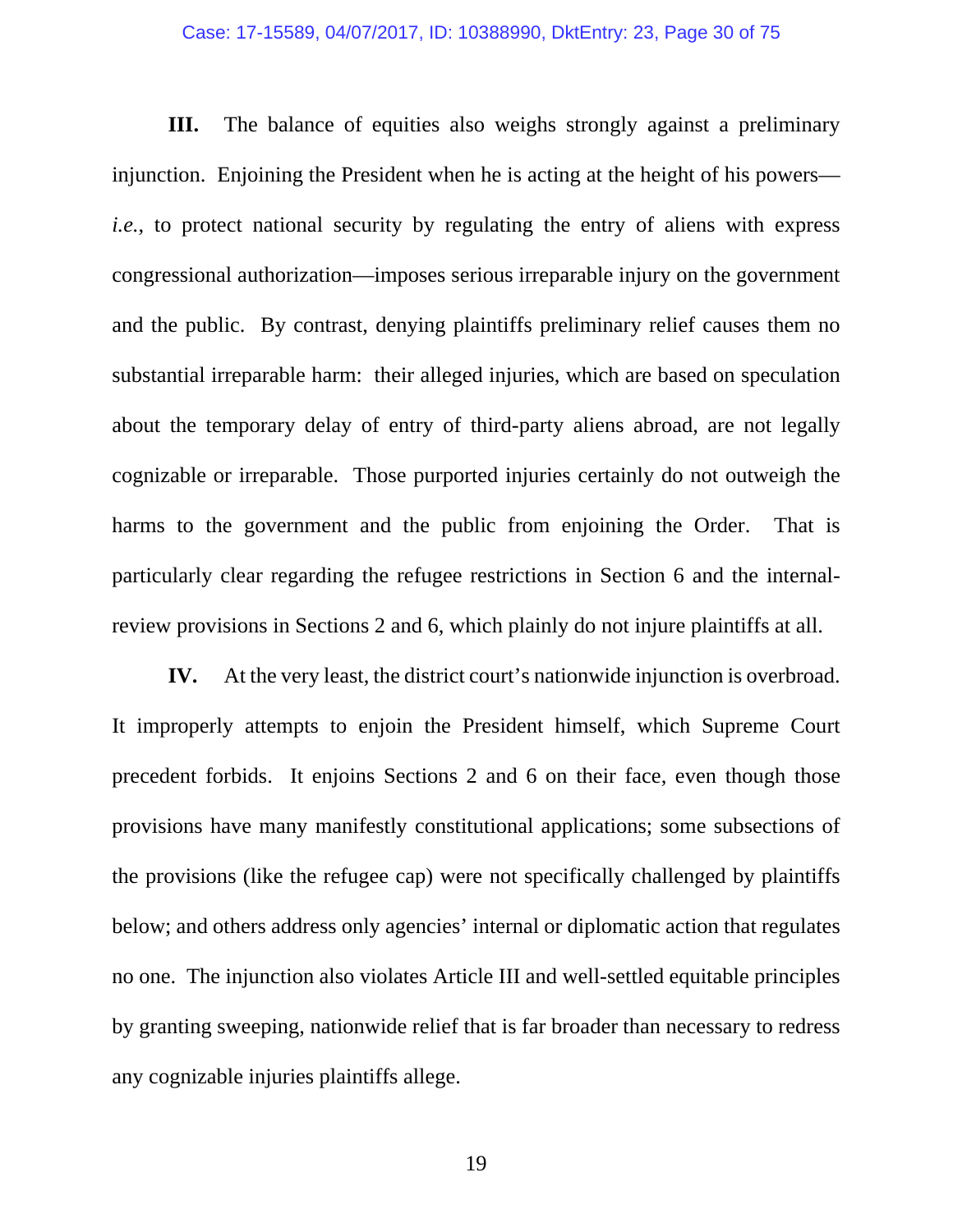**III.** The balance of equities also weighs strongly against a preliminary injunction. Enjoining the President when he is acting at the height of his powers—*i.e.*, to protect national security by regulating the entry of aliens with express congressional authorization—imposes serious irreparable injury on the government and the public. By contrast, denying plaintiffs preliminary relief causes them no substantial irreparable harm: their alleged injuries, which are based on speculation about the temporary delay of entry of third-party aliens abroad, are not legally cognizable or irreparable. Those purported injuries certainly do not outweigh the harms to the government and the public from enjoining the Order. That is particularly clear regarding the refugee restrictions in Section 6 and the internal-review provisions in Sections 2 and 6, which plainly do not injure plaintiffs at all.

**IV.** At the very least, the district court's nationwide injunction is overbroad. It improperly attempts to enjoin the President himself, which Supreme Court precedent forbids. It enjoins Sections 2 and 6 on their face, even though those provisions have many manifestly constitutional applications; some subsections of the provisions (like the refugee cap) were not specifically challenged by plaintiffs below; and others address only agencies' internal or diplomatic action that regulates no one. The injunction also violates Article III and well-settled equitable principles by granting sweeping, nationwide relief that is far broader than necessary to redress any cognizable injuries plaintiffs allege.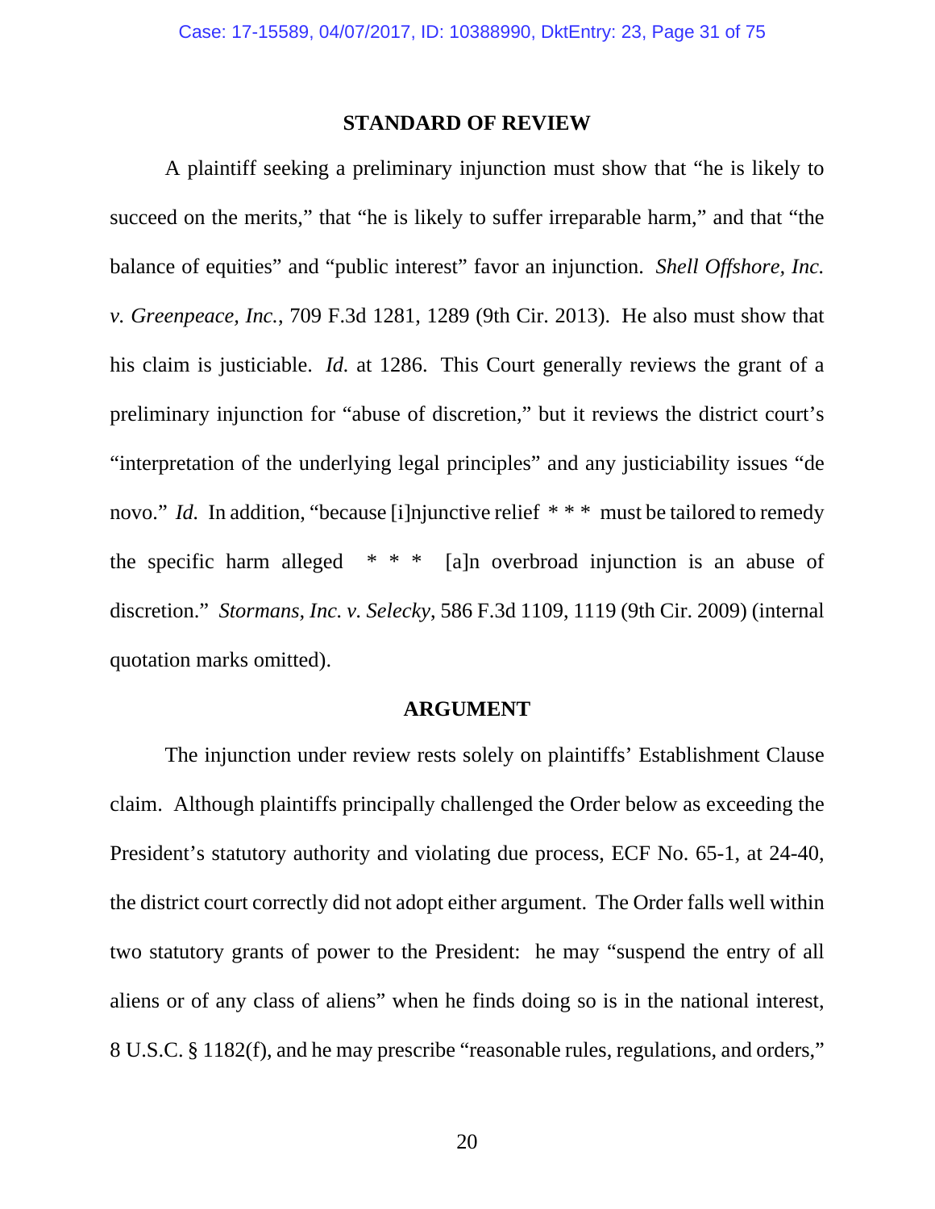## STANDARD OF REVIEW

A plaintiff seeking a preliminary injunction must show that "he is likely to succeed on the merits," that "he is likely to suffer irreparable harm," and that "the balance of equities" and "public interest" favor an injunction. *Shell Offshore, Inc. v. Greenpeace, Inc.*, 709 F.3d 1281, 1289 (9th Cir. 2013). He also must show that his claim is justiciable. *Id.* at 1286. This Court generally reviews the grant of a preliminary injunction for "abuse of discretion," but it reviews the district court's "interpretation of the underlying legal principles" and any justiciability issues "de novo." *Id.* In addition, "because [i]njunctive relief * * * must be tailored to remedy the specific harm alleged * * * [a]n overbroad injunction is an abuse of discretion." *Stormans, Inc. v. Selecky*, 586 F.3d 1109, 1119 (9th Cir. 2009) (internal quotation marks omitted).

## ARGUMENT

The injunction under review rests solely on plaintiffs' Establishment Clause claim. Although plaintiffs principally challenged the Order below as exceeding the President's statutory authority and violating due process, ECF No. 65-1, at 24-40, the district court correctly did not adopt either argument. The Order falls well within two statutory grants of power to the President: he may "suspend the entry of all aliens or of any class of aliens" when he finds doing so is in the national interest, 8 U.S.C. § 1182(f), and he may prescribe "reasonable rules, regulations, and orders,"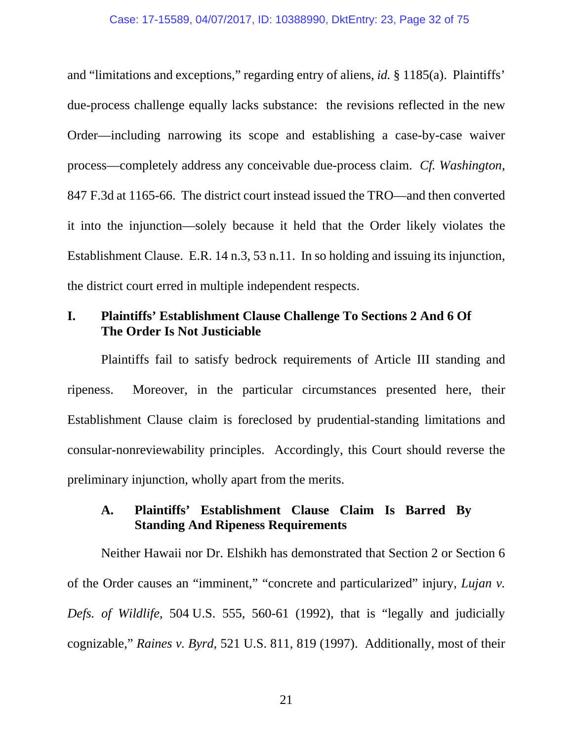and "limitations and exceptions," regarding entry of aliens, *id.* § 1185(a). Plaintiffs' due-process challenge equally lacks substance: the revisions reflected in the new Order—including narrowing its scope and establishing a case-by-case waiver process—completely address any conceivable due-process claim. *Cf. Washington*, 847 F.3d at 1165-66. The district court instead issued the TRO—and then converted it into the injunction—solely because it held that the Order likely violates the Establishment Clause. E.R. 14 n.3, 53 n.11. In so holding and issuing its injunction, the district court erred in multiple independent respects.

## I. Plaintiffs' Establishment Clause Challenge To Sections 2 And 6 Of The Order Is Not Justiciable

Plaintiffs fail to satisfy bedrock requirements of Article III standing and ripeness. Moreover, in the particular circumstances presented here, their Establishment Clause claim is foreclosed by prudential-standing limitations and consular-nonreviewability principles. Accordingly, this Court should reverse the preliminary injunction, wholly apart from the merits.

### A. Plaintiffs' Establishment Clause Claim Is Barred By Standing And Ripeness Requirements

Neither Hawaii nor Dr. Elshikh has demonstrated that Section 2 or Section 6 of the Order causes an "imminent," "concrete and particularized" injury, *Lujan v. Defs. of Wildlife*, 504 U.S. 555, 560-61 (1992), that is "legally and judicially cognizable," *Raines v. Byrd*, 521 U.S. 811, 819 (1997). Additionally, most of their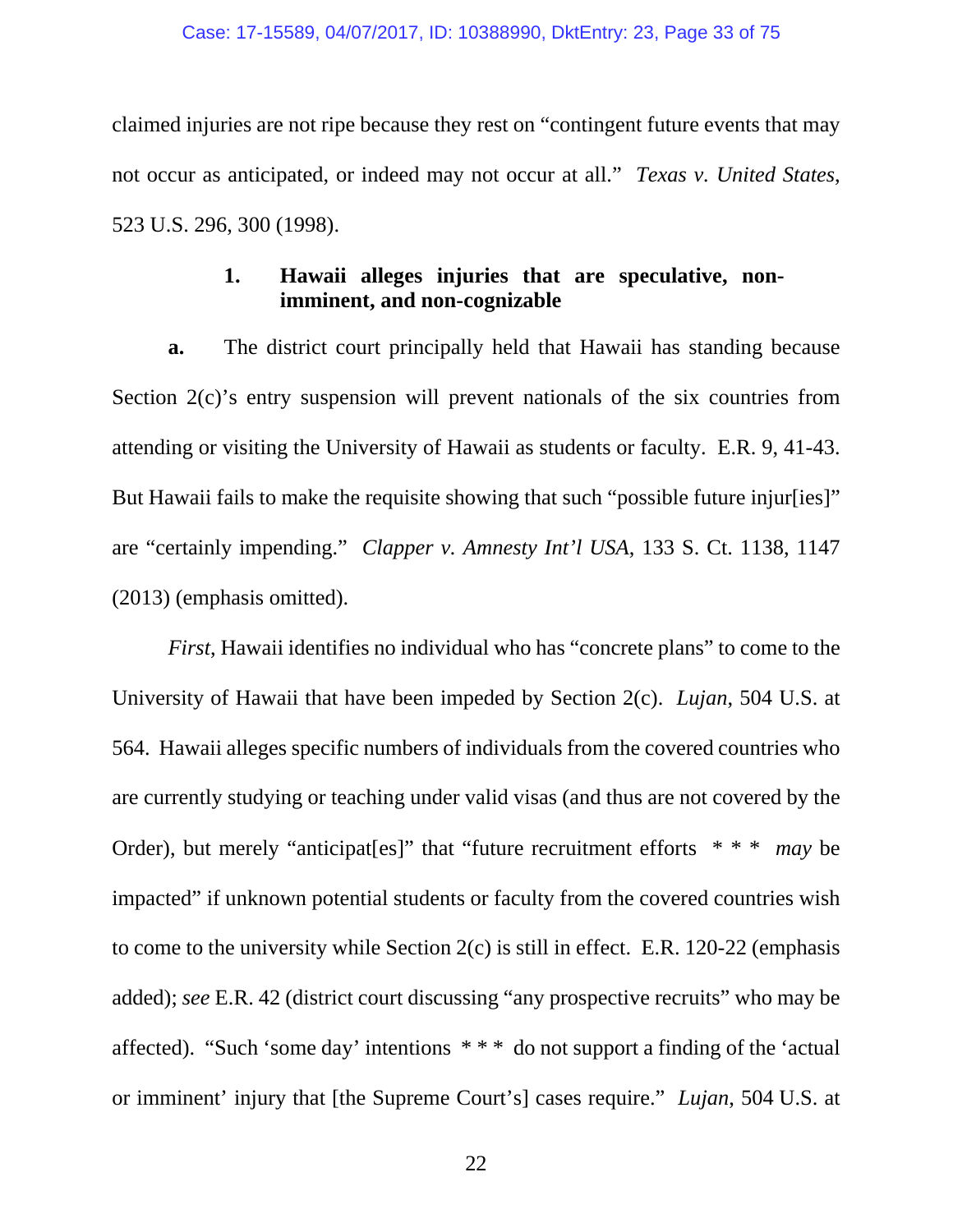claimed injuries are not ripe because they rest on "contingent future events that may not occur as anticipated, or indeed may not occur at all." *Texas v. United States*, 523 U.S. 296, 300 (1998).

### 1. Hawaii alleges injuries that are speculative, non-imminent, and non-cognizable

**a.** The district court principally held that Hawaii has standing because Section 2(c)'s entry suspension will prevent nationals of the six countries from attending or visiting the University of Hawaii as students or faculty. E.R. 9, 41-43. But Hawaii fails to make the requisite showing that such "possible future injur[ies]" are "certainly impending." *Clapper v. Amnesty Int'l USA*, 133 S. Ct. 1138, 1147 (2013) (emphasis omitted).

*First*, Hawaii identifies no individual who has "concrete plans" to come to the University of Hawaii that have been impeded by Section 2(c). *Lujan*, 504 U.S. at 564. Hawaii alleges specific numbers of individuals from the covered countries who are currently studying or teaching under valid visas (and thus are not covered by the Order), but merely "anticipat[es]" that "future recruitment efforts * * * *may* be impacted" if unknown potential students or faculty from the covered countries wish to come to the university while Section 2(c) is still in effect. E.R. 120-22 (emphasis added); *see* E.R. 42 (district court discussing "any prospective recruits" who may be affected). "Such 'some day' intentions * * * do not support a finding of the 'actual or imminent' injury that [the Supreme Court's] cases require." *Lujan*, 504 U.S. at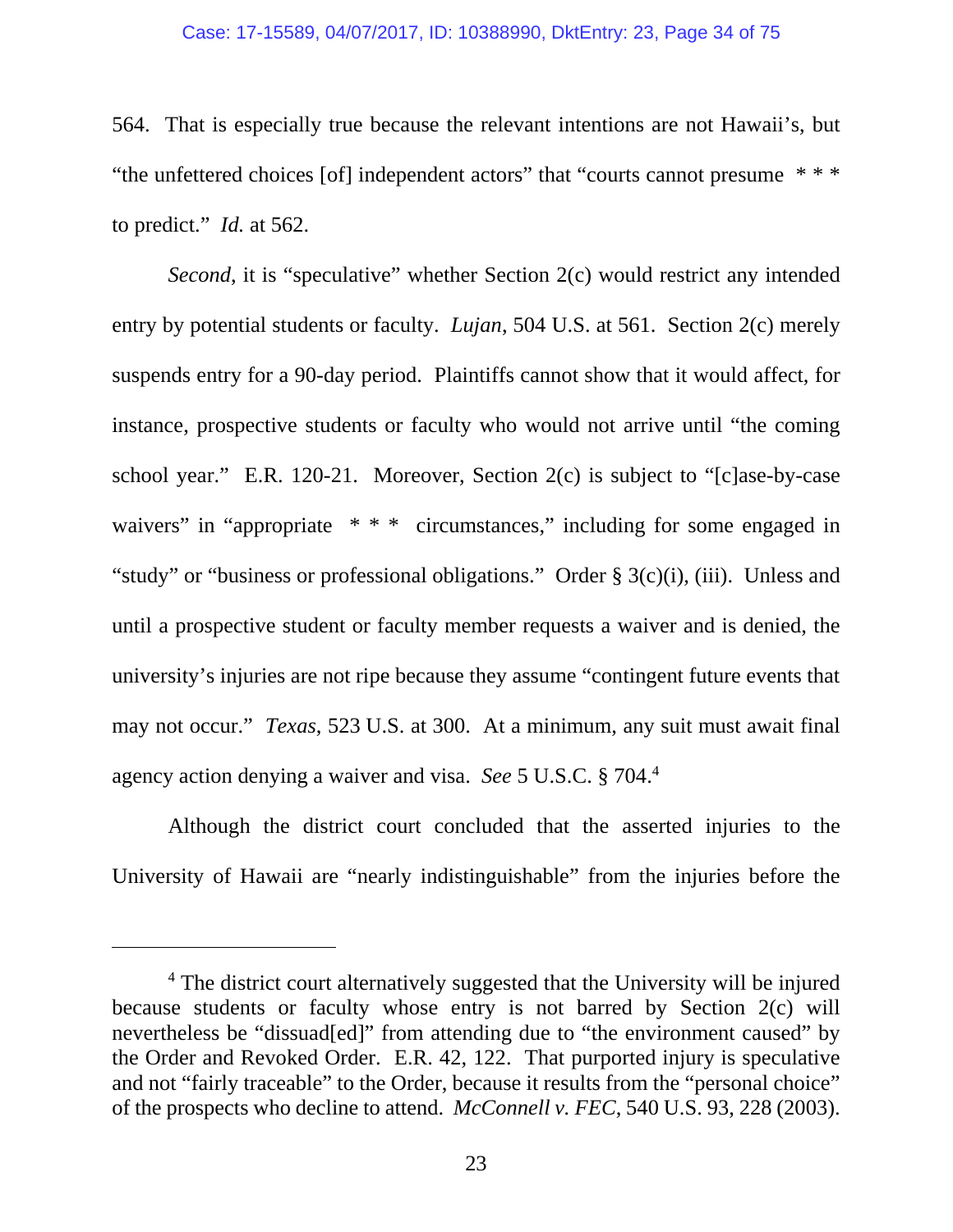564. That is especially true because the relevant intentions are not Hawaii's, but "the unfettered choices [of] independent actors" that "courts cannot presume * * * to predict." *Id.* at 562.

*Second*, it is "speculative" whether Section 2(c) would restrict any intended entry by potential students or faculty. *Lujan*, 504 U.S. at 561. Section 2(c) merely suspends entry for a 90-day period. Plaintiffs cannot show that it would affect, for instance, prospective students or faculty who would not arrive until "the coming school year." E.R. 120-21. Moreover, Section 2(c) is subject to "[c]ase-by-case waivers" in "appropriate * * * circumstances," including for some engaged in "study" or "business or professional obligations." Order § 3(c)(i), (iii). Unless and until a prospective student or faculty member requests a waiver and is denied, the university's injuries are not ripe because they assume "contingent future events that may not occur." *Texas*, 523 U.S. at 300. At a minimum, any suit must await final agency action denying a waiver and visa. *See* 5 U.S.C. § 704.[4]

Although the district court concluded that the asserted injuries to the University of Hawaii are "nearly indistinguishable" from the injuries before the

---

[4] The district court alternatively suggested that the University will be injured because students or faculty whose entry is not barred by Section 2(c) will nevertheless be "dissuad[ed]" from attending due to "the environment caused" by the Order and Revoked Order. E.R. 42, 122. That purported injury is speculative and not "fairly traceable" to the Order, because it results from the "personal choice" of the prospects who decline to attend. *McConnell v. FEC*, 540 U.S. 93, 228 (2003).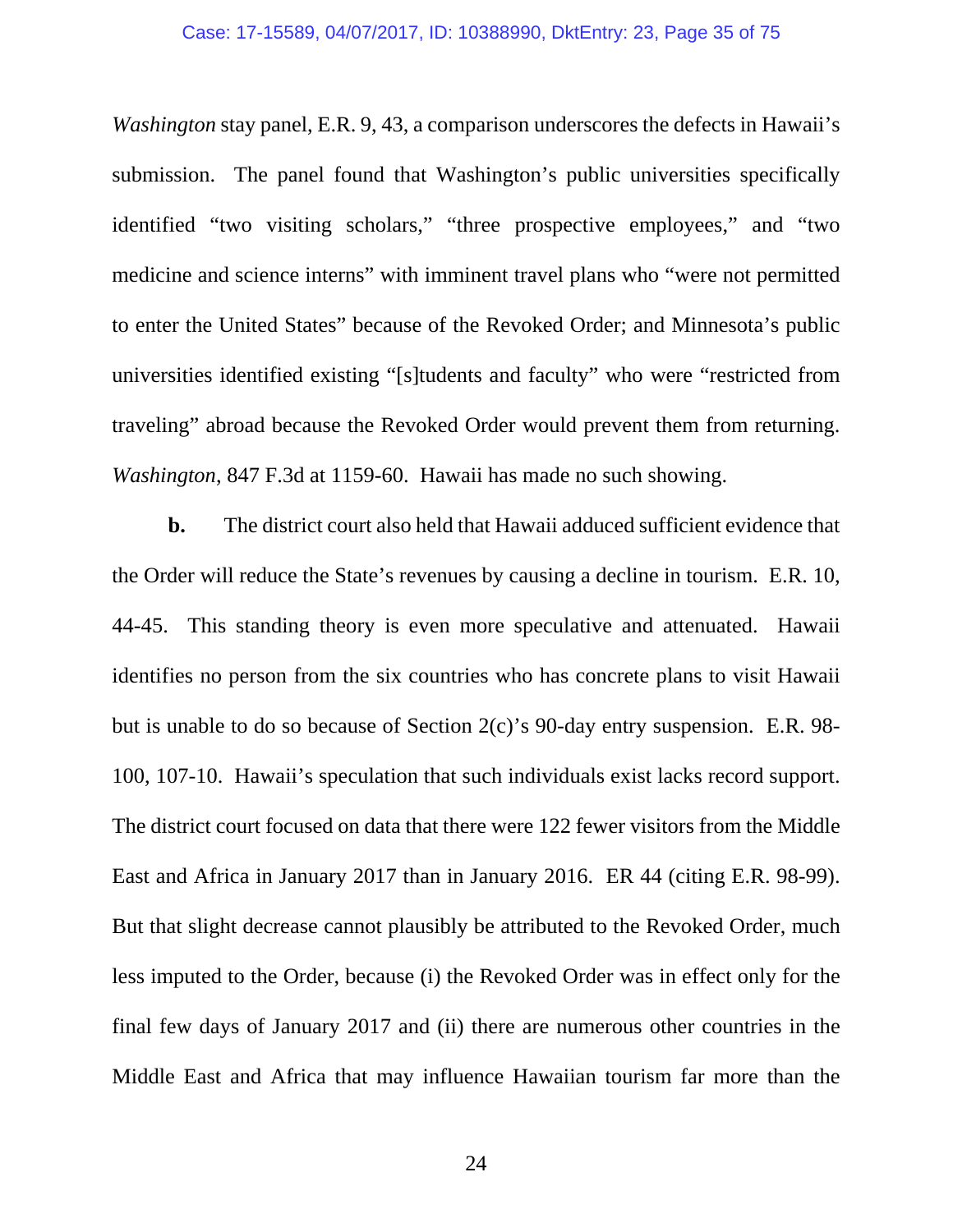*Washington* stay panel, E.R. 9, 43, a comparison underscores the defects in Hawaii's submission. The panel found that Washington's public universities specifically identified "two visiting scholars," "three prospective employees," and "two medicine and science interns" with imminent travel plans who "were not permitted to enter the United States" because of the Revoked Order; and Minnesota's public universities identified existing "[s]tudents and faculty" who were "restricted from traveling" abroad because the Revoked Order would prevent them from returning. *Washington*, 847 F.3d at 1159-60. Hawaii has made no such showing.

**b.** The district court also held that Hawaii adduced sufficient evidence that the Order will reduce the State's revenues by causing a decline in tourism. E.R. 10, 44-45. This standing theory is even more speculative and attenuated. Hawaii identifies no person from the six countries who has concrete plans to visit Hawaii but is unable to do so because of Section 2(c)'s 90-day entry suspension. E.R. 98-100, 107-10. Hawaii's speculation that such individuals exist lacks record support. The district court focused on data that there were 122 fewer visitors from the Middle East and Africa in January 2017 than in January 2016. ER 44 (citing E.R. 98-99). But that slight decrease cannot plausibly be attributed to the Revoked Order, much less imputed to the Order, because (i) the Revoked Order was in effect only for the final few days of January 2017 and (ii) there are numerous other countries in the Middle East and Africa that may influence Hawaiian tourism far more than the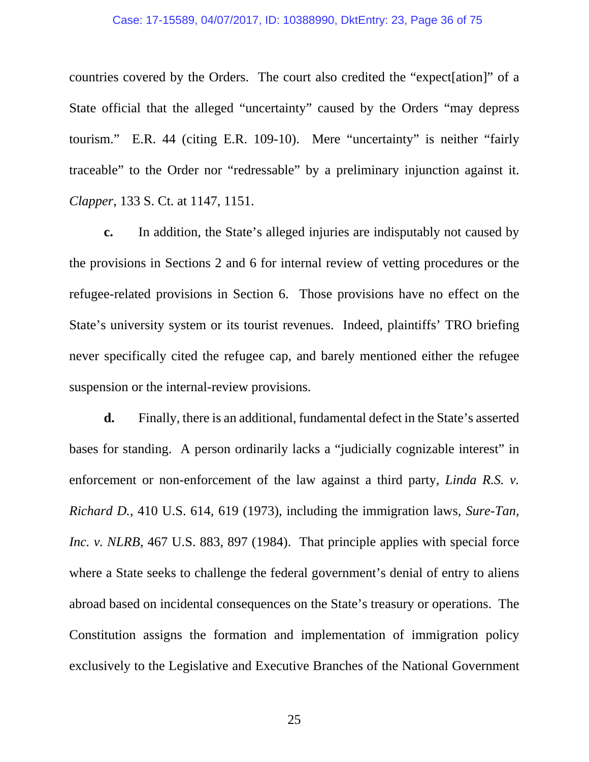countries covered by the Orders. The court also credited the "expect[ation]" of a State official that the alleged "uncertainty" caused by the Orders "may depress tourism." E.R. 44 (citing E.R. 109-10). Mere "uncertainty" is neither "fairly traceable" to the Order nor "redressable" by a preliminary injunction against it. *Clapper*, 133 S. Ct. at 1147, 1151.

**c.** In addition, the State's alleged injuries are indisputably not caused by the provisions in Sections 2 and 6 for internal review of vetting procedures or the refugee-related provisions in Section 6. Those provisions have no effect on the State's university system or its tourist revenues. Indeed, plaintiffs' TRO briefing never specifically cited the refugee cap, and barely mentioned either the refugee suspension or the internal-review provisions.

**d.** Finally, there is an additional, fundamental defect in the State's asserted bases for standing. A person ordinarily lacks a "judicially cognizable interest" in enforcement or non-enforcement of the law against a third party, *Linda R.S. v. Richard D.*, 410 U.S. 614, 619 (1973), including the immigration laws, *Sure-Tan, Inc. v. NLRB*, 467 U.S. 883, 897 (1984). That principle applies with special force where a State seeks to challenge the federal government's denial of entry to aliens abroad based on incidental consequences on the State's treasury or operations. The Constitution assigns the formation and implementation of immigration policy exclusively to the Legislative and Executive Branches of the National Government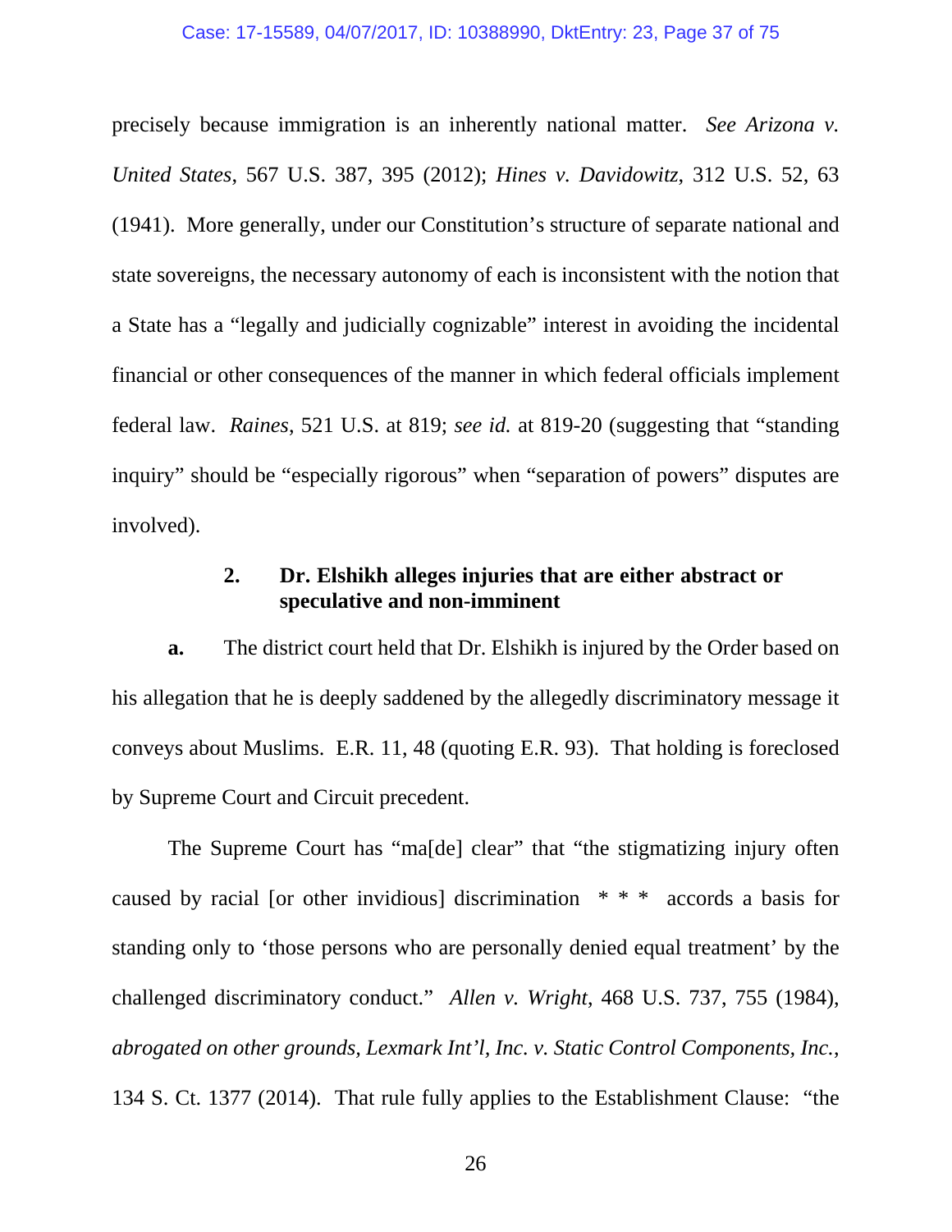precisely because immigration is an inherently national matter. *See Arizona v. United States*, 567 U.S. 387, 395 (2012); *Hines v. Davidowitz*, 312 U.S. 52, 63 (1941). More generally, under our Constitution's structure of separate national and state sovereigns, the necessary autonomy of each is inconsistent with the notion that a State has a "legally and judicially cognizable" interest in avoiding the incidental financial or other consequences of the manner in which federal officials implement federal law. *Raines*, 521 U.S. at 819; *see id.* at 819-20 (suggesting that "standing inquiry" should be "especially rigorous" when "separation of powers" disputes are involved).

### 2. Dr. Elshikh alleges injuries that are either abstract or speculative and non-imminent

**a.** The district court held that Dr. Elshikh is injured by the Order based on his allegation that he is deeply saddened by the allegedly discriminatory message it conveys about Muslims. E.R. 11, 48 (quoting E.R. 93). That holding is foreclosed by Supreme Court and Circuit precedent.

The Supreme Court has "ma[de] clear" that "the stigmatizing injury often caused by racial [or other invidious] discrimination * * * accords a basis for standing only to 'those persons who are personally denied equal treatment' by the challenged discriminatory conduct." *Allen v. Wright*, 468 U.S. 737, 755 (1984), *abrogated on other grounds, Lexmark Int'l, Inc. v. Static Control Components, Inc.*, 134 S. Ct. 1377 (2014). That rule fully applies to the Establishment Clause: "the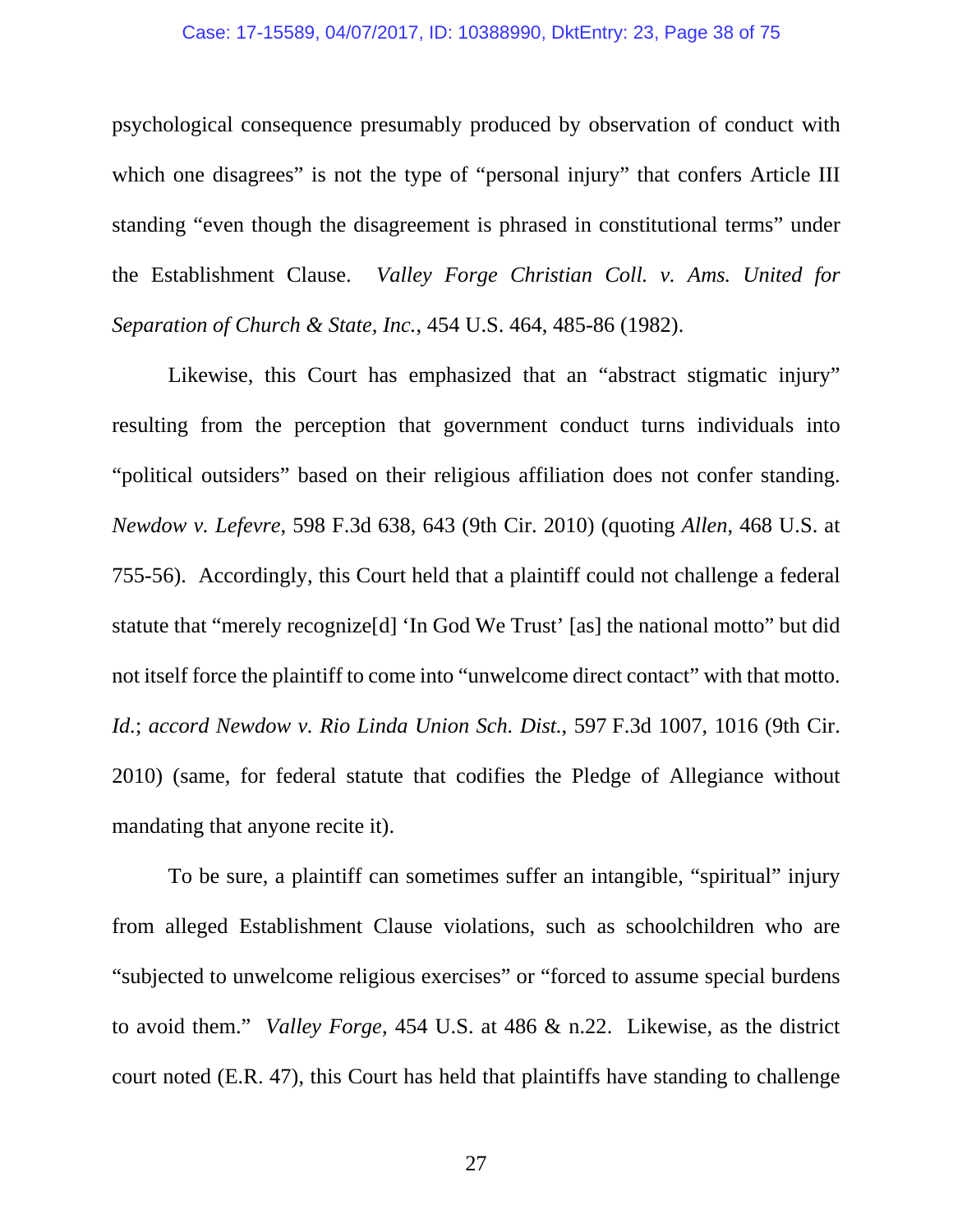psychological consequence presumably produced by observation of conduct with which one disagrees" is not the type of "personal injury" that confers Article III standing "even though the disagreement is phrased in constitutional terms" under the Establishment Clause. *Valley Forge Christian Coll. v. Ams. United for Separation of Church & State, Inc.*, 454 U.S. 464, 485-86 (1982).

Likewise, this Court has emphasized that an "abstract stigmatic injury" resulting from the perception that government conduct turns individuals into "political outsiders" based on their religious affiliation does not confer standing. *Newdow v. Lefevre*, 598 F.3d 638, 643 (9th Cir. 2010) (quoting *Allen*, 468 U.S. at 755-56). Accordingly, this Court held that a plaintiff could not challenge a federal statute that "merely recognize[d] 'In God We Trust' [as] the national motto" but did not itself force the plaintiff to come into "unwelcome direct contact" with that motto. *Id.*; *accord Newdow v. Rio Linda Union Sch. Dist.*, 597 F.3d 1007, 1016 (9th Cir. 2010) (same, for federal statute that codifies the Pledge of Allegiance without mandating that anyone recite it).

To be sure, a plaintiff can sometimes suffer an intangible, "spiritual" injury from alleged Establishment Clause violations, such as schoolchildren who are "subjected to unwelcome religious exercises" or "forced to assume special burdens to avoid them." *Valley Forge*, 454 U.S. at 486 & n.22. Likewise, as the district court noted (E.R. 47), this Court has held that plaintiffs have standing to challenge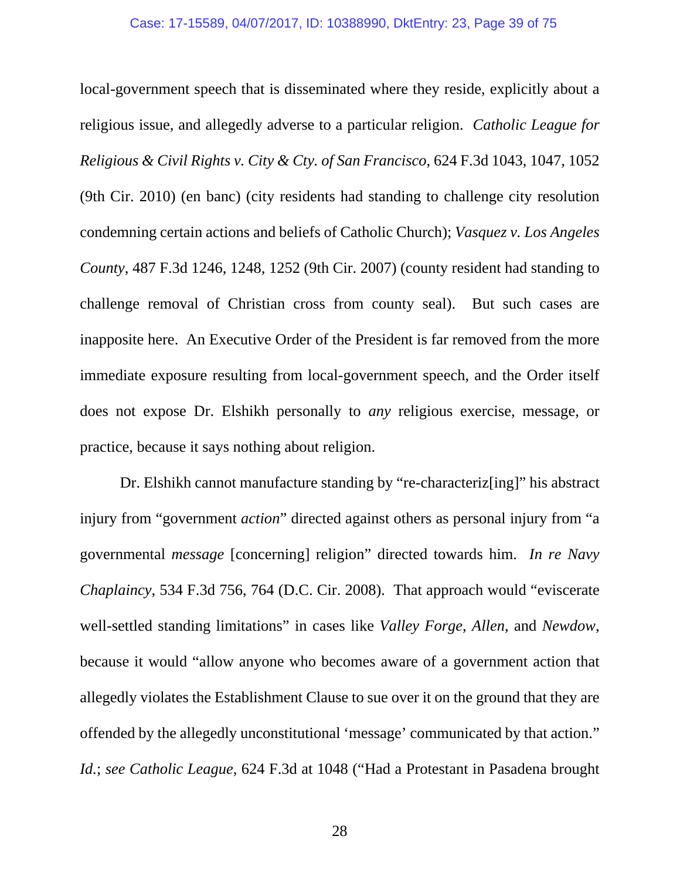local-government speech that is disseminated where they reside, explicitly about a religious issue, and allegedly adverse to a particular religion. *Catholic League for Religious & Civil Rights v. City & Cty. of San Francisco*, 624 F.3d 1043, 1047, 1052 (9th Cir. 2010) (en banc) (city residents had standing to challenge city resolution condemning certain actions and beliefs of Catholic Church); *Vasquez v. Los Angeles County*, 487 F.3d 1246, 1248, 1252 (9th Cir. 2007) (county resident had standing to challenge removal of Christian cross from county seal). But such cases are inapposite here. An Executive Order of the President is far removed from the more immediate exposure resulting from local-government speech, and the Order itself does not expose Dr. Elshikh personally to *any* religious exercise, message, or practice, because it says nothing about religion.

Dr. Elshikh cannot manufacture standing by "re-characteriz[ing]" his abstract injury from "government *action*" directed against others as personal injury from "a governmental *message* [concerning] religion" directed towards him. *In re Navy Chaplaincy*, 534 F.3d 756, 764 (D.C. Cir. 2008). That approach would "eviscerate well-settled standing limitations" in cases like *Valley Forge*, *Allen*, and *Newdow*, because it would "allow anyone who becomes aware of a government action that allegedly violates the Establishment Clause to sue over it on the ground that they are offended by the allegedly unconstitutional 'message' communicated by that action." *Id.*; *see Catholic League*, 624 F.3d at 1048 ("Had a Protestant in Pasadena brought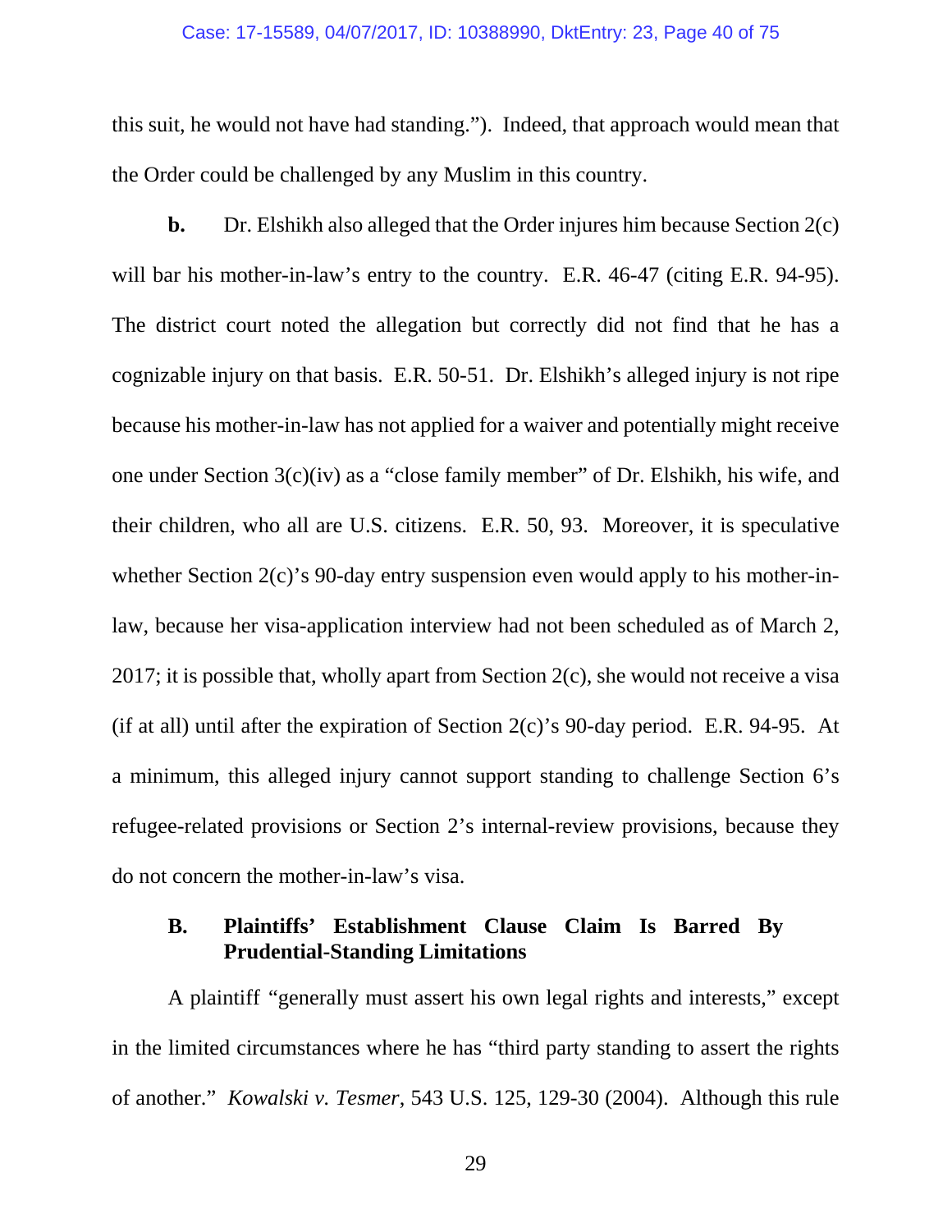this suit, he would not have had standing."). Indeed, that approach would mean that the Order could be challenged by any Muslim in this country.

**b.** Dr. Elshikh also alleged that the Order injures him because Section 2(c) will bar his mother-in-law's entry to the country. E.R. 46-47 (citing E.R. 94-95). The district court noted the allegation but correctly did not find that he has a cognizable injury on that basis. E.R. 50-51. Dr. Elshikh's alleged injury is not ripe because his mother-in-law has not applied for a waiver and potentially might receive one under Section 3(c)(iv) as a "close family member" of Dr. Elshikh, his wife, and their children, who all are U.S. citizens. E.R. 50, 93. Moreover, it is speculative whether Section 2(c)'s 90-day entry suspension even would apply to his mother-in-law, because her visa-application interview had not been scheduled as of March 2, 2017; it is possible that, wholly apart from Section 2(c), she would not receive a visa (if at all) until after the expiration of Section 2(c)'s 90-day period. E.R. 94-95. At a minimum, this alleged injury cannot support standing to challenge Section 6's refugee-related provisions or Section 2's internal-review provisions, because they do not concern the mother-in-law's visa.

### B. Plaintiffs' Establishment Clause Claim Is Barred By Prudential-Standing Limitations

A plaintiff "generally must assert his own legal rights and interests," except in the limited circumstances where he has "third party standing to assert the rights of another." *Kowalski v. Tesmer*, 543 U.S. 125, 129-30 (2004). Although this rule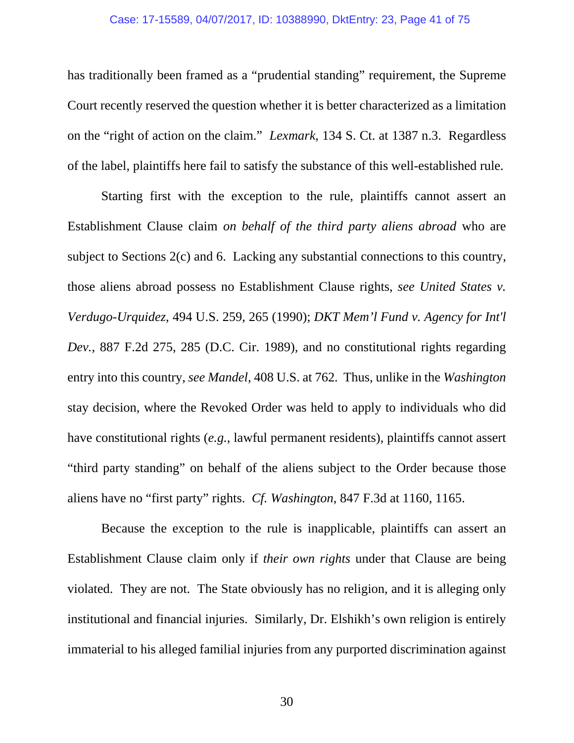has traditionally been framed as a "prudential standing" requirement, the Supreme Court recently reserved the question whether it is better characterized as a limitation on the "right of action on the claim." *Lexmark*, 134 S. Ct. at 1387 n.3. Regardless of the label, plaintiffs here fail to satisfy the substance of this well-established rule.

Starting first with the exception to the rule, plaintiffs cannot assert an Establishment Clause claim *on behalf of the third party aliens abroad* who are subject to Sections 2(c) and 6. Lacking any substantial connections to this country, those aliens abroad possess no Establishment Clause rights, *see United States v. Verdugo-Urquidez*, 494 U.S. 259, 265 (1990); *DKT Mem'l Fund v. Agency for Int'l Dev.*, 887 F.2d 275, 285 (D.C. Cir. 1989), and no constitutional rights regarding entry into this country, *see Mandel*, 408 U.S. at 762. Thus, unlike in the *Washington* stay decision, where the Revoked Order was held to apply to individuals who did have constitutional rights (*e.g.*, lawful permanent residents), plaintiffs cannot assert "third party standing" on behalf of the aliens subject to the Order because those aliens have no "first party" rights. *Cf. Washington*, 847 F.3d at 1160, 1165.

Because the exception to the rule is inapplicable, plaintiffs can assert an Establishment Clause claim only if *their own rights* under that Clause are being violated. They are not. The State obviously has no religion, and it is alleging only institutional and financial injuries. Similarly, Dr. Elshikh's own religion is entirely immaterial to his alleged familial injuries from any purported discrimination against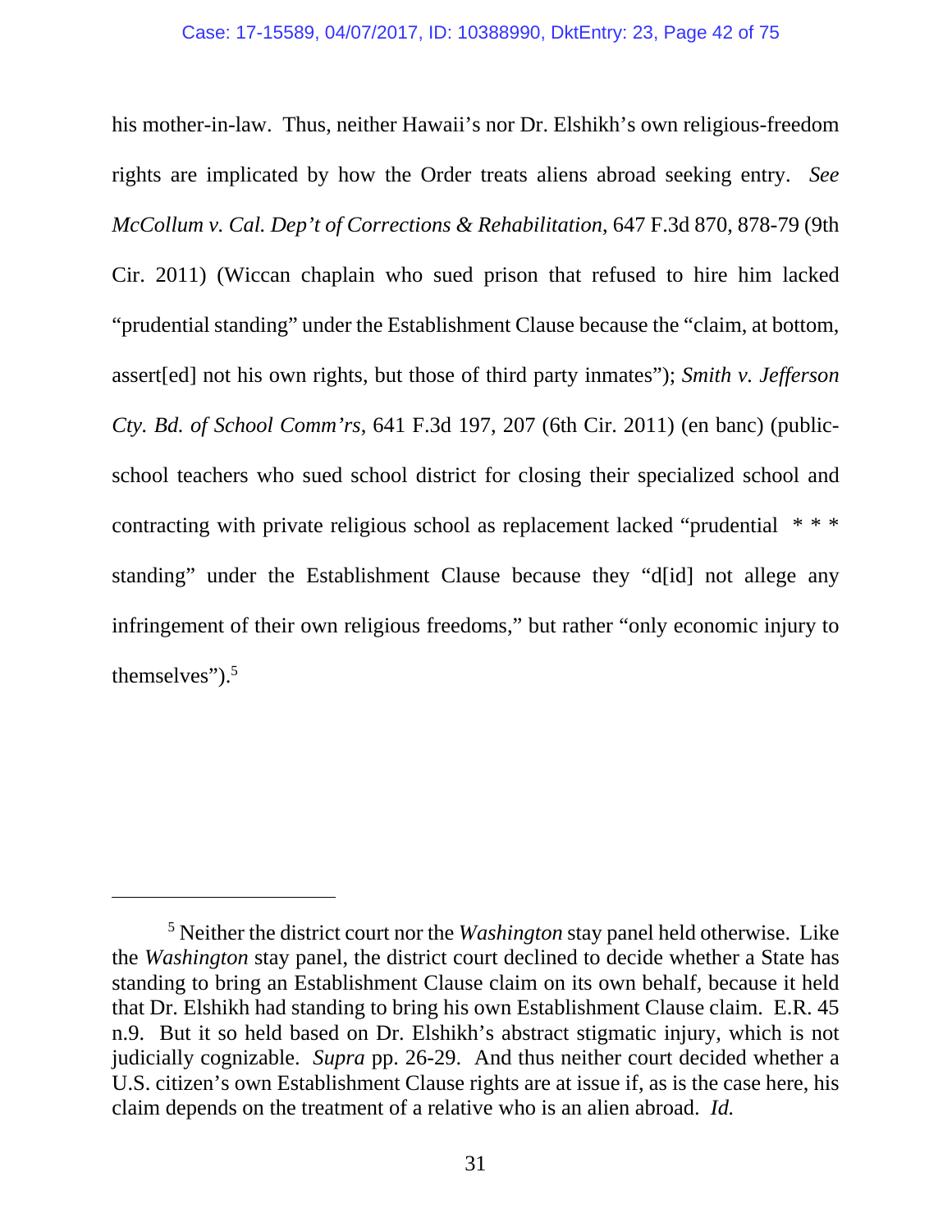his mother-in-law. Thus, neither Hawaii's nor Dr. Elshikh's own religious-freedom rights are implicated by how the Order treats aliens abroad seeking entry. *See McCollum v. Cal. Dep't of Corrections & Rehabilitation*, 647 F.3d 870, 878-79 (9th Cir. 2011) (Wiccan chaplain who sued prison that refused to hire him lacked "prudential standing" under the Establishment Clause because the "claim, at bottom, assert[ed] not his own rights, but those of third party inmates"); *Smith v. Jefferson Cty. Bd. of School Comm'rs*, 641 F.3d 197, 207 (6th Cir. 2011) (en banc) (public-school teachers who sued school district for closing their specialized school and contracting with private religious school as replacement lacked "prudential * * * standing" under the Establishment Clause because they "d[id] not allege any infringement of their own religious freedoms," but rather "only economic injury to themselves").[5]

---

[5] Neither the district court nor the *Washington* stay panel held otherwise. Like the *Washington* stay panel, the district court declined to decide whether a State has standing to bring an Establishment Clause claim on its own behalf, because it held that Dr. Elshikh had standing to bring his own Establishment Clause claim. E.R. 45 n.9. But it so held based on Dr. Elshikh's abstract stigmatic injury, which is not judicially cognizable. *Supra* pp. 26-29. And thus neither court decided whether a U.S. citizen's own Establishment Clause rights are at issue if, as is the case here, his claim depends on the treatment of a relative who is an alien abroad. *Id.*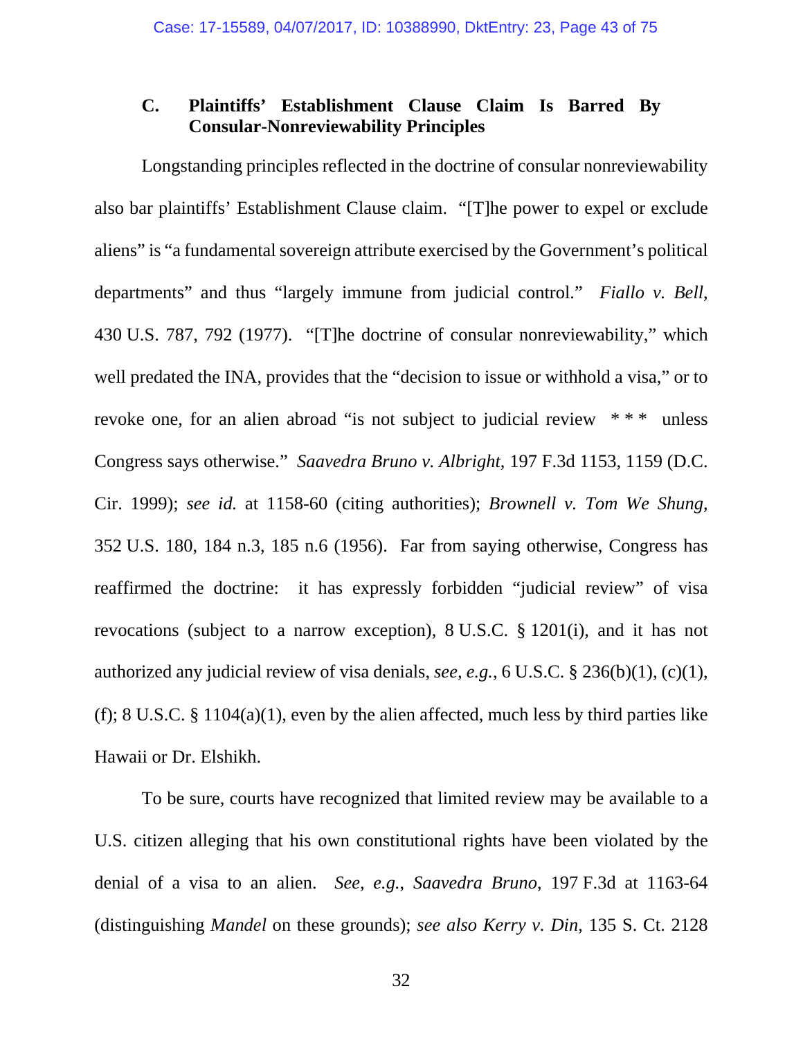### C. Plaintiffs' Establishment Clause Claim Is Barred By Consular-Nonreviewability Principles

Longstanding principles reflected in the doctrine of consular nonreviewability also bar plaintiffs' Establishment Clause claim. "[T]he power to expel or exclude aliens" is "a fundamental sovereign attribute exercised by the Government's political departments" and thus "largely immune from judicial control." *Fiallo v. Bell*, 430 U.S. 787, 792 (1977). "[T]he doctrine of consular nonreviewability," which well predated the INA, provides that the "decision to issue or withhold a visa," or to revoke one, for an alien abroad "is not subject to judicial review * * * unless Congress says otherwise." *Saavedra Bruno v. Albright*, 197 F.3d 1153, 1159 (D.C. Cir. 1999); *see id.* at 1158-60 (citing authorities); *Brownell v. Tom We Shung*, 352 U.S. 180, 184 n.3, 185 n.6 (1956). Far from saying otherwise, Congress has reaffirmed the doctrine: it has expressly forbidden "judicial review" of visa revocations (subject to a narrow exception), 8 U.S.C. § 1201(i), and it has not authorized any judicial review of visa denials, *see, e.g.*, 6 U.S.C. § 236(b)(1), (c)(1), (f); 8 U.S.C. § 1104(a)(1), even by the alien affected, much less by third parties like Hawaii or Dr. Elshikh.

To be sure, courts have recognized that limited review may be available to a U.S. citizen alleging that his own constitutional rights have been violated by the denial of a visa to an alien. *See, e.g.*, *Saavedra Bruno*, 197 F.3d at 1163-64 (distinguishing *Mandel* on these grounds); *see also Kerry v. Din*, 135 S. Ct. 2128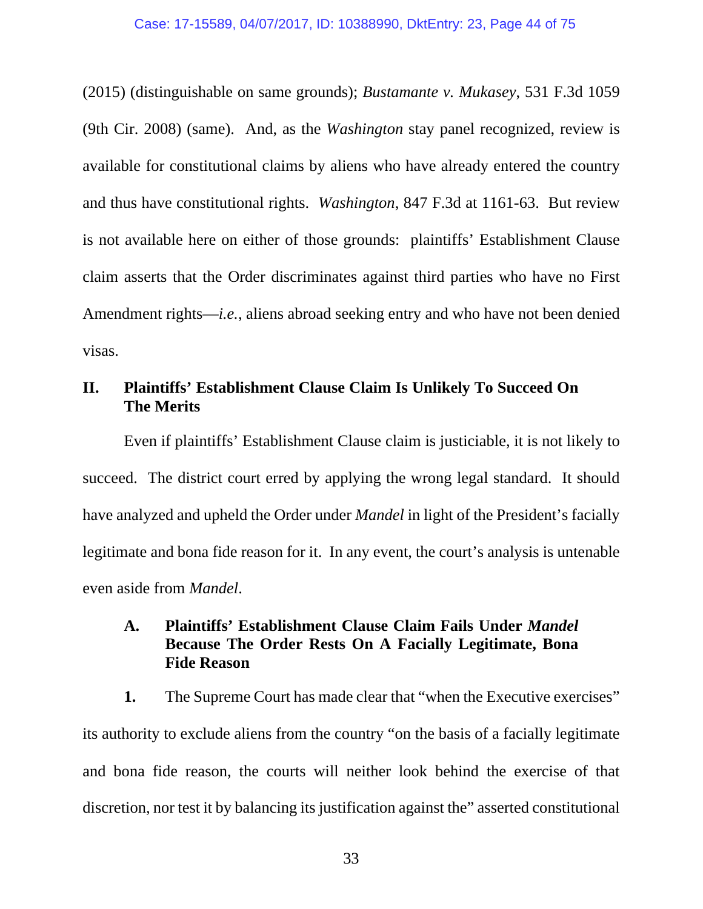(2015) (distinguishable on same grounds); *Bustamante v. Mukasey*, 531 F.3d 1059 (9th Cir. 2008) (same). And, as the *Washington* stay panel recognized, review is available for constitutional claims by aliens who have already entered the country and thus have constitutional rights. *Washington*, 847 F.3d at 1161-63. But review is not available here on either of those grounds: plaintiffs' Establishment Clause claim asserts that the Order discriminates against third parties who have no First Amendment rights—*i.e.*, aliens abroad seeking entry and who have not been denied visas.

## II. Plaintiffs' Establishment Clause Claim Is Unlikely To Succeed On The Merits

Even if plaintiffs' Establishment Clause claim is justiciable, it is not likely to succeed. The district court erred by applying the wrong legal standard. It should have analyzed and upheld the Order under *Mandel* in light of the President's facially legitimate and bona fide reason for it. In any event, the court's analysis is untenable even aside from *Mandel*.

### A. Plaintiffs' Establishment Clause Claim Fails Under *Mandel* Because The Order Rests On A Facially Legitimate, Bona Fide Reason

**1.** The Supreme Court has made clear that "when the Executive exercises" its authority to exclude aliens from the country "on the basis of a facially legitimate and bona fide reason, the courts will neither look behind the exercise of that discretion, nor test it by balancing its justification against the" asserted constitutional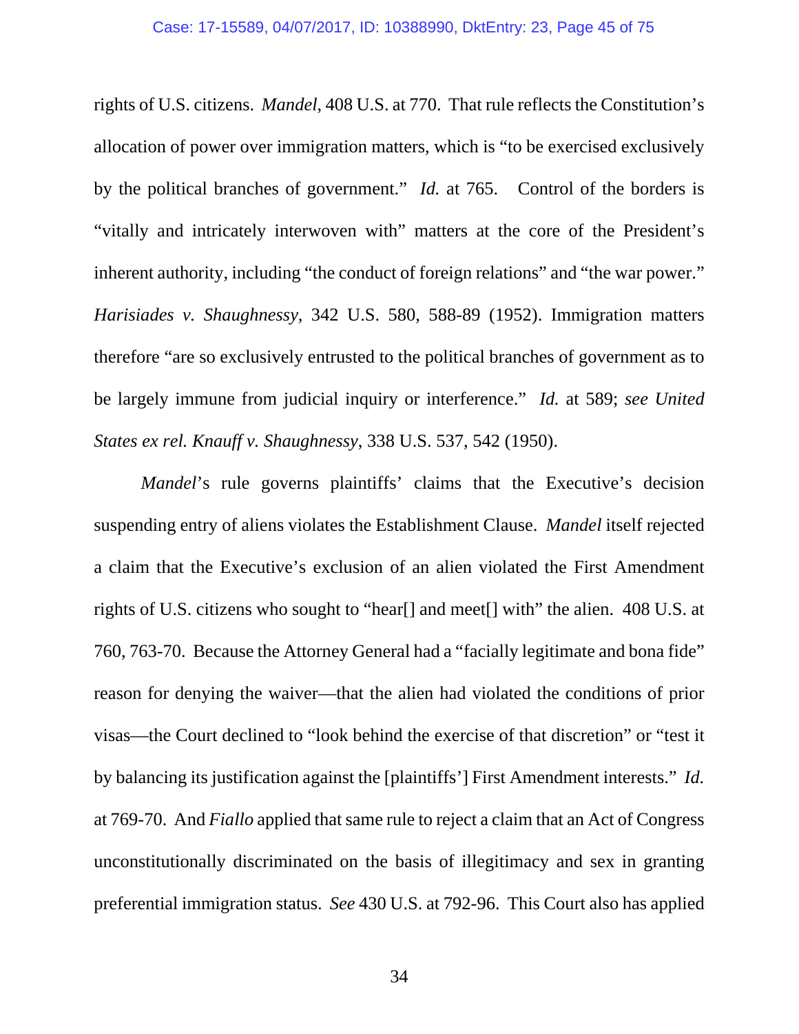rights of U.S. citizens. *Mandel*, 408 U.S. at 770. That rule reflects the Constitution's allocation of power over immigration matters, which is "to be exercised exclusively by the political branches of government." *Id.* at 765. Control of the borders is "vitally and intricately interwoven with" matters at the core of the President's inherent authority, including "the conduct of foreign relations" and "the war power." *Harisiades v. Shaughnessy*, 342 U.S. 580, 588-89 (1952). Immigration matters therefore "are so exclusively entrusted to the political branches of government as to be largely immune from judicial inquiry or interference." *Id.* at 589; *see United States ex rel. Knauff v. Shaughnessy*, 338 U.S. 537, 542 (1950).

*Mandel*'s rule governs plaintiffs' claims that the Executive's decision suspending entry of aliens violates the Establishment Clause. *Mandel* itself rejected a claim that the Executive's exclusion of an alien violated the First Amendment rights of U.S. citizens who sought to "hear[] and meet[] with" the alien. 408 U.S. at 760, 763-70. Because the Attorney General had a "facially legitimate and bona fide" reason for denying the waiver—that the alien had violated the conditions of prior visas—the Court declined to "look behind the exercise of that discretion" or "test it by balancing its justification against the [plaintiffs'] First Amendment interests." *Id.* at 769-70. And *Fiallo* applied that same rule to reject a claim that an Act of Congress unconstitutionally discriminated on the basis of illegitimacy and sex in granting preferential immigration status. *See* 430 U.S. at 792-96. This Court also has applied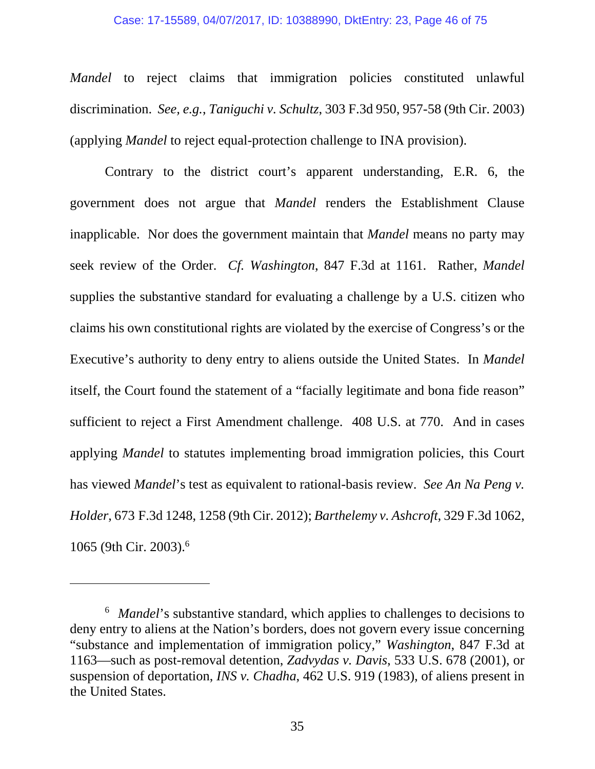*Mandel* to reject claims that immigration policies constituted unlawful discrimination. *See, e.g.*, *Taniguchi v. Schultz*, 303 F.3d 950, 957-58 (9th Cir. 2003) (applying *Mandel* to reject equal-protection challenge to INA provision).

Contrary to the district court's apparent understanding, E.R. 6, the government does not argue that *Mandel* renders the Establishment Clause inapplicable. Nor does the government maintain that *Mandel* means no party may seek review of the Order. *Cf. Washington*, 847 F.3d at 1161. Rather, *Mandel* supplies the substantive standard for evaluating a challenge by a U.S. citizen who claims his own constitutional rights are violated by the exercise of Congress's or the Executive's authority to deny entry to aliens outside the United States. In *Mandel* itself, the Court found the statement of a "facially legitimate and bona fide reason" sufficient to reject a First Amendment challenge. 408 U.S. at 770. And in cases applying *Mandel* to statutes implementing broad immigration policies, this Court has viewed *Mandel*'s test as equivalent to rational-basis review. *See An Na Peng v. Holder*, 673 F.3d 1248, 1258 (9th Cir. 2012); *Barthelemy v. Ashcroft*, 329 F.3d 1062, 1065 (9th Cir. 2003).[6]

---

[6] *Mandel*'s substantive standard, which applies to challenges to decisions to deny entry to aliens at the Nation's borders, does not govern every issue concerning "substance and implementation of immigration policy," *Washington*, 847 F.3d at 1163—such as post-removal detention, *Zadvydas v. Davis*, 533 U.S. 678 (2001), or suspension of deportation, *INS v. Chadha*, 462 U.S. 919 (1983), of aliens present in the United States.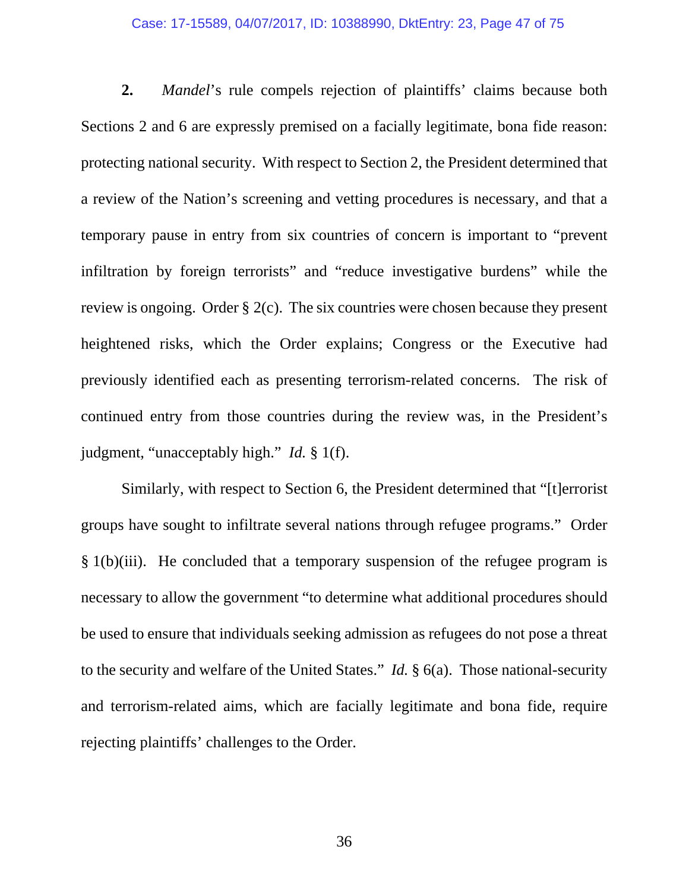**2.** *Mandel*'s rule compels rejection of plaintiffs' claims because both Sections 2 and 6 are expressly premised on a facially legitimate, bona fide reason: protecting national security. With respect to Section 2, the President determined that a review of the Nation's screening and vetting procedures is necessary, and that a temporary pause in entry from six countries of concern is important to "prevent infiltration by foreign terrorists" and "reduce investigative burdens" while the review is ongoing. Order § 2(c). The six countries were chosen because they present heightened risks, which the Order explains; Congress or the Executive had previously identified each as presenting terrorism-related concerns. The risk of continued entry from those countries during the review was, in the President's judgment, "unacceptably high." *Id.* § 1(f).

Similarly, with respect to Section 6, the President determined that "[t]errorist groups have sought to infiltrate several nations through refugee programs." Order § 1(b)(iii). He concluded that a temporary suspension of the refugee program is necessary to allow the government "to determine what additional procedures should be used to ensure that individuals seeking admission as refugees do not pose a threat to the security and welfare of the United States." *Id.* § 6(a). Those national-security and terrorism-related aims, which are facially legitimate and bona fide, require rejecting plaintiffs' challenges to the Order.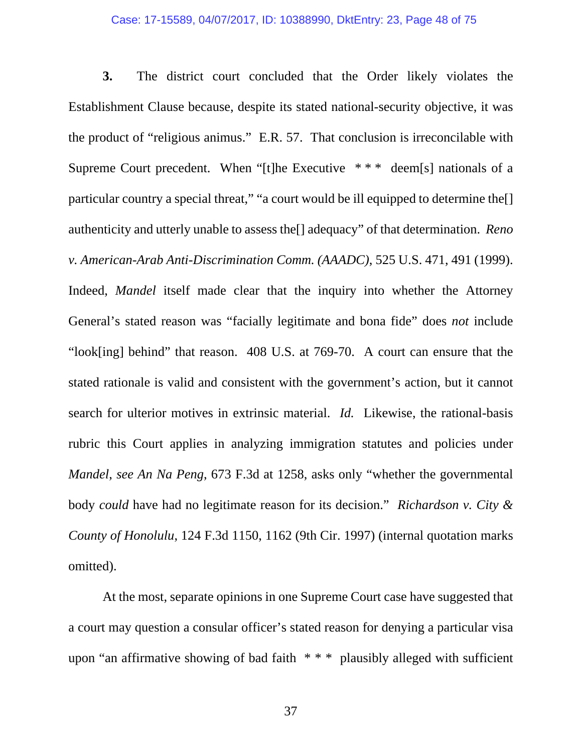**3.** The district court concluded that the Order likely violates the Establishment Clause because, despite its stated national-security objective, it was the product of "religious animus." E.R. 57. That conclusion is irreconcilable with Supreme Court precedent. When "[t]he Executive * * * deem[s] nationals of a particular country a special threat," "a court would be ill equipped to determine the[] authenticity and utterly unable to assess the[] adequacy" of that determination. *Reno v. American-Arab Anti-Discrimination Comm. (AAADC)*, 525 U.S. 471, 491 (1999). Indeed, *Mandel* itself made clear that the inquiry into whether the Attorney General's stated reason was "facially legitimate and bona fide" does *not* include "look[ing] behind" that reason. 408 U.S. at 769-70. A court can ensure that the stated rationale is valid and consistent with the government's action, but it cannot search for ulterior motives in extrinsic material. *Id.* Likewise, the rational-basis rubric this Court applies in analyzing immigration statutes and policies under *Mandel*, *see An Na Peng*, 673 F.3d at 1258, asks only "whether the governmental body *could* have had no legitimate reason for its decision." *Richardson v. City & County of Honolulu*, 124 F.3d 1150, 1162 (9th Cir. 1997) (internal quotation marks omitted).

At the most, separate opinions in one Supreme Court case have suggested that a court may question a consular officer's stated reason for denying a particular visa upon "an affirmative showing of bad faith * * * plausibly alleged with sufficient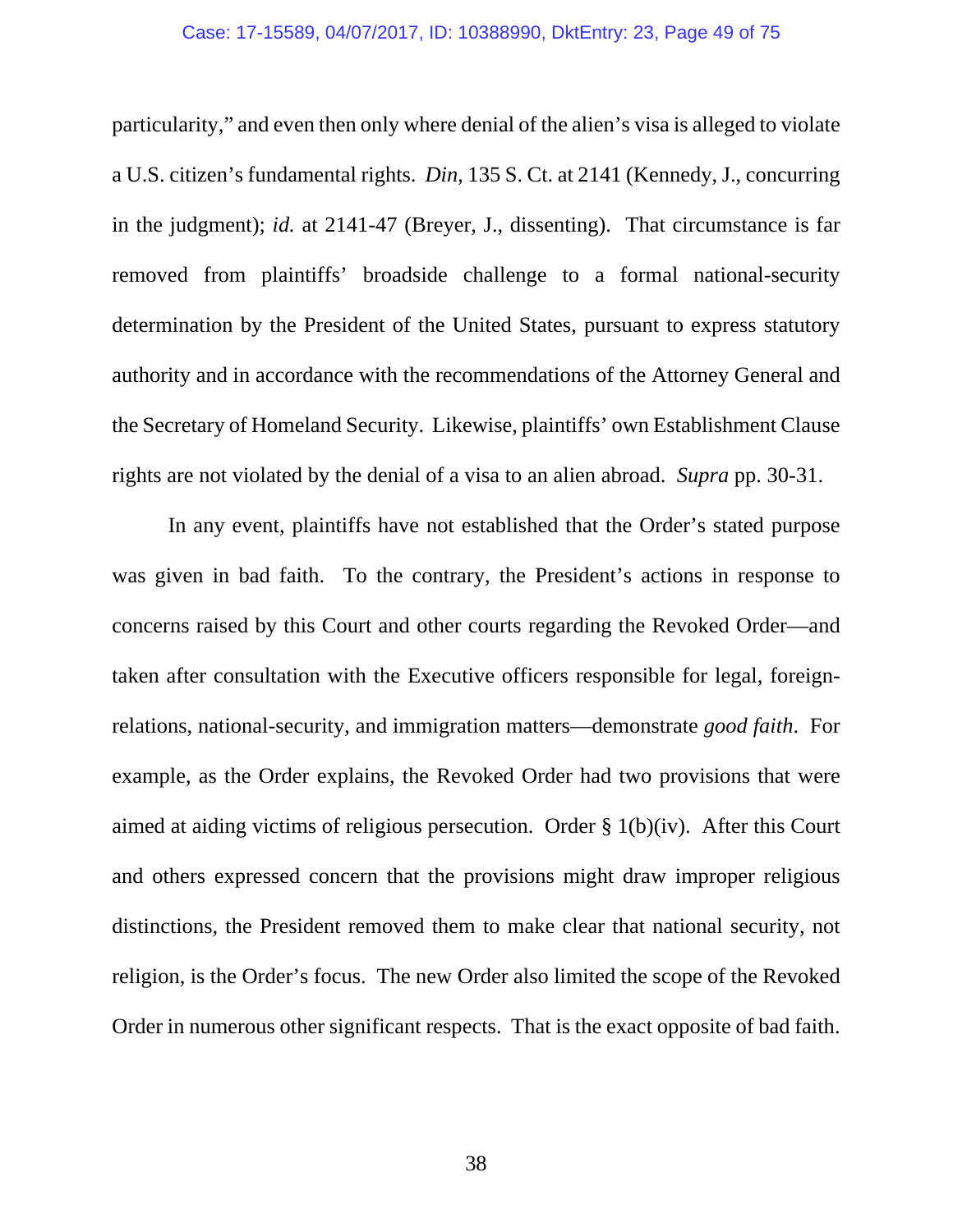particularity," and even then only where denial of the alien's visa is alleged to violate a U.S. citizen's fundamental rights. *Din*, 135 S. Ct. at 2141 (Kennedy, J., concurring in the judgment); *id.* at 2141-47 (Breyer, J., dissenting). That circumstance is far removed from plaintiffs' broadside challenge to a formal national-security determination by the President of the United States, pursuant to express statutory authority and in accordance with the recommendations of the Attorney General and the Secretary of Homeland Security. Likewise, plaintiffs' own Establishment Clause rights are not violated by the denial of a visa to an alien abroad. *Supra* pp. 30-31.

In any event, plaintiffs have not established that the Order's stated purpose was given in bad faith. To the contrary, the President's actions in response to concerns raised by this Court and other courts regarding the Revoked Order—and taken after consultation with the Executive officers responsible for legal, foreign-relations, national-security, and immigration matters—demonstrate *good faith*. For example, as the Order explains, the Revoked Order had two provisions that were aimed at aiding victims of religious persecution. Order § 1(b)(iv). After this Court and others expressed concern that the provisions might draw improper religious distinctions, the President removed them to make clear that national security, not religion, is the Order's focus. The new Order also limited the scope of the Revoked Order in numerous other significant respects. That is the exact opposite of bad faith.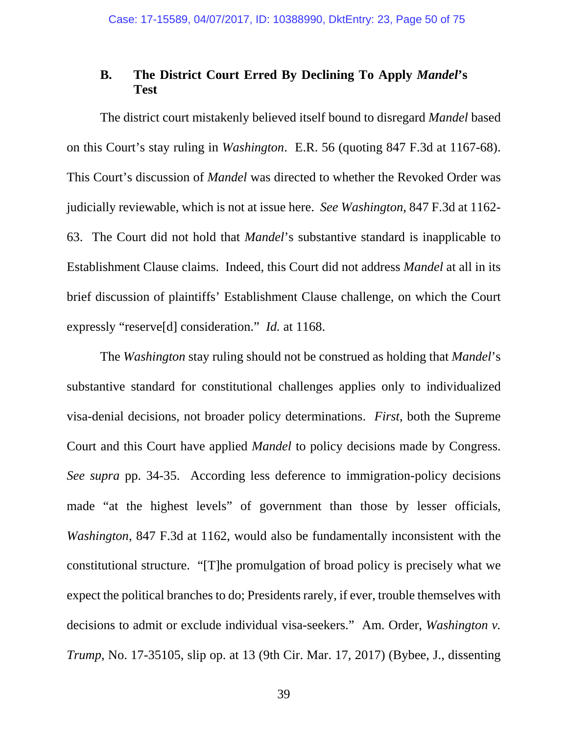### B. The District Court Erred By Declining To Apply *Mandel*'s Test

The district court mistakenly believed itself bound to disregard *Mandel* based on this Court's stay ruling in *Washington*. E.R. 56 (quoting 847 F.3d at 1167-68). This Court's discussion of *Mandel* was directed to whether the Revoked Order was judicially reviewable, which is not at issue here. *See Washington*, 847 F.3d at 1162-63. The Court did not hold that *Mandel*'s substantive standard is inapplicable to Establishment Clause claims. Indeed, this Court did not address *Mandel* at all in its brief discussion of plaintiffs' Establishment Clause challenge, on which the Court expressly "reserve[d] consideration." *Id.* at 1168.

The *Washington* stay ruling should not be construed as holding that *Mandel*'s substantive standard for constitutional challenges applies only to individualized visa-denial decisions, not broader policy determinations. *First*, both the Supreme Court and this Court have applied *Mandel* to policy decisions made by Congress. *See supra* pp. 34-35. According less deference to immigration-policy decisions made "at the highest levels" of government than those by lesser officials, *Washington*, 847 F.3d at 1162, would also be fundamentally inconsistent with the constitutional structure. "[T]he promulgation of broad policy is precisely what we expect the political branches to do; Presidents rarely, if ever, trouble themselves with decisions to admit or exclude individual visa-seekers." Am. Order, *Washington v. Trump*, No. 17-35105, slip op. at 13 (9th Cir. Mar. 17, 2017) (Bybee, J., dissenting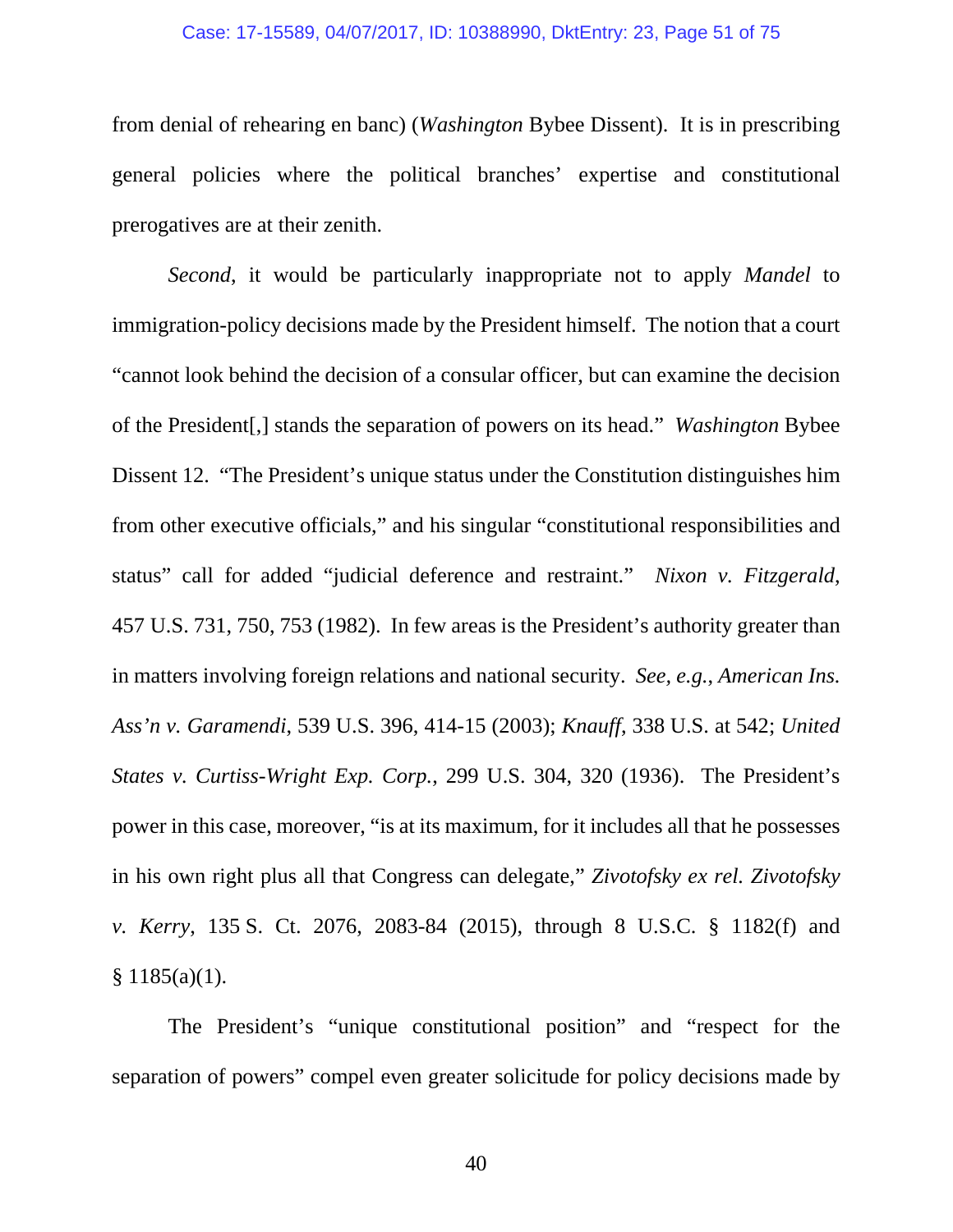from denial of rehearing en banc) (*Washington* Bybee Dissent). It is in prescribing general policies where the political branches' expertise and constitutional prerogatives are at their zenith.

*Second*, it would be particularly inappropriate not to apply *Mandel* to immigration-policy decisions made by the President himself. The notion that a court "cannot look behind the decision of a consular officer, but can examine the decision of the President[,] stands the separation of powers on its head." *Washington* Bybee Dissent 12. "The President's unique status under the Constitution distinguishes him from other executive officials," and his singular "constitutional responsibilities and status" call for added "judicial deference and restraint." *Nixon v. Fitzgerald*, 457 U.S. 731, 750, 753 (1982). In few areas is the President's authority greater than in matters involving foreign relations and national security. *See, e.g.*, *American Ins. Ass'n v. Garamendi*, 539 U.S. 396, 414-15 (2003); *Knauff*, 338 U.S. at 542; *United States v. Curtiss-Wright Exp. Corp.*, 299 U.S. 304, 320 (1936). The President's power in this case, moreover, "is at its maximum, for it includes all that he possesses in his own right plus all that Congress can delegate," *Zivotofsky ex rel. Zivotofsky v. Kerry*, 135 S. Ct. 2076, 2083-84 (2015), through 8 U.S.C. § 1182(f) and § 1185(a)(1).

The President's "unique constitutional position" and "respect for the separation of powers" compel even greater solicitude for policy decisions made by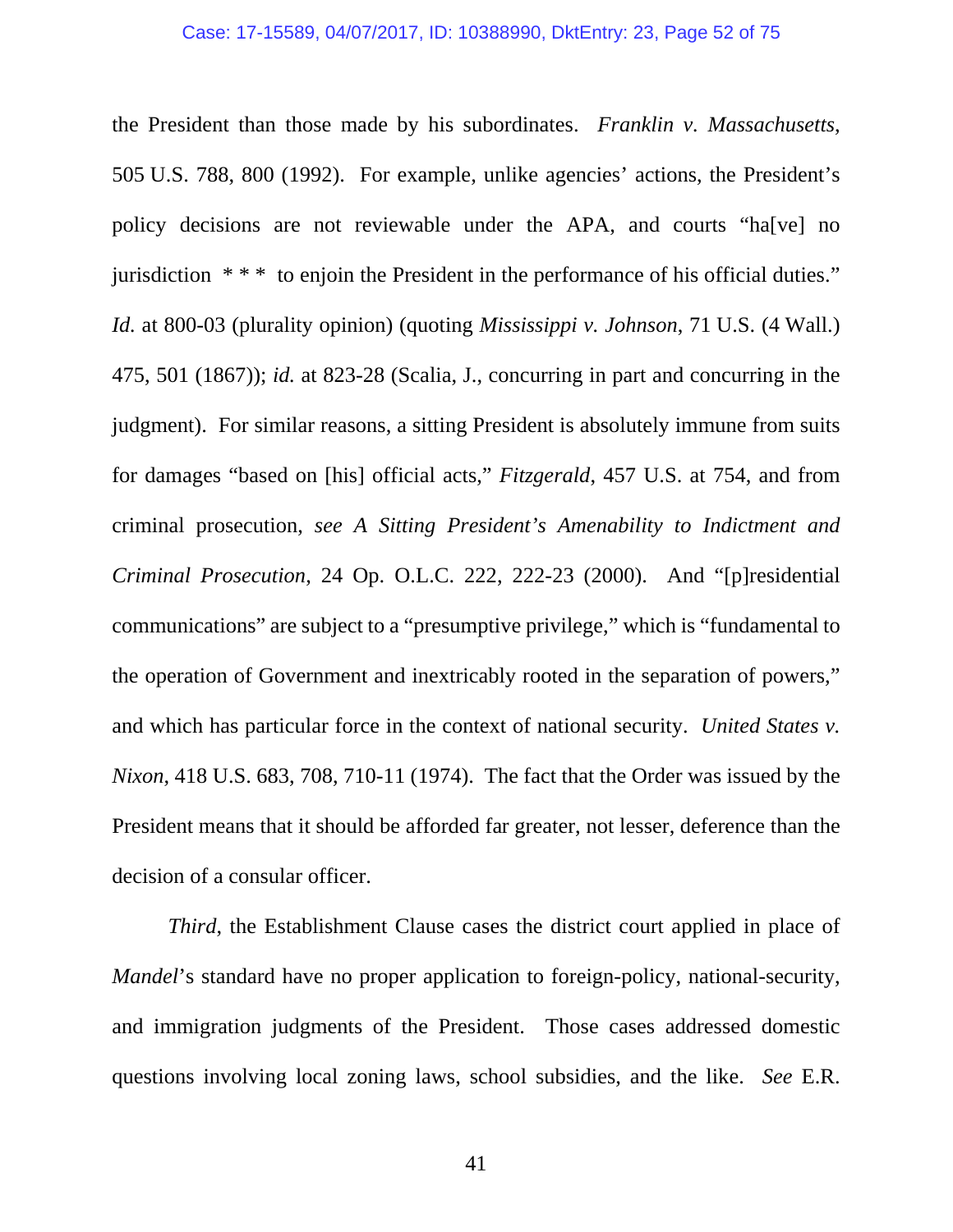the President than those made by his subordinates. *Franklin v. Massachusetts*, 505 U.S. 788, 800 (1992). For example, unlike agencies' actions, the President's policy decisions are not reviewable under the APA, and courts "ha[ve] no jurisdiction * * * to enjoin the President in the performance of his official duties." *Id.* at 800-03 (plurality opinion) (quoting *Mississippi v. Johnson*, 71 U.S. (4 Wall.) 475, 501 (1867)); *id.* at 823-28 (Scalia, J., concurring in part and concurring in the judgment). For similar reasons, a sitting President is absolutely immune from suits for damages "based on [his] official acts," *Fitzgerald*, 457 U.S. at 754, and from criminal prosecution, *see A Sitting President's Amenability to Indictment and Criminal Prosecution*, 24 Op. O.L.C. 222, 222-23 (2000). And "[p]residential communications" are subject to a "presumptive privilege," which is "fundamental to the operation of Government and inextricably rooted in the separation of powers," and which has particular force in the context of national security. *United States v. Nixon*, 418 U.S. 683, 708, 710-11 (1974). The fact that the Order was issued by the President means that it should be afforded far greater, not lesser, deference than the decision of a consular officer.

*Third*, the Establishment Clause cases the district court applied in place of *Mandel*'s standard have no proper application to foreign-policy, national-security, and immigration judgments of the President. Those cases addressed domestic questions involving local zoning laws, school subsidies, and the like. *See* E.R.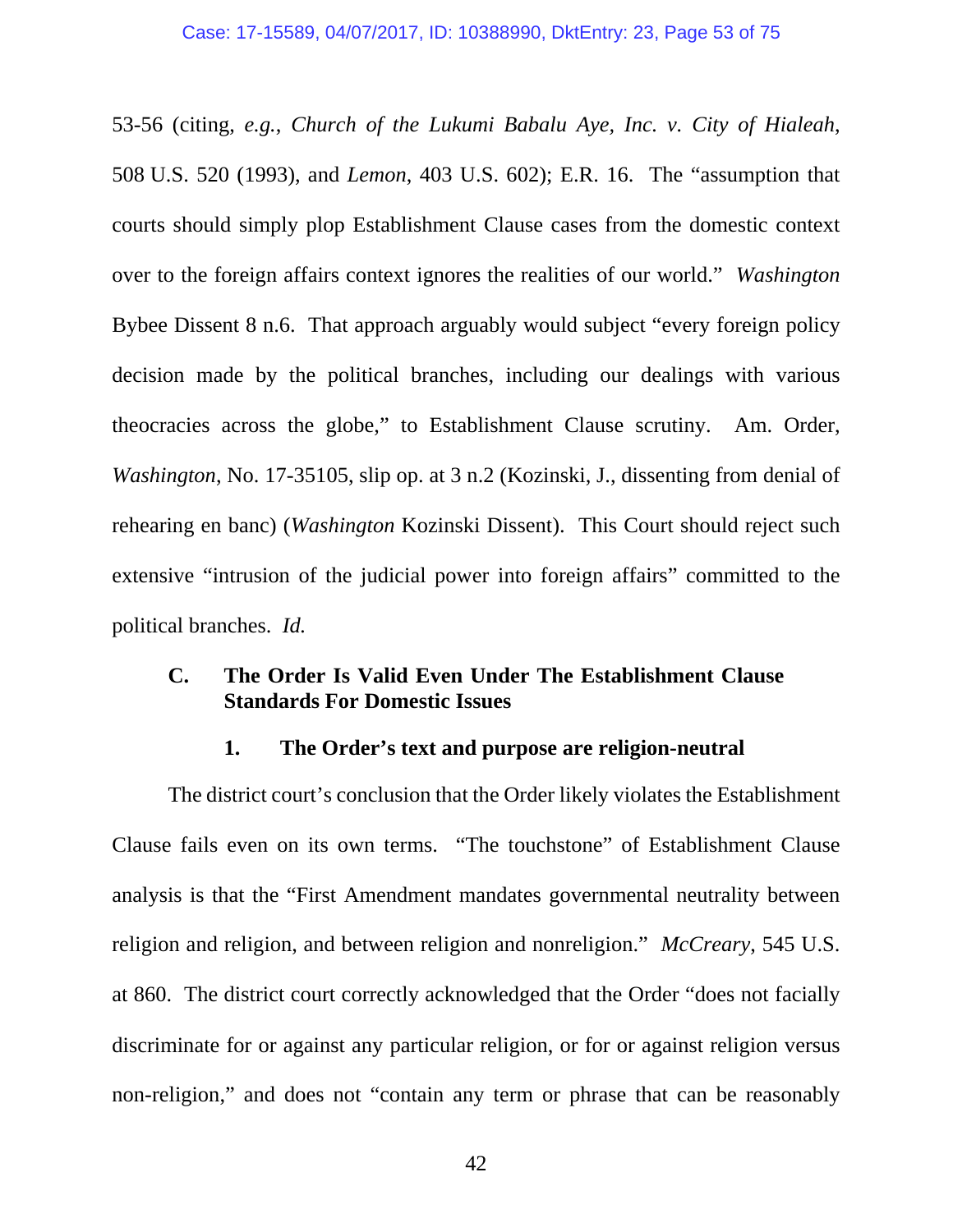53-56 (citing, *e.g.*, *Church of the Lukumi Babalu Aye, Inc. v. City of Hialeah*, 508 U.S. 520 (1993), and *Lemon*, 403 U.S. 602); E.R. 16. The "assumption that courts should simply plop Establishment Clause cases from the domestic context over to the foreign affairs context ignores the realities of our world." *Washington* Bybee Dissent 8 n.6. That approach arguably would subject "every foreign policy decision made by the political branches, including our dealings with various theocracies across the globe," to Establishment Clause scrutiny. Am. Order, *Washington*, No. 17-35105, slip op. at 3 n.2 (Kozinski, J., dissenting from denial of rehearing en banc) (*Washington* Kozinski Dissent). This Court should reject such extensive "intrusion of the judicial power into foreign affairs" committed to the political branches. *Id.*

### C. The Order Is Valid Even Under The Establishment Clause Standards For Domestic Issues

#### 1. The Order's text and purpose are religion-neutral

The district court's conclusion that the Order likely violates the Establishment Clause fails even on its own terms. "The touchstone" of Establishment Clause analysis is that the "First Amendment mandates governmental neutrality between religion and religion, and between religion and nonreligion." *McCreary*, 545 U.S. at 860. The district court correctly acknowledged that the Order "does not facially discriminate for or against any particular religion, or for or against religion versus non-religion," and does not "contain any term or phrase that can be reasonably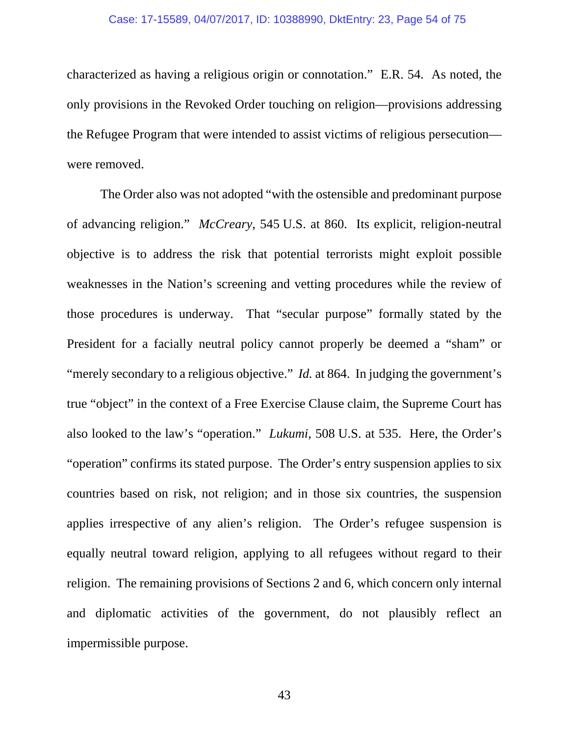characterized as having a religious origin or connotation." E.R. 54. As noted, the only provisions in the Revoked Order touching on religion—provisions addressing the Refugee Program that were intended to assist victims of religious persecution—were removed.

The Order also was not adopted "with the ostensible and predominant purpose of advancing religion." *McCreary*, 545 U.S. at 860. Its explicit, religion-neutral objective is to address the risk that potential terrorists might exploit possible weaknesses in the Nation's screening and vetting procedures while the review of those procedures is underway. That "secular purpose" formally stated by the President for a facially neutral policy cannot properly be deemed a "sham" or "merely secondary to a religious objective." *Id.* at 864. In judging the government's true "object" in the context of a Free Exercise Clause claim, the Supreme Court has also looked to the law's "operation." *Lukumi*, 508 U.S. at 535. Here, the Order's "operation" confirms its stated purpose. The Order's entry suspension applies to six countries based on risk, not religion; and in those six countries, the suspension applies irrespective of any alien's religion. The Order's refugee suspension is equally neutral toward religion, applying to all refugees without regard to their religion. The remaining provisions of Sections 2 and 6, which concern only internal and diplomatic activities of the government, do not plausibly reflect an impermissible purpose.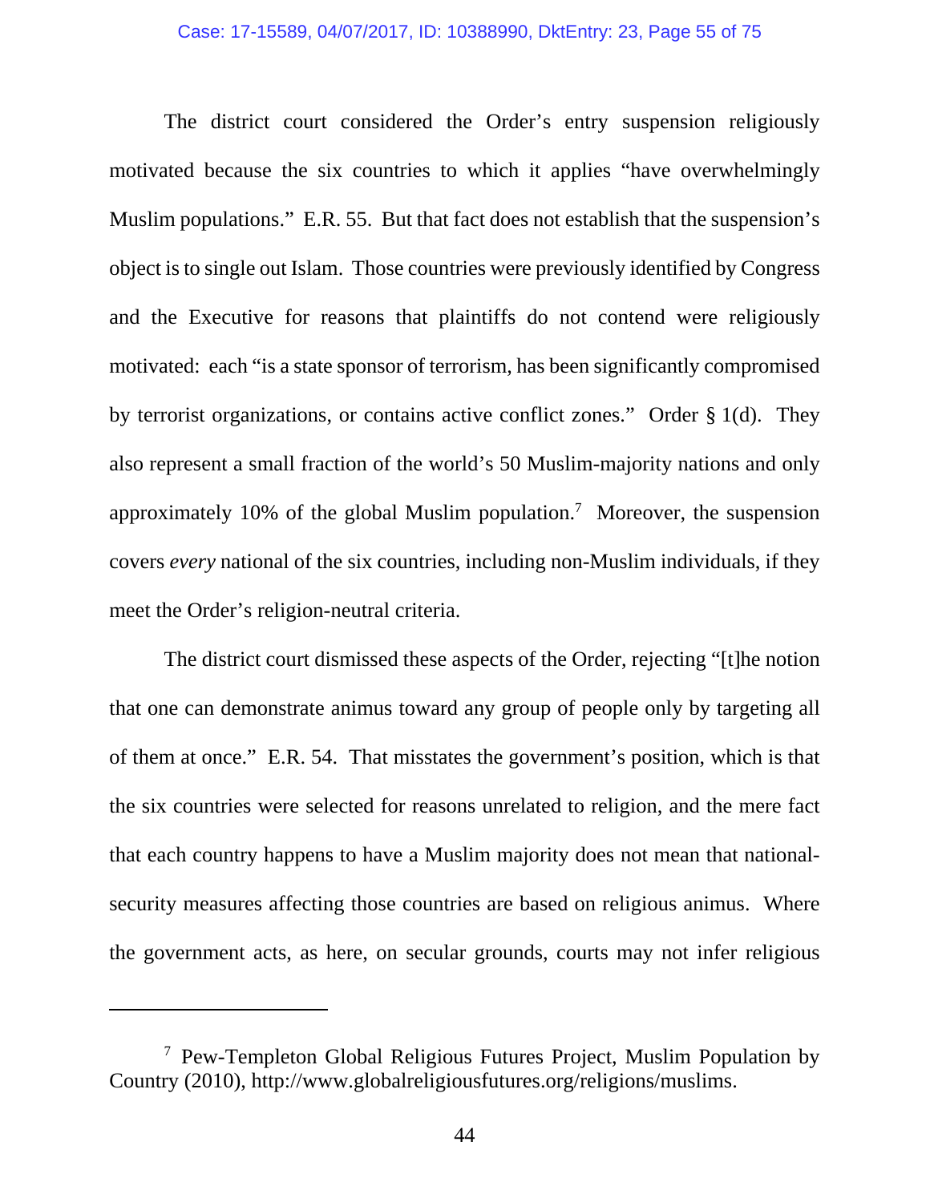The district court considered the Order's entry suspension religiously motivated because the six countries to which it applies "have overwhelmingly Muslim populations." E.R. 55. But that fact does not establish that the suspension's object is to single out Islam. Those countries were previously identified by Congress and the Executive for reasons that plaintiffs do not contend were religiously motivated: each "is a state sponsor of terrorism, has been significantly compromised by terrorist organizations, or contains active conflict zones." Order § 1(d). They also represent a small fraction of the world's 50 Muslim-majority nations and only approximately 10% of the global Muslim population.[7] Moreover, the suspension covers *every* national of the six countries, including non-Muslim individuals, if they meet the Order's religion-neutral criteria.

The district court dismissed these aspects of the Order, rejecting "[t]he notion that one can demonstrate animus toward any group of people only by targeting all of them at once." E.R. 54. That misstates the government's position, which is that the six countries were selected for reasons unrelated to religion, and the mere fact that each country happens to have a Muslim majority does not mean that national-security measures affecting those countries are based on religious animus. Where the government acts, as here, on secular grounds, courts may not infer religious

---

[7] Pew-Templeton Global Religious Futures Project, Muslim Population by Country (2010), http://www.globalreligiousfutures.org/religions/muslims.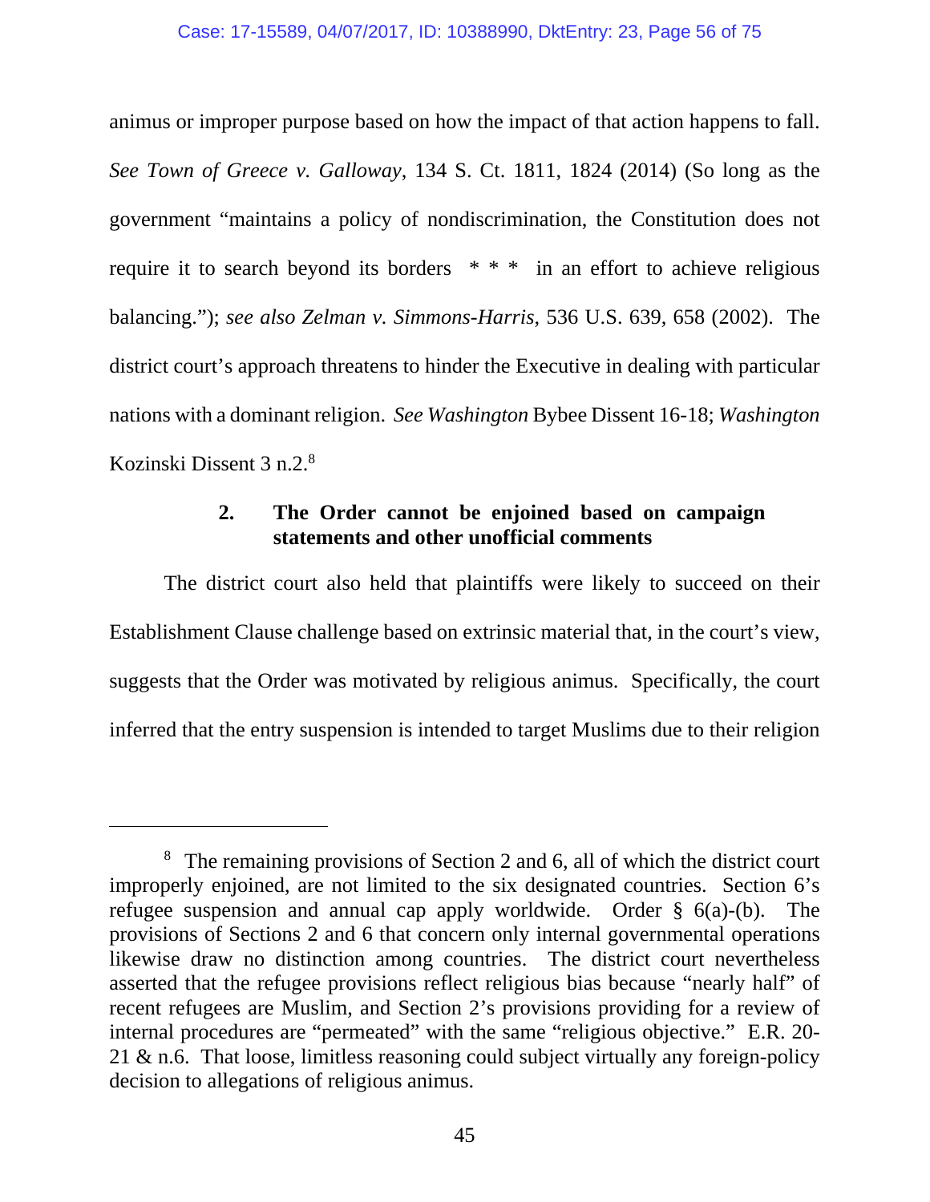animus or improper purpose based on how the impact of that action happens to fall. *See Town of Greece v. Galloway*, 134 S. Ct. 1811, 1824 (2014) (So long as the government "maintains a policy of nondiscrimination, the Constitution does not require it to search beyond its borders * * * in an effort to achieve religious balancing."); *see also Zelman v. Simmons-Harris*, 536 U.S. 639, 658 (2002). The district court's approach threatens to hinder the Executive in dealing with particular nations with a dominant religion. *See Washington* Bybee Dissent 16-18; *Washington* Kozinski Dissent 3 n.2.[8]

**2. The Order cannot be enjoined based on campaign statements and other unofficial comments**

The district court also held that plaintiffs were likely to succeed on their Establishment Clause challenge based on extrinsic material that, in the court's view, suggests that the Order was motivated by religious animus. Specifically, the court inferred that the entry suspension is intended to target Muslims due to their religion

---

[8] The remaining provisions of Section 2 and 6, all of which the district court improperly enjoined, are not limited to the six designated countries. Section 6's refugee suspension and annual cap apply worldwide. Order § 6(a)-(b). The provisions of Sections 2 and 6 that concern only internal governmental operations likewise draw no distinction among countries. The district court nevertheless asserted that the refugee provisions reflect religious bias because "nearly half" of recent refugees are Muslim, and Section 2's provisions providing for a review of internal procedures are "permeated" with the same "religious objective." E.R. 20-21 & n.6. That loose, limitless reasoning could subject virtually any foreign-policy decision to allegations of religious animus.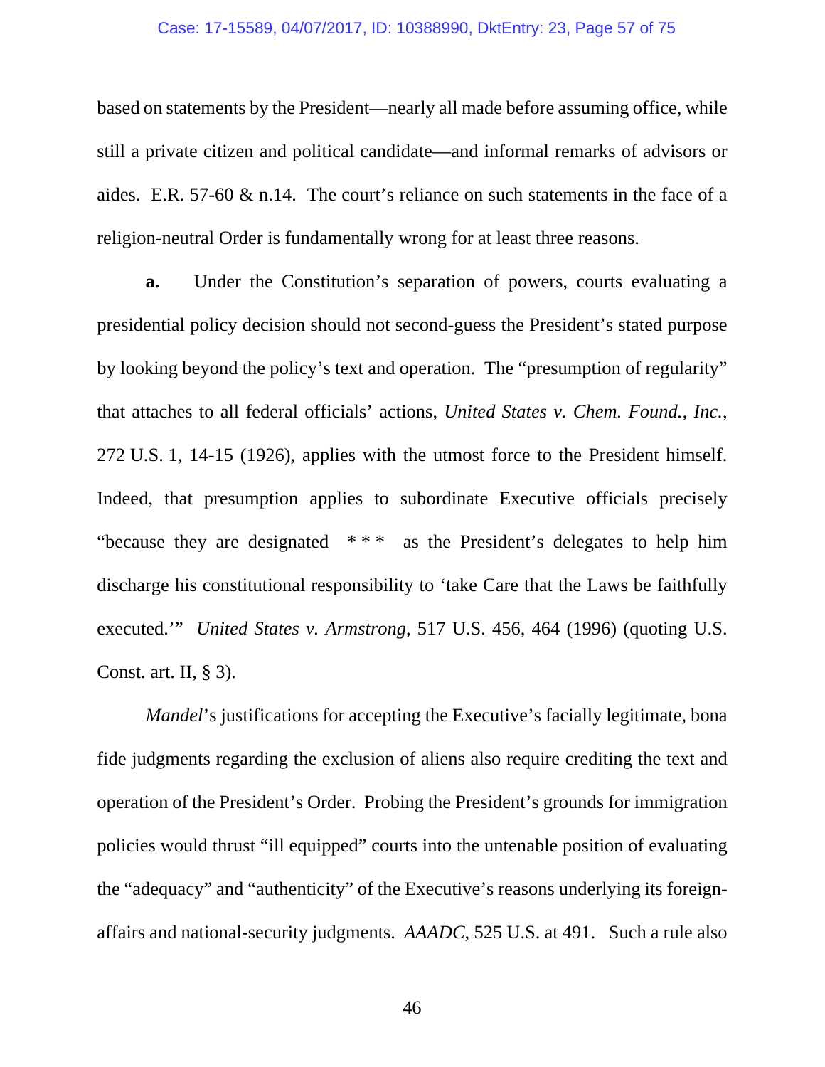based on statements by the President—nearly all made before assuming office, while still a private citizen and political candidate—and informal remarks of advisors or aides. E.R. 57-60 & n.14. The court's reliance on such statements in the face of a religion-neutral Order is fundamentally wrong for at least three reasons.

**a.** Under the Constitution's separation of powers, courts evaluating a presidential policy decision should not second-guess the President's stated purpose by looking beyond the policy's text and operation. The "presumption of regularity" that attaches to all federal officials' actions, *United States v. Chem. Found., Inc.*, 272 U.S. 1, 14-15 (1926), applies with the utmost force to the President himself. Indeed, that presumption applies to subordinate Executive officials precisely "because they are designated * * * as the President's delegates to help him discharge his constitutional responsibility to 'take Care that the Laws be faithfully executed.'" *United States v. Armstrong*, 517 U.S. 456, 464 (1996) (quoting U.S. Const. art. II, § 3).

*Mandel*'s justifications for accepting the Executive's facially legitimate, bona fide judgments regarding the exclusion of aliens also require crediting the text and operation of the President's Order. Probing the President's grounds for immigration policies would thrust "ill equipped" courts into the untenable position of evaluating the "adequacy" and "authenticity" of the Executive's reasons underlying its foreign-affairs and national-security judgments. *AADC*, 525 U.S. at 491. Such a rule also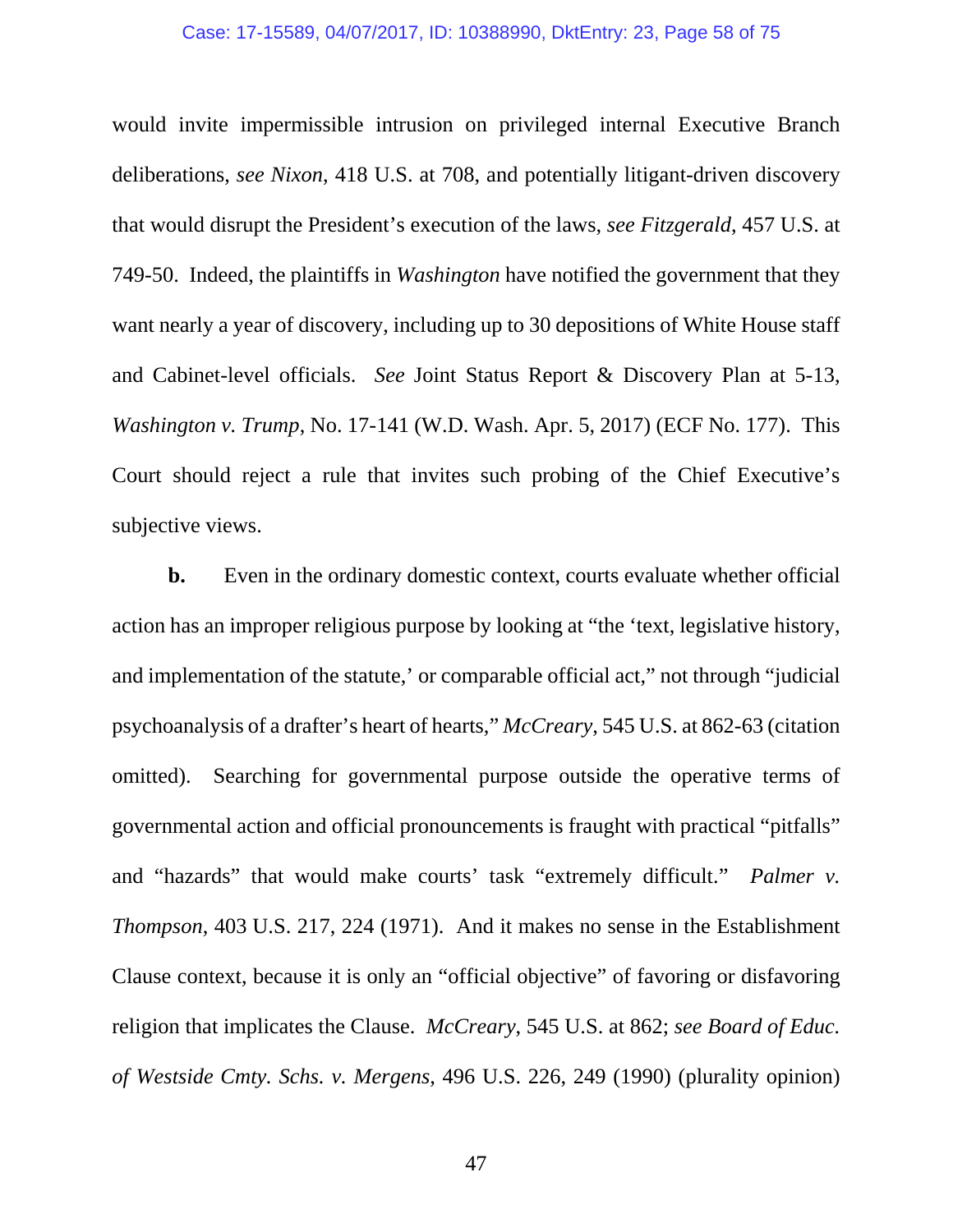would invite impermissible intrusion on privileged internal Executive Branch deliberations, *see Nixon*, 418 U.S. at 708, and potentially litigant-driven discovery that would disrupt the President's execution of the laws, *see Fitzgerald*, 457 U.S. at 749-50. Indeed, the plaintiffs in *Washington* have notified the government that they want nearly a year of discovery, including up to 30 depositions of White House staff and Cabinet-level officials. *See* Joint Status Report & Discovery Plan at 5-13, *Washington v. Trump*, No. 17-141 (W.D. Wash. Apr. 5, 2017) (ECF No. 177). This Court should reject a rule that invites such probing of the Chief Executive's subjective views.

**b.** Even in the ordinary domestic context, courts evaluate whether official action has an improper religious purpose by looking at "the 'text, legislative history, and implementation of the statute,' or comparable official act," not through "judicial psychoanalysis of a drafter's heart of hearts," *McCreary*, 545 U.S. at 862-63 (citation omitted). Searching for governmental purpose outside the operative terms of governmental action and official pronouncements is fraught with practical "pitfalls" and "hazards" that would make courts' task "extremely difficult." *Palmer v. Thompson*, 403 U.S. 217, 224 (1971). And it makes no sense in the Establishment Clause context, because it is only an "official objective" of favoring or disfavoring religion that implicates the Clause. *McCreary*, 545 U.S. at 862; *see Board of Educ. of Westside Cmty. Schs. v. Mergens*, 496 U.S. 226, 249 (1990) (plurality opinion)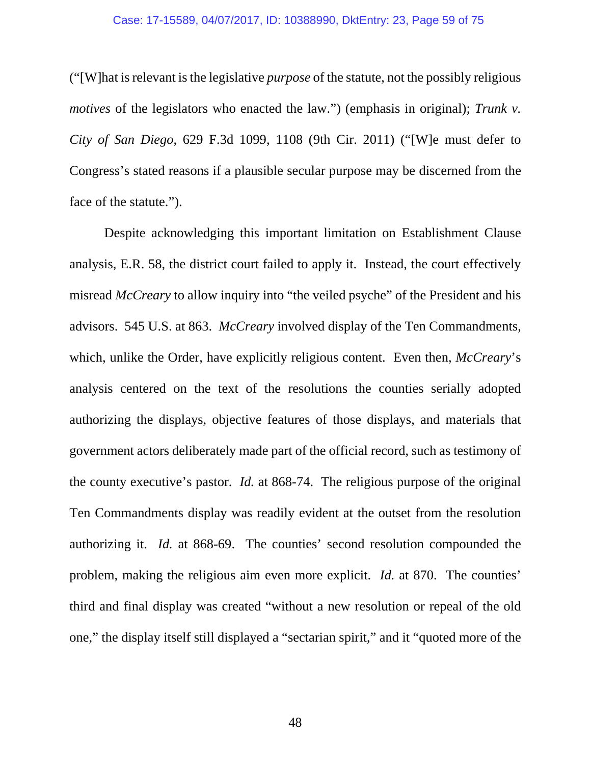("[W]hat is relevant is the legislative *purpose* of the statute, not the possibly religious *motives* of the legislators who enacted the law.") (emphasis in original); *Trunk v. City of San Diego*, 629 F.3d 1099, 1108 (9th Cir. 2011) ("[W]e must defer to Congress's stated reasons if a plausible secular purpose may be discerned from the face of the statute.").

Despite acknowledging this important limitation on Establishment Clause analysis, E.R. 58, the district court failed to apply it. Instead, the court effectively misread *McCreary* to allow inquiry into "the veiled psyche" of the President and his advisors. 545 U.S. at 863. *McCreary* involved display of the Ten Commandments, which, unlike the Order, have explicitly religious content. Even then, *McCreary*'s analysis centered on the text of the resolutions the counties serially adopted authorizing the displays, objective features of those displays, and materials that government actors deliberately made part of the official record, such as testimony of the county executive's pastor. *Id.* at 868-74. The religious purpose of the original Ten Commandments display was readily evident at the outset from the resolution authorizing it. *Id.* at 868-69. The counties' second resolution compounded the problem, making the religious aim even more explicit. *Id.* at 870. The counties' third and final display was created "without a new resolution or repeal of the old one," the display itself still displayed a "sectarian spirit," and it "quoted more of the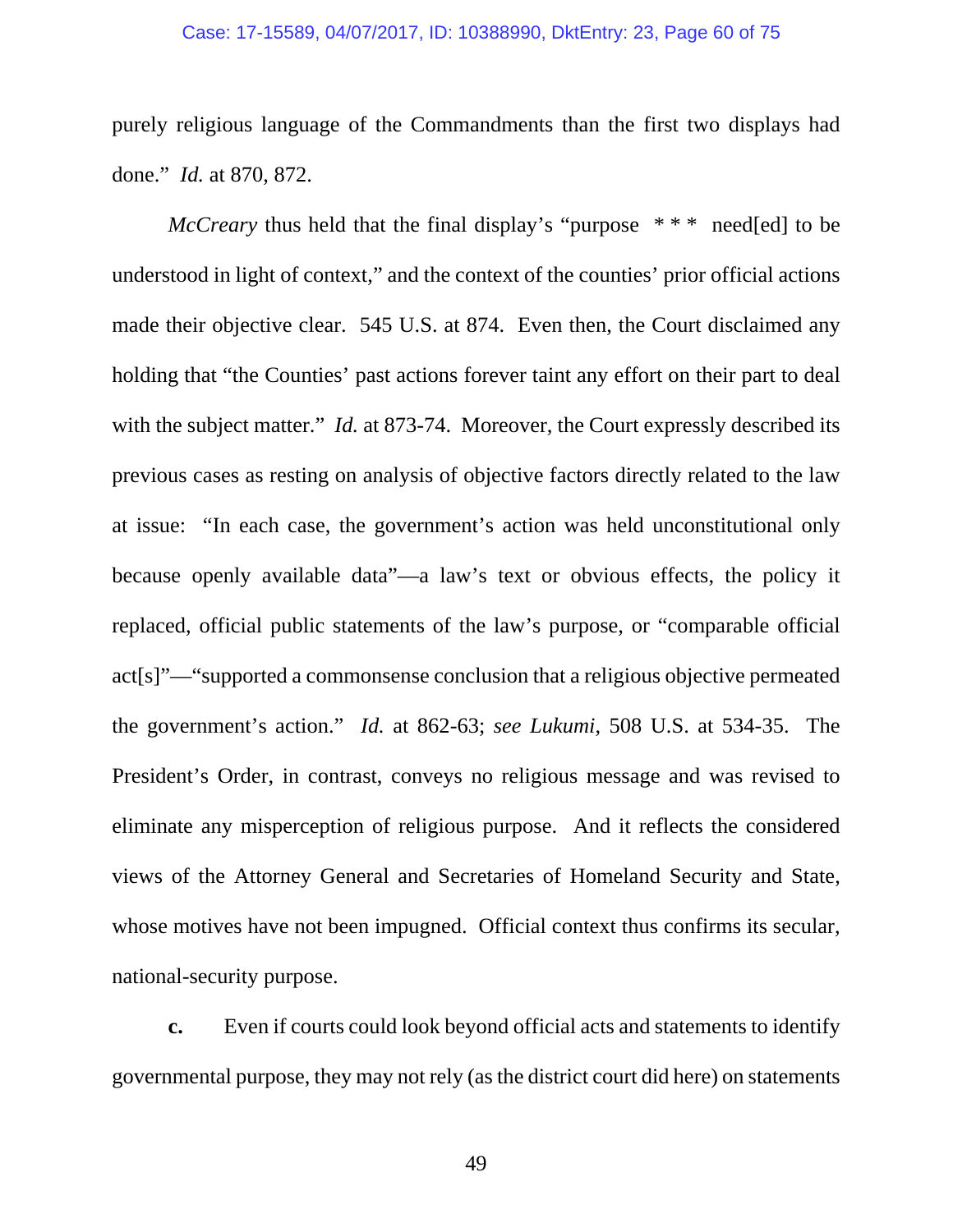purely religious language of the Commandments than the first two displays had done." *Id.* at 870, 872.

*McCreary* thus held that the final display's "purpose * * * need[ed] to be understood in light of context," and the context of the counties' prior official actions made their objective clear. 545 U.S. at 874. Even then, the Court disclaimed any holding that "the Counties' past actions forever taint any effort on their part to deal with the subject matter." *Id.* at 873-74. Moreover, the Court expressly described its previous cases as resting on analysis of objective factors directly related to the law at issue: "In each case, the government's action was held unconstitutional only because openly available data"—a law's text or obvious effects, the policy it replaced, official public statements of the law's purpose, or "comparable official act[s]"—"supported a commonsense conclusion that a religious objective permeated the government's action." *Id.* at 862-63; *see Lukumi*, 508 U.S. at 534-35. The President's Order, in contrast, conveys no religious message and was revised to eliminate any misperception of religious purpose. And it reflects the considered views of the Attorney General and Secretaries of Homeland Security and State, whose motives have not been impugned. Official context thus confirms its secular, national-security purpose.

**c.** Even if courts could look beyond official acts and statements to identify governmental purpose, they may not rely (as the district court did here) on statements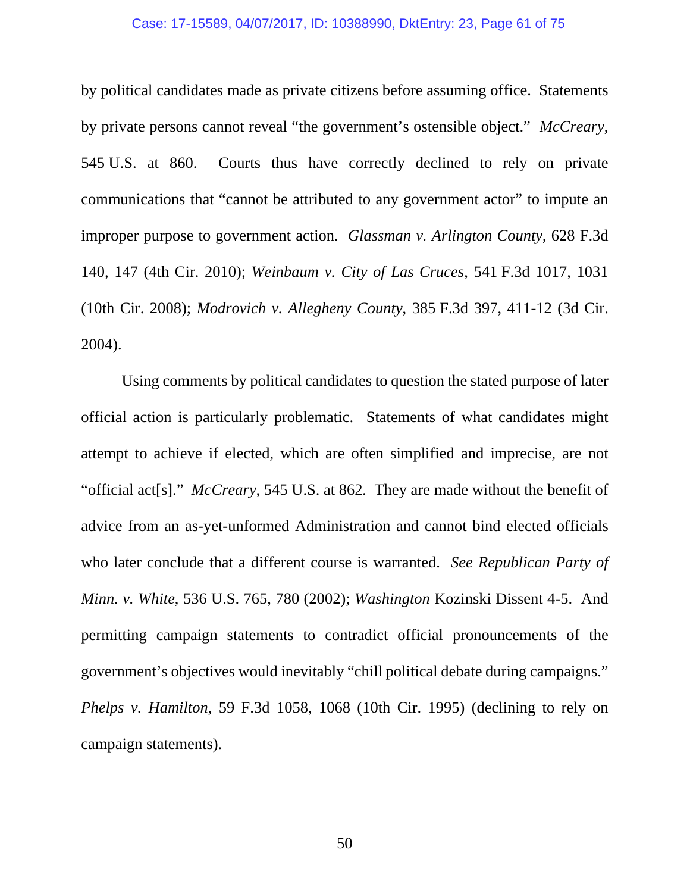by political candidates made as private citizens before assuming office. Statements by private persons cannot reveal "the government's ostensible object." *McCreary*, 545 U.S. at 860. Courts thus have correctly declined to rely on private communications that "cannot be attributed to any government actor" to impute an improper purpose to government action. *Glassman v. Arlington County*, 628 F.3d 140, 147 (4th Cir. 2010); *Weinbaum v. City of Las Cruces*, 541 F.3d 1017, 1031 (10th Cir. 2008); *Modrovich v. Allegheny County*, 385 F.3d 397, 411-12 (3d Cir. 2004).

Using comments by political candidates to question the stated purpose of later official action is particularly problematic. Statements of what candidates might attempt to achieve if elected, which are often simplified and imprecise, are not "official act[s]." *McCreary*, 545 U.S. at 862. They are made without the benefit of advice from an as-yet-unformed Administration and cannot bind elected officials who later conclude that a different course is warranted. *See Republican Party of Minn. v. White*, 536 U.S. 765, 780 (2002); *Washington* Kozinski Dissent 4-5. And permitting campaign statements to contradict official pronouncements of the government's objectives would inevitably "chill political debate during campaigns." *Phelps v. Hamilton*, 59 F.3d 1058, 1068 (10th Cir. 1995) (declining to rely on campaign statements).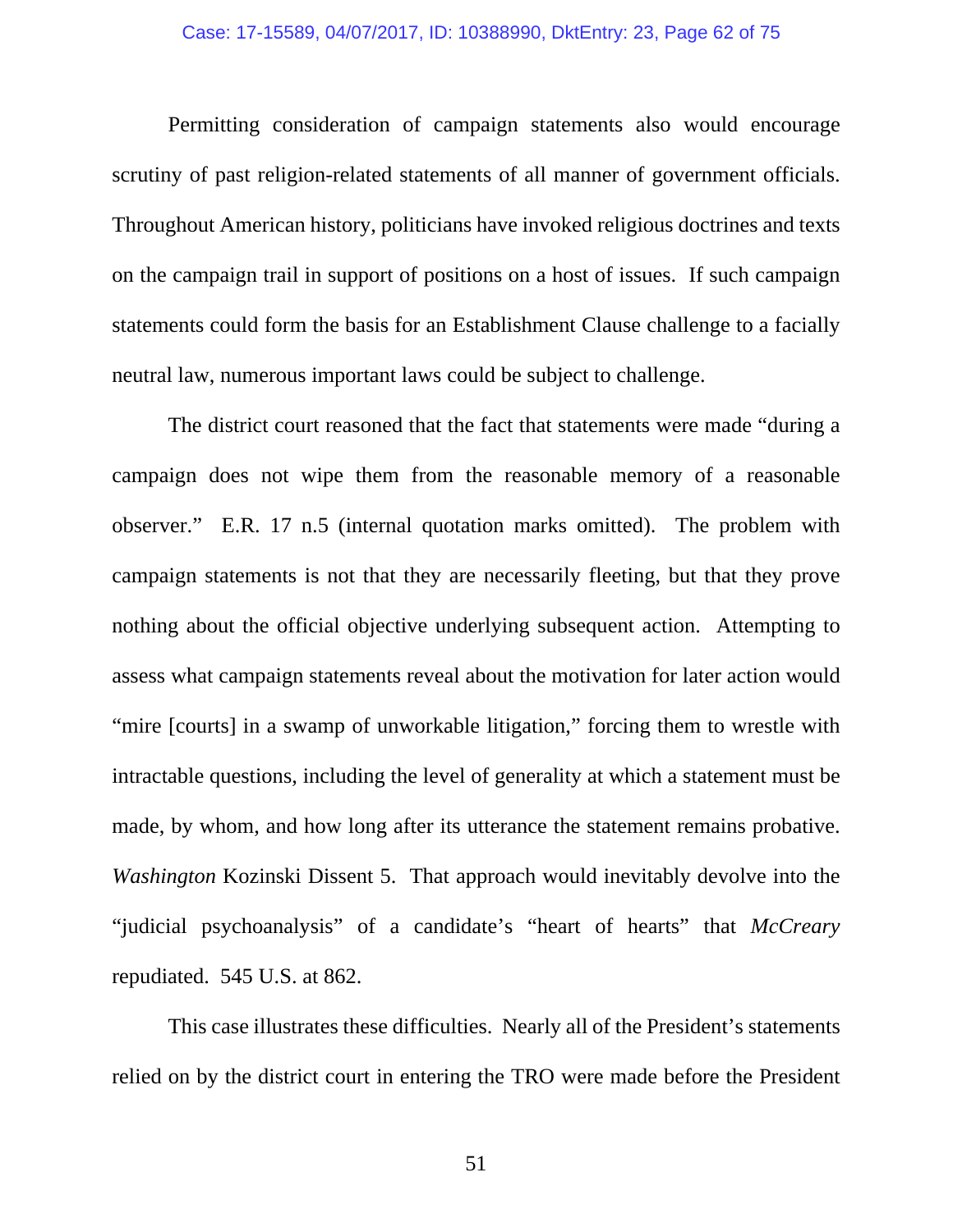Permitting consideration of campaign statements also would encourage scrutiny of past religion-related statements of all manner of government officials. Throughout American history, politicians have invoked religious doctrines and texts on the campaign trail in support of positions on a host of issues. If such campaign statements could form the basis for an Establishment Clause challenge to a facially neutral law, numerous important laws could be subject to challenge.

The district court reasoned that the fact that statements were made "during a campaign does not wipe them from the reasonable memory of a reasonable observer." E.R. 17 n.5 (internal quotation marks omitted). The problem with campaign statements is not that they are necessarily fleeting, but that they prove nothing about the official objective underlying subsequent action. Attempting to assess what campaign statements reveal about the motivation for later action would "mire [courts] in a swamp of unworkable litigation," forcing them to wrestle with intractable questions, including the level of generality at which a statement must be made, by whom, and how long after its utterance the statement remains probative. *Washington* Kozinski Dissent 5. That approach would inevitably devolve into the "judicial psychoanalysis" of a candidate's "heart of hearts" that *McCreary* repudiated. 545 U.S. at 862.

This case illustrates these difficulties. Nearly all of the President's statements relied on by the district court in entering the TRO were made before the President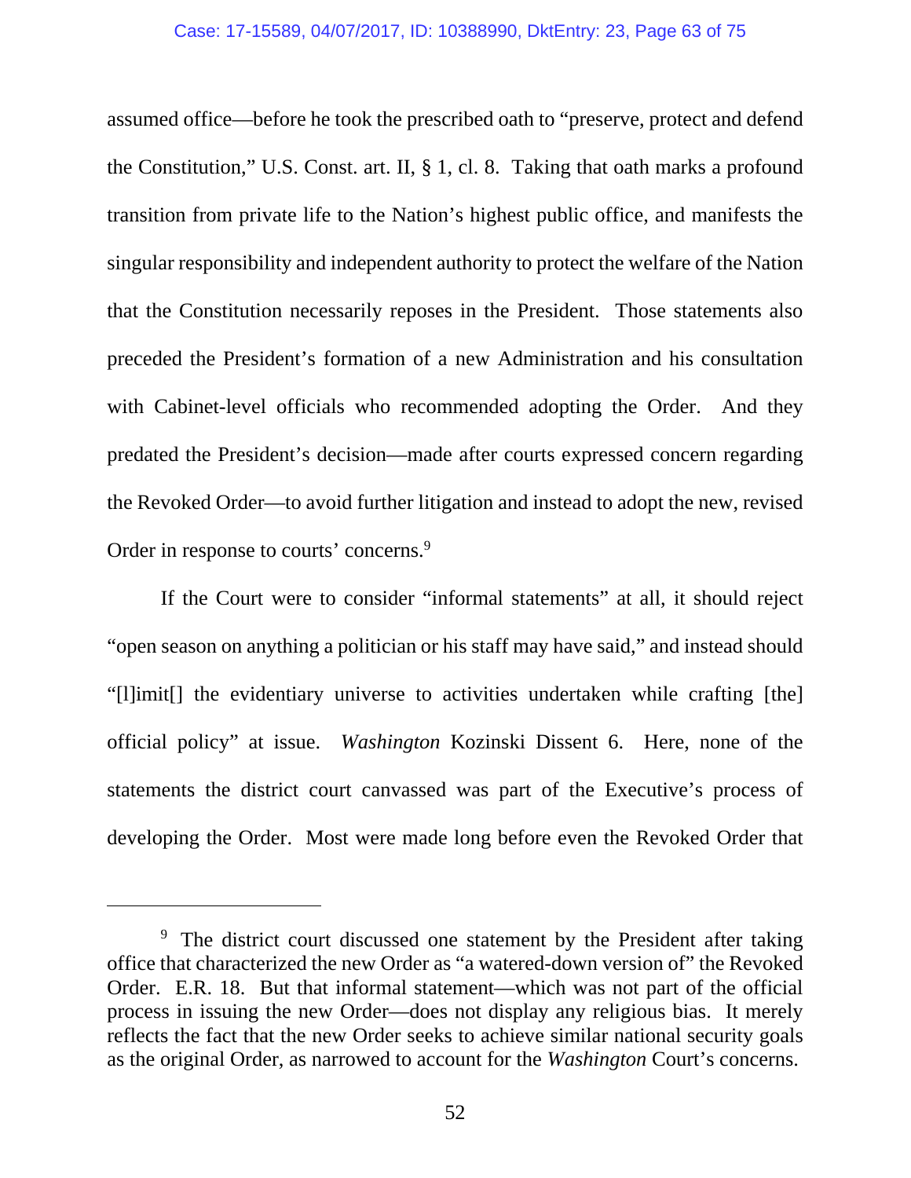assumed office—before he took the prescribed oath to "preserve, protect and defend the Constitution," U.S. Const. art. II, § 1, cl. 8. Taking that oath marks a profound transition from private life to the Nation's highest public office, and manifests the singular responsibility and independent authority to protect the welfare of the Nation that the Constitution necessarily reposes in the President. Those statements also preceded the President's formation of a new Administration and his consultation with Cabinet-level officials who recommended adopting the Order. And they predated the President's decision—made after courts expressed concern regarding the Revoked Order—to avoid further litigation and instead to adopt the new, revised Order in response to courts' concerns.[9]

If the Court were to consider "informal statements" at all, it should reject "open season on anything a politician or his staff may have said," and instead should "[l]imit[] the evidentiary universe to activities undertaken while crafting [the] official policy" at issue. *Washington* Kozinski Dissent 6. Here, none of the statements the district court canvassed was part of the Executive's process of developing the Order. Most were made long before even the Revoked Order that

---

[9] The district court discussed one statement by the President after taking office that characterized the new Order as "a watered-down version of" the Revoked Order. E.R. 18. But that informal statement—which was not part of the official process in issuing the new Order—does not display any religious bias. It merely reflects the fact that the new Order seeks to achieve similar national security goals as the original Order, as narrowed to account for the *Washington* Court's concerns.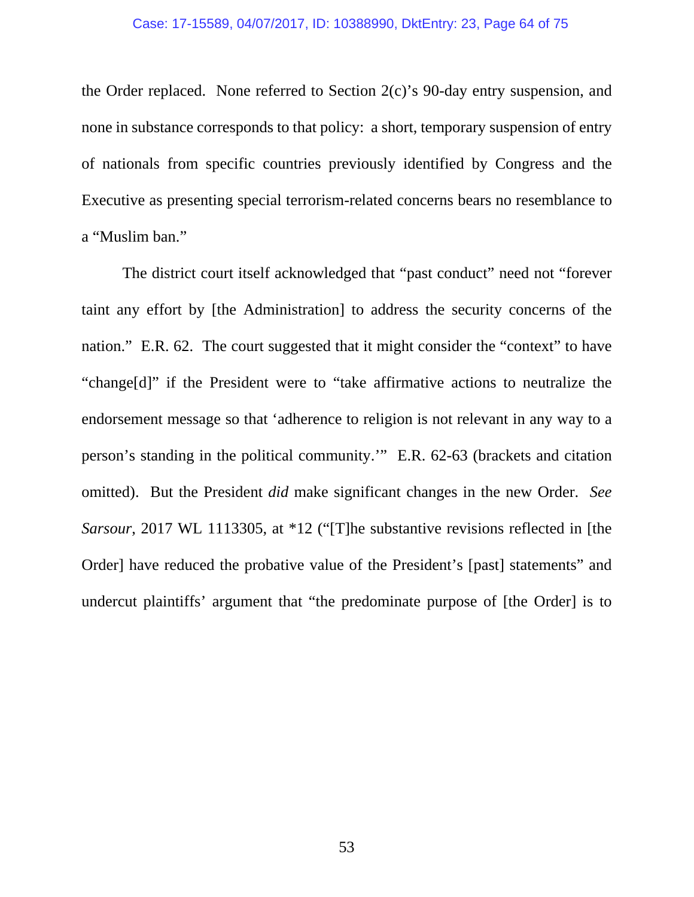the Order replaced. None referred to Section 2(c)'s 90-day entry suspension, and none in substance corresponds to that policy: a short, temporary suspension of entry of nationals from specific countries previously identified by Congress and the Executive as presenting special terrorism-related concerns bears no resemblance to a "Muslim ban."

The district court itself acknowledged that "past conduct" need not "forever taint any effort by [the Administration] to address the security concerns of the nation." E.R. 62. The court suggested that it might consider the "context" to have "change[d]" if the President were to "take affirmative actions to neutralize the endorsement message so that 'adherence to religion is not relevant in any way to a person's standing in the political community.'" E.R. 62-63 (brackets and citation omitted). But the President *did* make significant changes in the new Order. *See Sarsour*, 2017 WL 1113305, at *12 ("[T]he substantive revisions reflected in [the Order] have reduced the probative value of the President's [past] statements" and undercut plaintiffs' argument that "the predominate purpose of [the Order] is to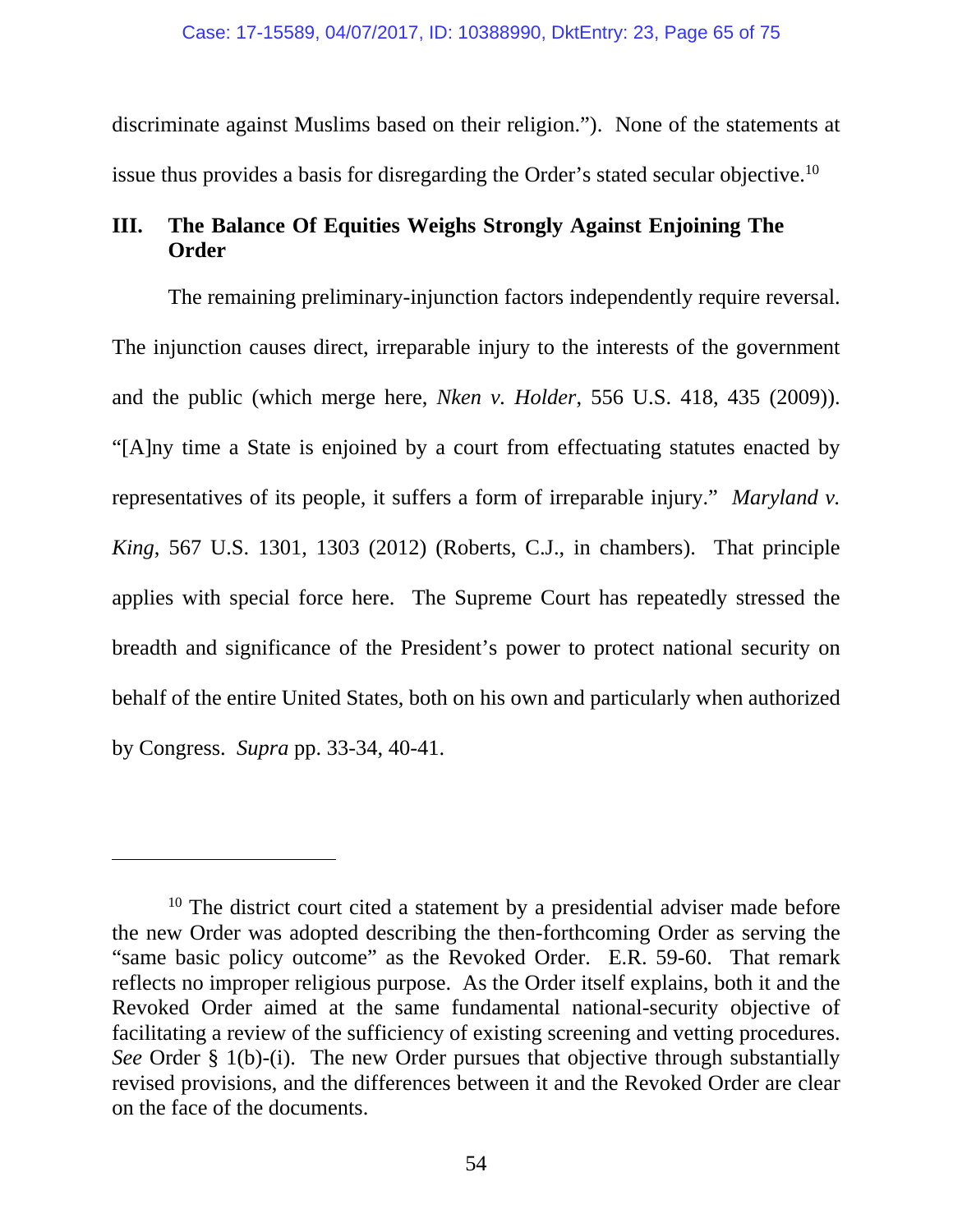discriminate against Muslims based on their religion."). None of the statements at issue thus provides a basis for disregarding the Order's stated secular objective.[10]

## III. The Balance Of Equities Weighs Strongly Against Enjoining The Order

The remaining preliminary-injunction factors independently require reversal. The injunction causes direct, irreparable injury to the interests of the government and the public (which merge here, *Nken v. Holder*, 556 U.S. 418, 435 (2009)). "[A]ny time a State is enjoined by a court from effectuating statutes enacted by representatives of its people, it suffers a form of irreparable injury." *Maryland v. King*, 567 U.S. 1301, 1303 (2012) (Roberts, C.J., in chambers). That principle applies with special force here. The Supreme Court has repeatedly stressed the breadth and significance of the President's power to protect national security on behalf of the entire United States, both on his own and particularly when authorized by Congress. *Supra* pp. 33-34, 40-41.

---

[10] The district court cited a statement by a presidential adviser made before the new Order was adopted describing the then-forthcoming Order as serving the "same basic policy outcome" as the Revoked Order. E.R. 59-60. That remark reflects no improper religious purpose. As the Order itself explains, both it and the Revoked Order aimed at the same fundamental national-security objective of facilitating a review of the sufficiency of existing screening and vetting procedures. *See* Order § 1(b)-(i). The new Order pursues that objective through substantially revised provisions, and the differences between it and the Revoked Order are clear on the face of the documents.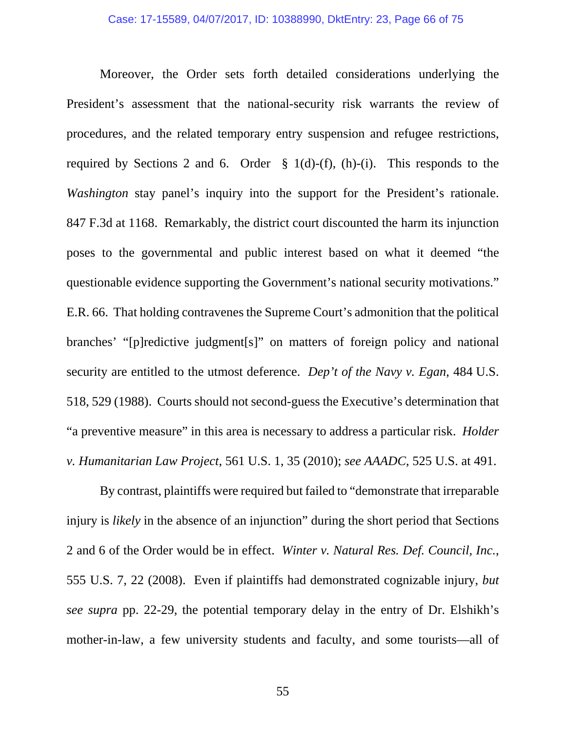Moreover, the Order sets forth detailed considerations underlying the President's assessment that the national-security risk warrants the review of procedures, and the related temporary entry suspension and refugee restrictions, required by Sections 2 and 6. Order § 1(d)-(f), (h)-(i). This responds to the *Washington* stay panel's inquiry into the support for the President's rationale. 847 F.3d at 1168. Remarkably, the district court discounted the harm its injunction poses to the governmental and public interest based on what it deemed "the questionable evidence supporting the Government's national security motivations." E.R. 66. That holding contravenes the Supreme Court's admonition that the political branches' "[p]redictive judgment[s]" on matters of foreign policy and national security are entitled to the utmost deference. *Dep't of the Navy v. Egan*, 484 U.S. 518, 529 (1988). Courts should not second-guess the Executive's determination that "a preventive measure" in this area is necessary to address a particular risk. *Holder v. Humanitarian Law Project*, 561 U.S. 1, 35 (2010); *see AAADC*, 525 U.S. at 491.

By contrast, plaintiffs were required but failed to "demonstrate that irreparable injury is *likely* in the absence of an injunction" during the short period that Sections 2 and 6 of the Order would be in effect. *Winter v. Natural Res. Def. Council, Inc.*, 555 U.S. 7, 22 (2008). Even if plaintiffs had demonstrated cognizable injury, *but see supra* pp. 22-29, the potential temporary delay in the entry of Dr. Elshikh's mother-in-law, a few university students and faculty, and some tourists—all of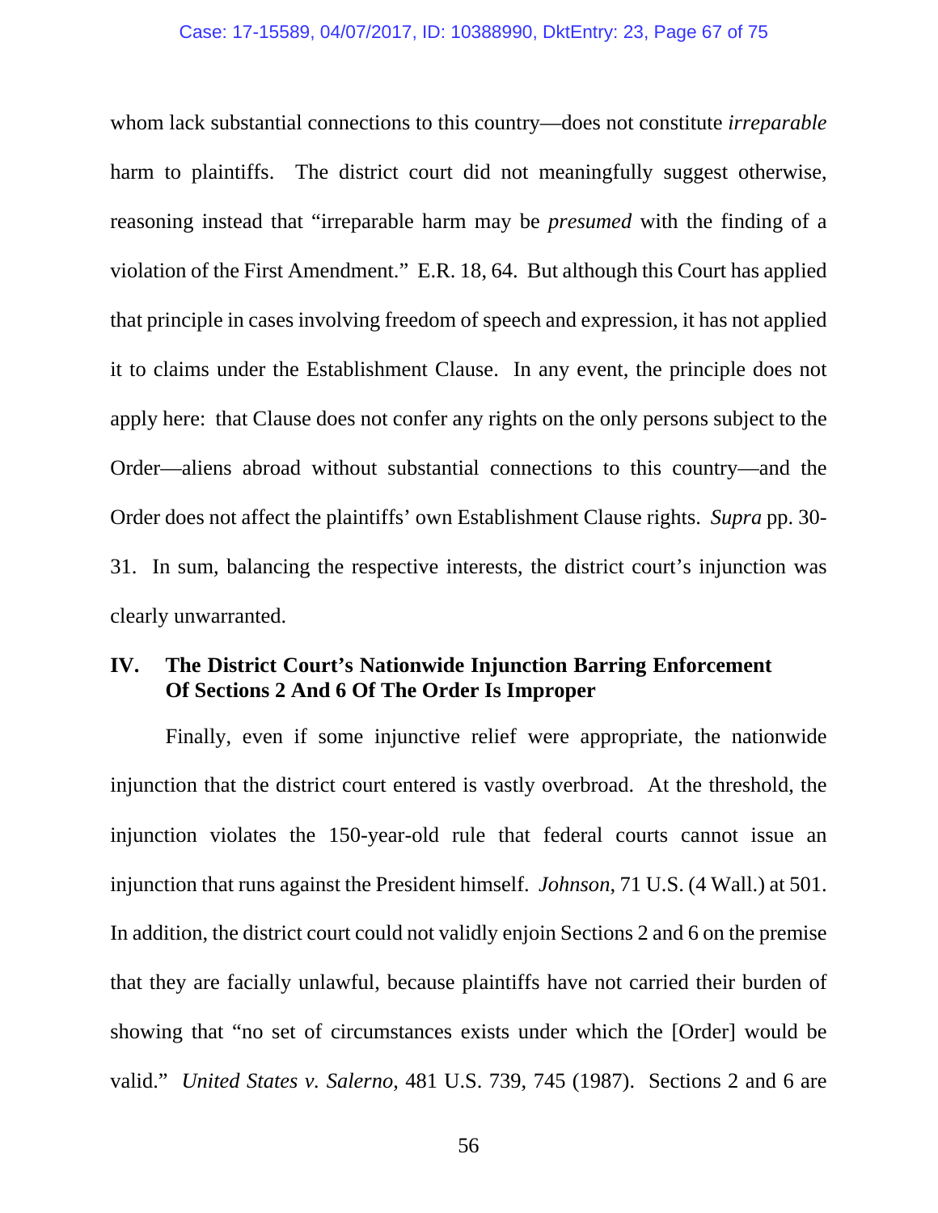whom lack substantial connections to this country—does not constitute *irreparable* harm to plaintiffs. The district court did not meaningfully suggest otherwise, reasoning instead that "irreparable harm may be *presumed* with the finding of a violation of the First Amendment." E.R. 18, 64. But although this Court has applied that principle in cases involving freedom of speech and expression, it has not applied it to claims under the Establishment Clause. In any event, the principle does not apply here: that Clause does not confer any rights on the only persons subject to the Order—aliens abroad without substantial connections to this country—and the Order does not affect the plaintiffs' own Establishment Clause rights. *Supra* pp. 30-31. In sum, balancing the respective interests, the district court's injunction was clearly unwarranted.

## IV. The District Court's Nationwide Injunction Barring Enforcement Of Sections 2 And 6 Of The Order Is Improper

Finally, even if some injunctive relief were appropriate, the nationwide injunction that the district court entered is vastly overbroad. At the threshold, the injunction violates the 150-year-old rule that federal courts cannot issue an injunction that runs against the President himself. *Johnson*, 71 U.S. (4 Wall.) at 501. In addition, the district court could not validly enjoin Sections 2 and 6 on the premise that they are facially unlawful, because plaintiffs have not carried their burden of showing that "no set of circumstances exists under which the [Order] would be valid." *United States v. Salerno*, 481 U.S. 739, 745 (1987). Sections 2 and 6 are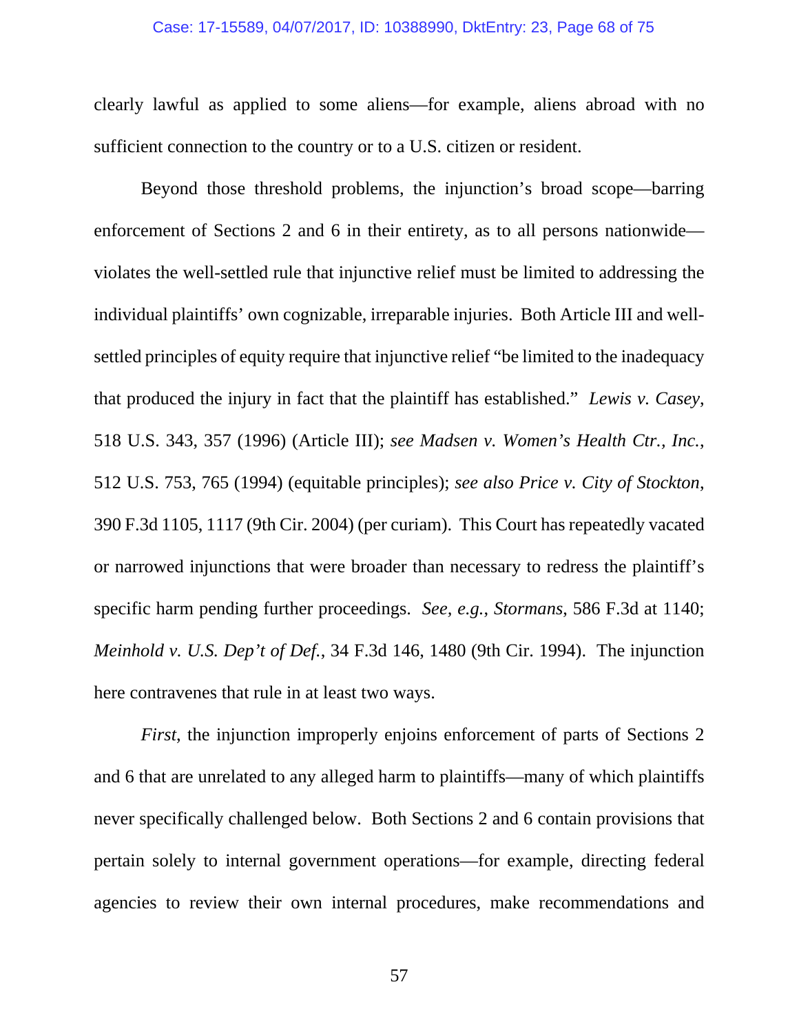clearly lawful as applied to some aliens—for example, aliens abroad with no sufficient connection to the country or to a U.S. citizen or resident.

Beyond those threshold problems, the injunction's broad scope—barring enforcement of Sections 2 and 6 in their entirety, as to all persons nationwide—violates the well-settled rule that injunctive relief must be limited to addressing the individual plaintiffs' own cognizable, irreparable injuries. Both Article III and well-settled principles of equity require that injunctive relief "be limited to the inadequacy that produced the injury in fact that the plaintiff has established." *Lewis v. Casey*, 518 U.S. 343, 357 (1996) (Article III); *see Madsen v. Women's Health Ctr., Inc.*, 512 U.S. 753, 765 (1994) (equitable principles); *see also Price v. City of Stockton*, 390 F.3d 1105, 1117 (9th Cir. 2004) (per curiam). This Court has repeatedly vacated or narrowed injunctions that were broader than necessary to redress the plaintiff's specific harm pending further proceedings. *See, e.g.*, *Stormans*, 586 F.3d at 1140; *Meinhold v. U.S. Dep't of Def.*, 34 F.3d 146, 1480 (9th Cir. 1994). The injunction here contravenes that rule in at least two ways.

*First*, the injunction improperly enjoins enforcement of parts of Sections 2 and 6 that are unrelated to any alleged harm to plaintiffs—many of which plaintiffs never specifically challenged below. Both Sections 2 and 6 contain provisions that pertain solely to internal government operations—for example, directing federal agencies to review their own internal procedures, make recommendations and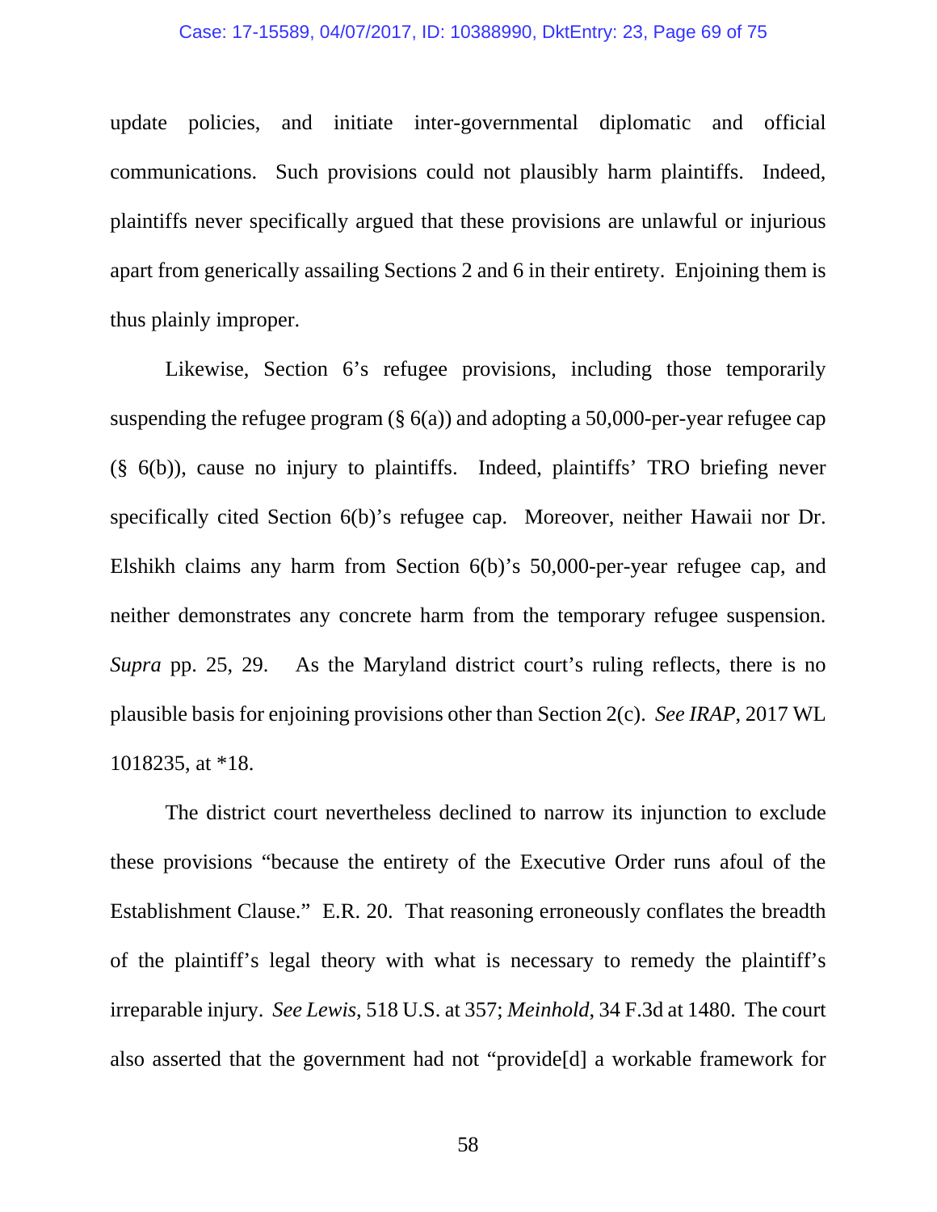update policies, and initiate inter-governmental diplomatic and official communications. Such provisions could not plausibly harm plaintiffs. Indeed, plaintiffs never specifically argued that these provisions are unlawful or injurious apart from generically assailing Sections 2 and 6 in their entirety. Enjoining them is thus plainly improper.

Likewise, Section 6's refugee provisions, including those temporarily suspending the refugee program (§ 6(a)) and adopting a 50,000-per-year refugee cap (§ 6(b)), cause no injury to plaintiffs. Indeed, plaintiffs' TRO briefing never specifically cited Section 6(b)'s refugee cap. Moreover, neither Hawaii nor Dr. Elshikh claims any harm from Section 6(b)'s 50,000-per-year refugee cap, and neither demonstrates any concrete harm from the temporary refugee suspension. *Supra* pp. 25, 29. As the Maryland district court's ruling reflects, there is no plausible basis for enjoining provisions other than Section 2(c). *See IRAP*, 2017 WL 1018235, at *18.

The district court nevertheless declined to narrow its injunction to exclude these provisions "because the entirety of the Executive Order runs afoul of the Establishment Clause." E.R. 20. That reasoning erroneously conflates the breadth of the plaintiff's legal theory with what is necessary to remedy the plaintiff's irreparable injury. *See Lewis*, 518 U.S. at 357; *Meinhold*, 34 F.3d at 1480. The court also asserted that the government had not "provide[d] a workable framework for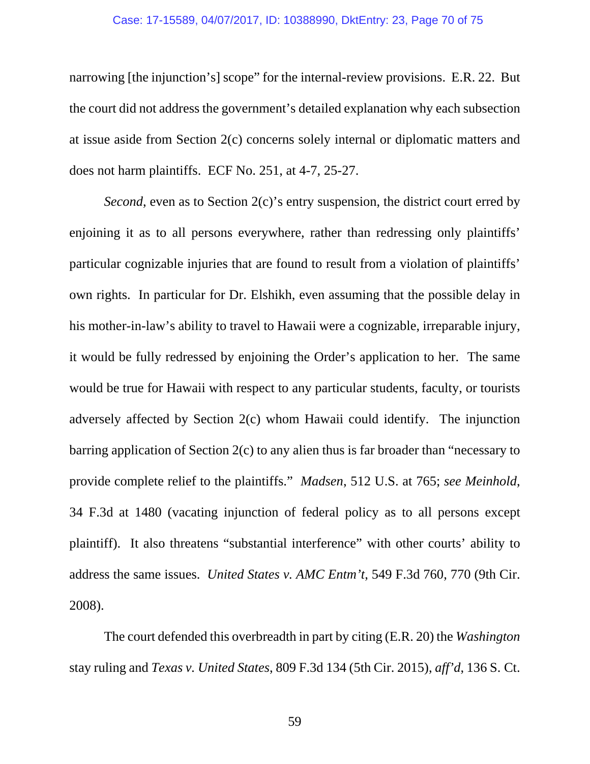narrowing [the injunction's] scope" for the internal-review provisions. E.R. 22. But the court did not address the government's detailed explanation why each subsection at issue aside from Section 2(c) concerns solely internal or diplomatic matters and does not harm plaintiffs. ECF No. 251, at 4-7, 25-27.

*Second*, even as to Section 2(c)'s entry suspension, the district court erred by enjoining it as to all persons everywhere, rather than redressing only plaintiffs' particular cognizable injuries that are found to result from a violation of plaintiffs' own rights. In particular for Dr. Elshikh, even assuming that the possible delay in his mother-in-law's ability to travel to Hawaii were a cognizable, irreparable injury, it would be fully redressed by enjoining the Order's application to her. The same would be true for Hawaii with respect to any particular students, faculty, or tourists adversely affected by Section 2(c) whom Hawaii could identify. The injunction barring application of Section 2(c) to any alien thus is far broader than "necessary to provide complete relief to the plaintiffs." *Madsen*, 512 U.S. at 765; *see Meinhold*, 34 F.3d at 1480 (vacating injunction of federal policy as to all persons except plaintiff). It also threatens "substantial interference" with other courts' ability to address the same issues. *United States v. AMC Entm't*, 549 F.3d 760, 770 (9th Cir. 2008).

The court defended this overbreadth in part by citing (E.R. 20) the *Washington* stay ruling and *Texas v. United States*, 809 F.3d 134 (5th Cir. 2015), *aff'd*, 136 S. Ct.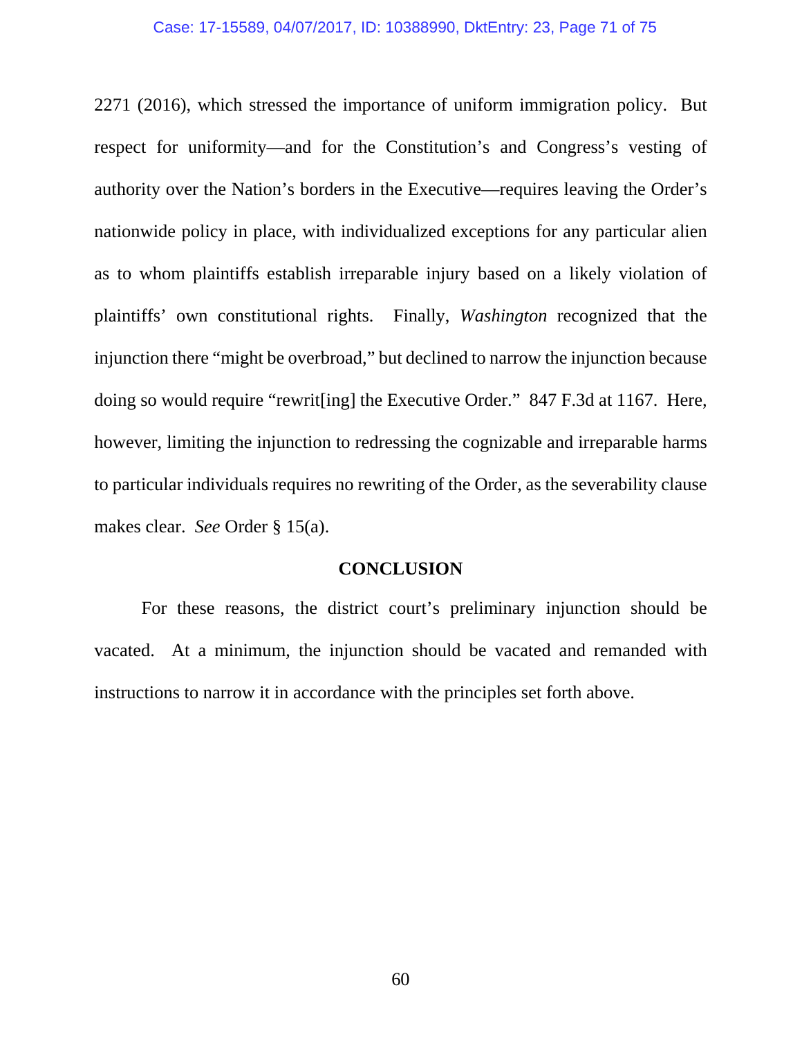2271 (2016), which stressed the importance of uniform immigration policy. But respect for uniformity—and for the Constitution's and Congress's vesting of authority over the Nation's borders in the Executive—requires leaving the Order's nationwide policy in place, with individualized exceptions for any particular alien as to whom plaintiffs establish irreparable injury based on a likely violation of plaintiffs' own constitutional rights. Finally, *Washington* recognized that the injunction there "might be overbroad," but declined to narrow the injunction because doing so would require "rewrit[ing] the Executive Order." 847 F.3d at 1167. Here, however, limiting the injunction to redressing the cognizable and irreparable harms to particular individuals requires no rewriting of the Order, as the severability clause makes clear. *See* Order § 15(a).

## CONCLUSION

For these reasons, the district court's preliminary injunction should be vacated. At a minimum, the injunction should be vacated and remanded with instructions to narrow it in accordance with the principles set forth above.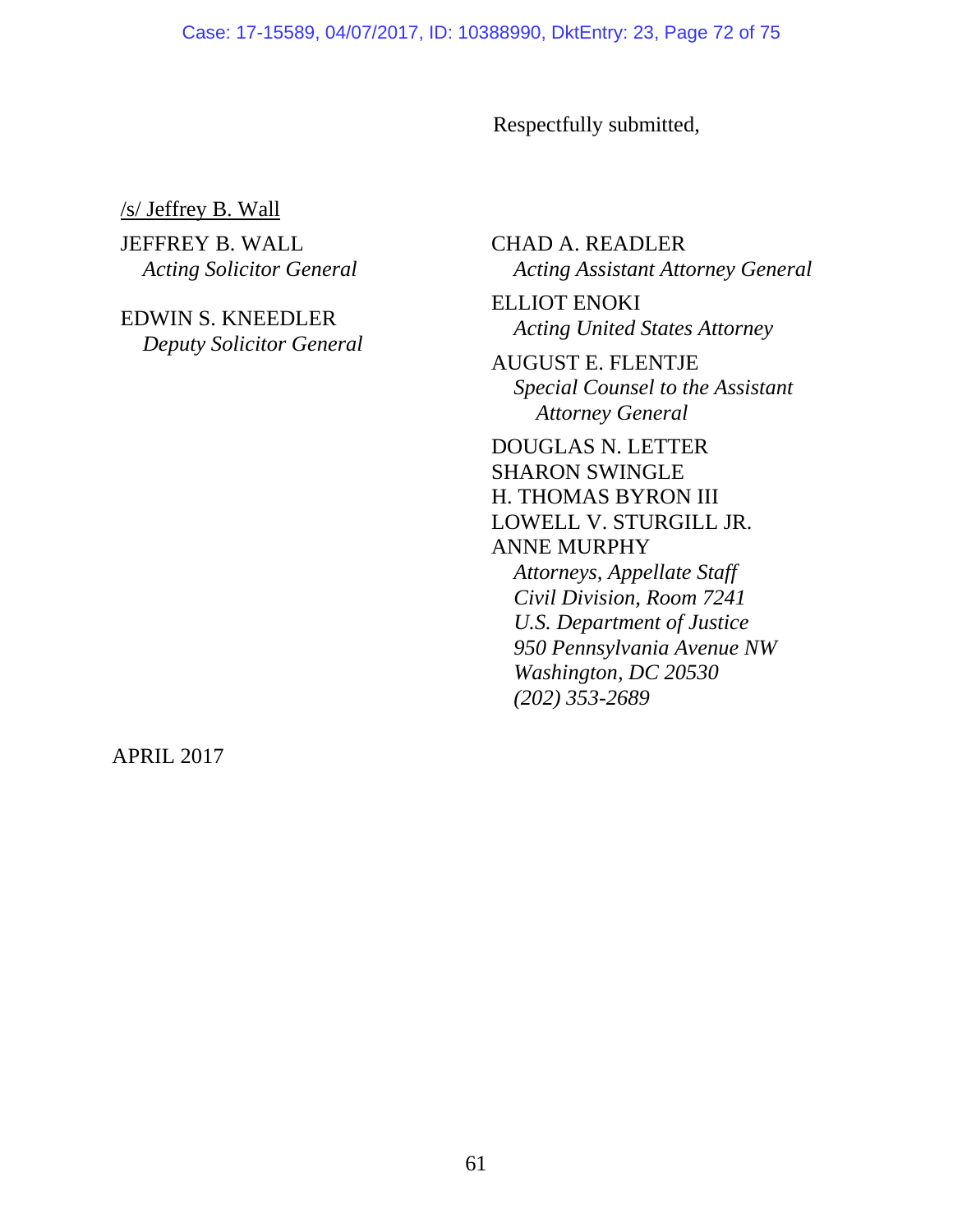Respectfully submitted,

/s/ Jeffrey B. Wall

JEFFREY B. WALL
*Acting Solicitor General*

EDWIN S. KNEEDLER
*Deputy Solicitor General*

CHAD A. READLER
*Acting Assistant Attorney General*

ELLIOT ENOKI
*Acting United States Attorney*

AUGUST E. FLENTJE
*Special Counsel to the Assistant Attorney General*

DOUGLAS N. LETTER
SHARON SWINGLE
H. THOMAS BYRON III
LOWELL V. STURGILL JR.
ANNE MURPHY
*Attorneys, Appellate Staff*
*Civil Division, Room 7241*
*U.S. Department of Justice*
*950 Pennsylvania Avenue NW*
*Washington, DC 20530*
*(202) 353-2689*

APRIL 2017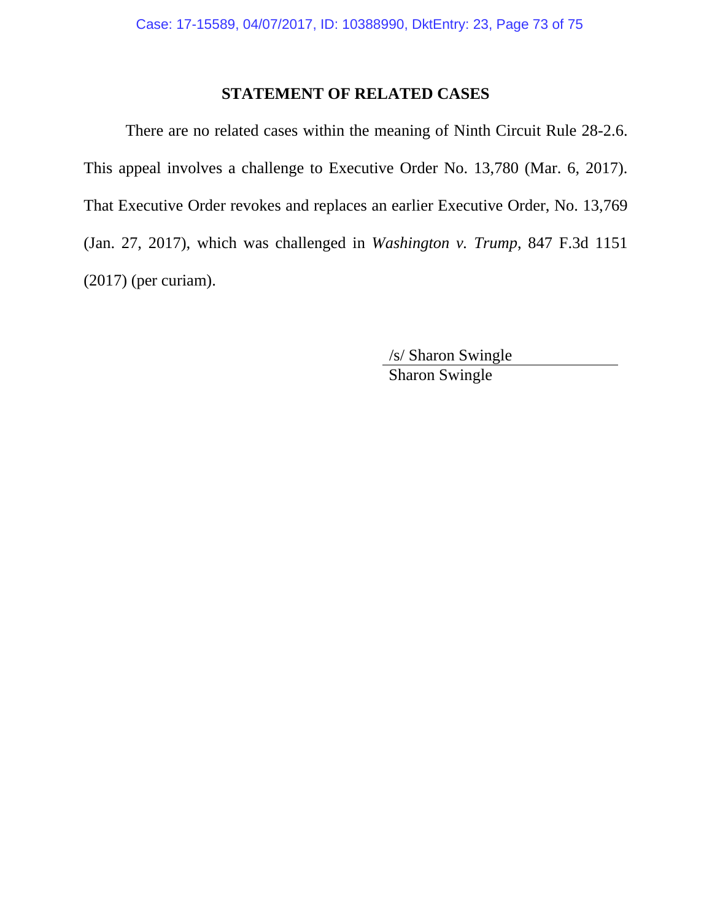## STATEMENT OF RELATED CASES

There are no related cases within the meaning of Ninth Circuit Rule 28-2.6. This appeal involves a challenge to Executive Order No. 13,780 (Mar. 6, 2017). That Executive Order revokes and replaces an earlier Executive Order, No. 13,769 (Jan. 27, 2017), which was challenged in *Washington v. Trump*, 847 F.3d 1151 (2017) (per curiam).

/s/ Sharon Swingle
Sharon Swingle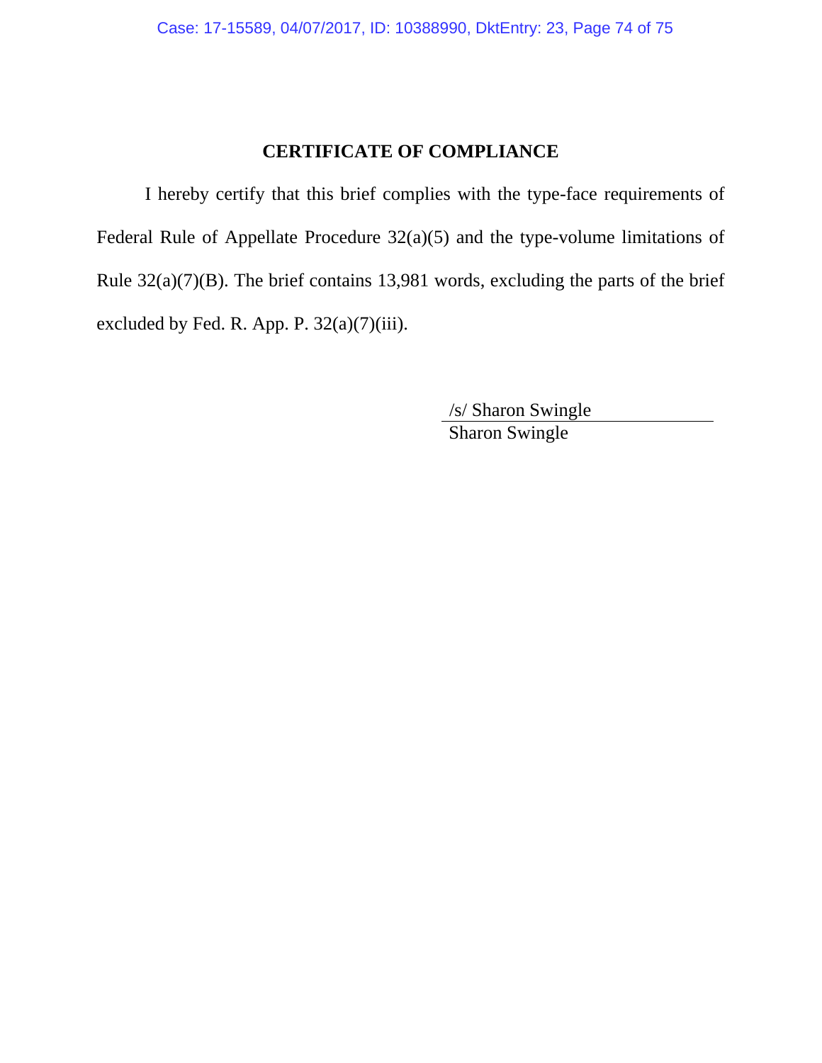## CERTIFICATE OF COMPLIANCE

I hereby certify that this brief complies with the type-face requirements of Federal Rule of Appellate Procedure 32(a)(5) and the type-volume limitations of Rule 32(a)(7)(B). The brief contains 13,981 words, excluding the parts of the brief excluded by Fed. R. App. P. 32(a)(7)(iii).

/s/ Sharon Swingle
Sharon Swingle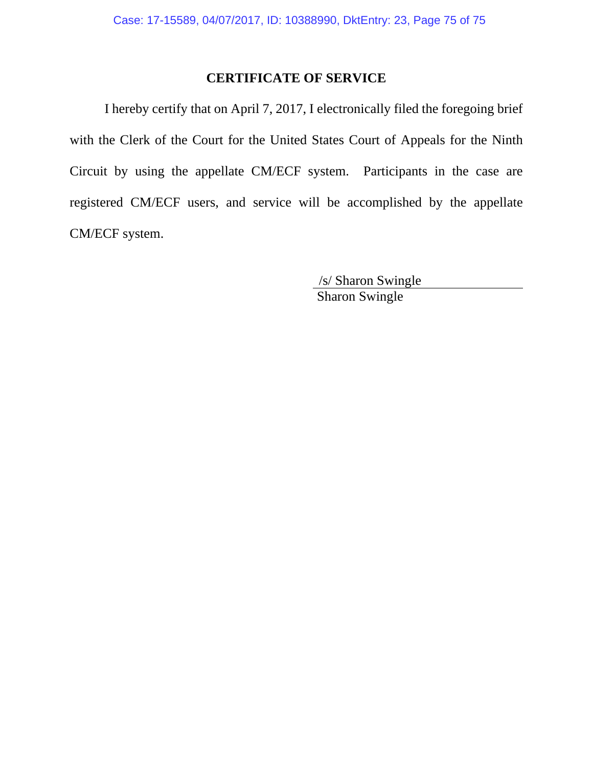## CERTIFICATE OF SERVICE

I hereby certify that on April 7, 2017, I electronically filed the foregoing brief with the Clerk of the Court for the United States Court of Appeals for the Ninth Circuit by using the appellate CM/ECF system. Participants in the case are registered CM/ECF users, and service will be accomplished by the appellate CM/ECF system.

/s/ Sharon Swingle
Sharon Swingle